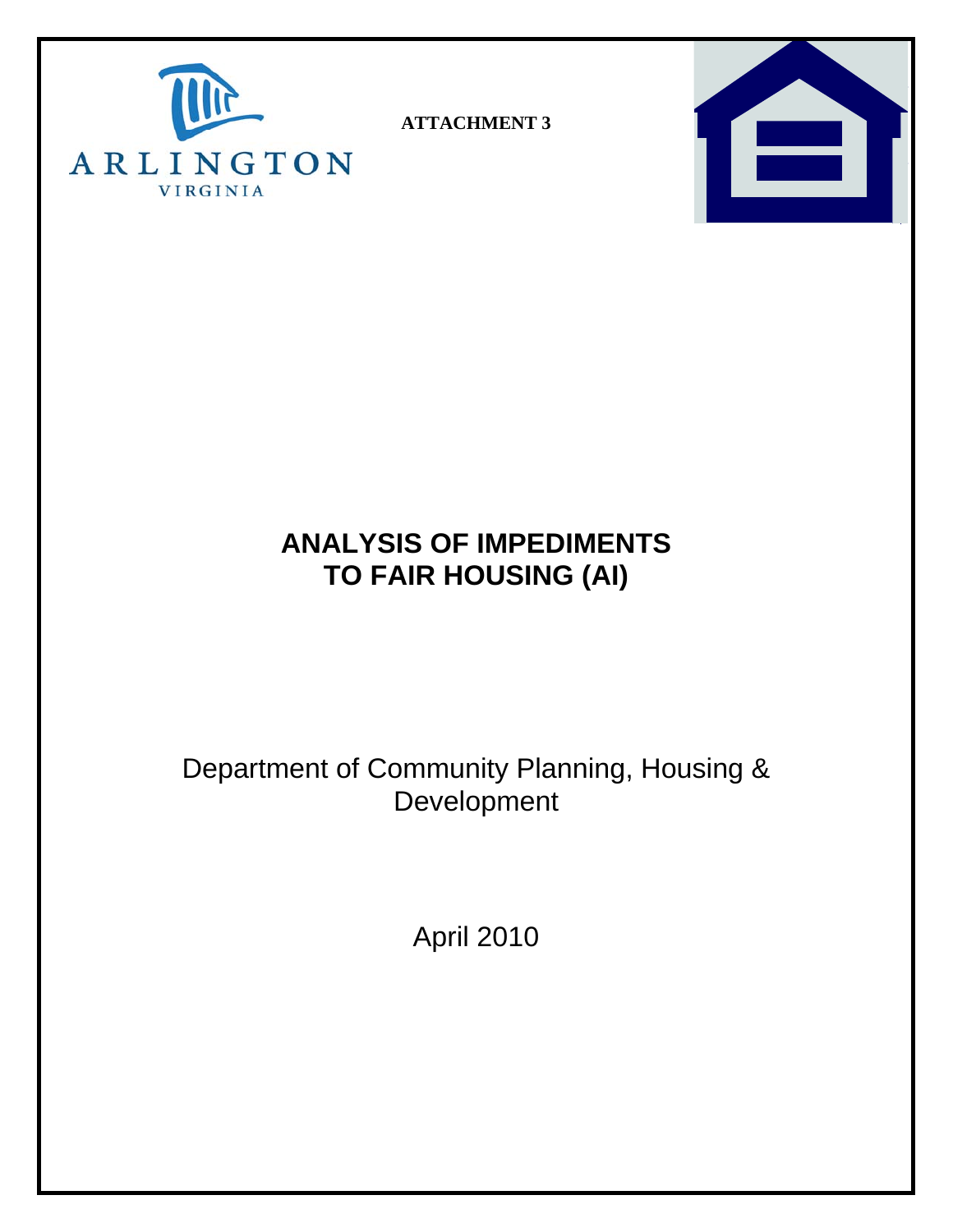ARLINGTON
VIRGINIA

**ATTACHMENT 3**

# ANALYSIS OF IMPEDIMENTS TO FAIR HOUSING (AI)

Department of Community Planning, Housing & Development

April 2010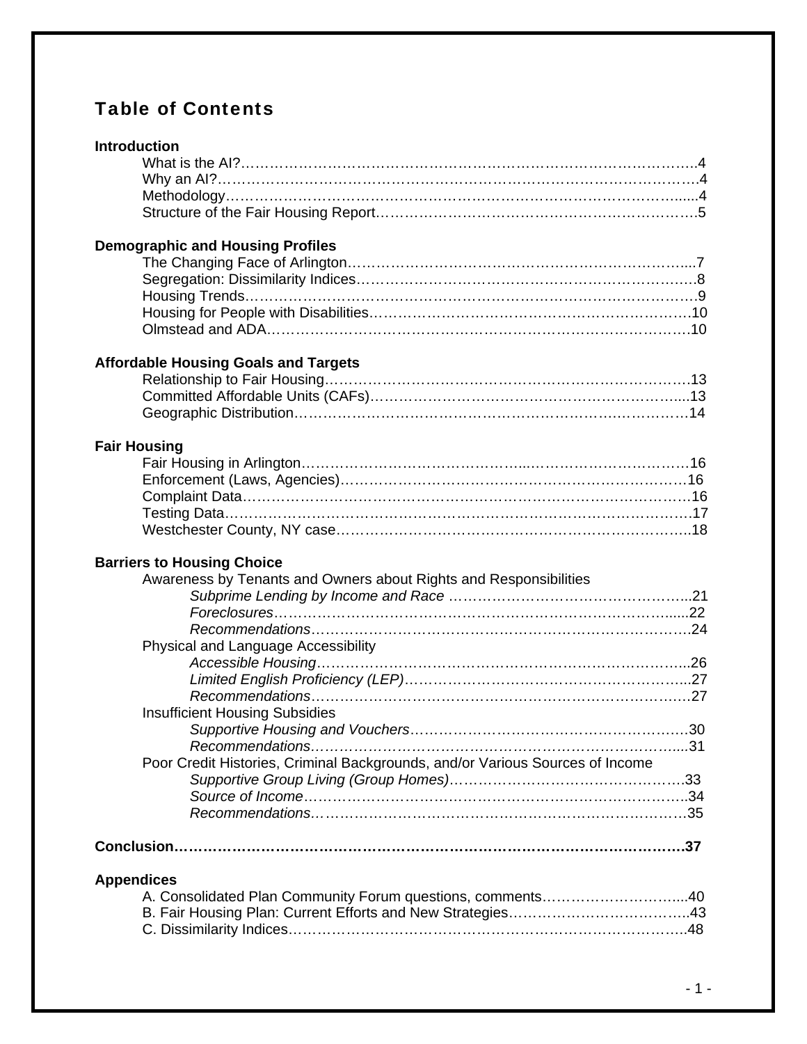# Table of Contents

**Introduction**

- What is the AI? .....4
- Why an AI? .....4
- Methodology .....4
- Structure of the Fair Housing Report .....5

**Demographic and Housing Profiles**

- The Changing Face of Arlington .....7
- Segregation: Dissimilarity Indices .....8
- Housing Trends .....9
- Housing for People with Disabilities .....10
- Olmstead and ADA .....10

**Affordable Housing Goals and Targets**

- Relationship to Fair Housing .....13
- Committed Affordable Units (CAFs) .....13
- Geographic Distribution .....14

**Fair Housing**

- Fair Housing in Arlington .....16
- Enforcement (Laws, Agencies) .....16
- Complaint Data .....16
- Testing Data .....17
- Westchester County, NY case .....18

**Barriers to Housing Choice**

- Awareness by Tenants and Owners about Rights and Responsibilities
  - *Subprime Lending by Income and Race* .....21
  - *Foreclosures* .....22
  - *Recommendations* .....24
- Physical and Language Accessibility
  - *Accessible Housing* .....26
  - *Limited English Proficiency (LEP)* .....27
  - *Recommendations* .....27
- Insufficient Housing Subsidies
  - *Supportive Housing and Vouchers* .....30
  - *Recommendations* .....31
- Poor Credit Histories, Criminal Backgrounds, and/or Various Sources of Income
  - *Supportive Group Living (Group Homes)* .....33
  - *Source of Income* .....34
  - *Recommendations* .....35

**Conclusion .....37**

**Appendices**

- A. Consolidated Plan Community Forum questions, comments .....40
- B. Fair Housing Plan: Current Efforts and New Strategies .....43
- C. Dissimilarity Indices .....48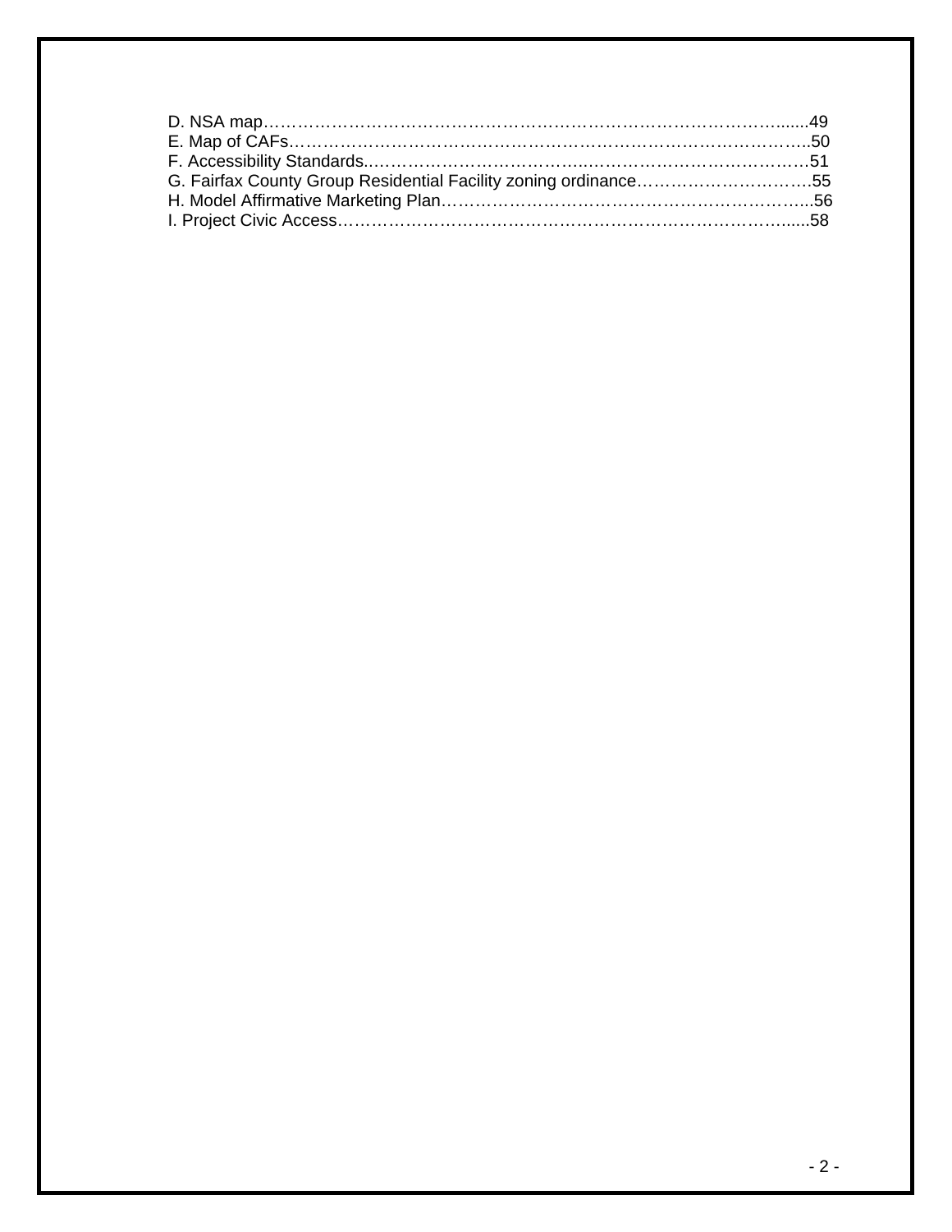D. NSA map……………………………………………………………………………......49
E. Map of CAFs…………………………………………………………………………..50
F. Accessibility Standards..……………………………….…………………………….51
G. Fairfax County Group Residential Facility zoning ordinance………………………….55
H. Model Affirmative Marketing Plan……………………………………………………...56
I. Project Civic Access………………………………………………………………......58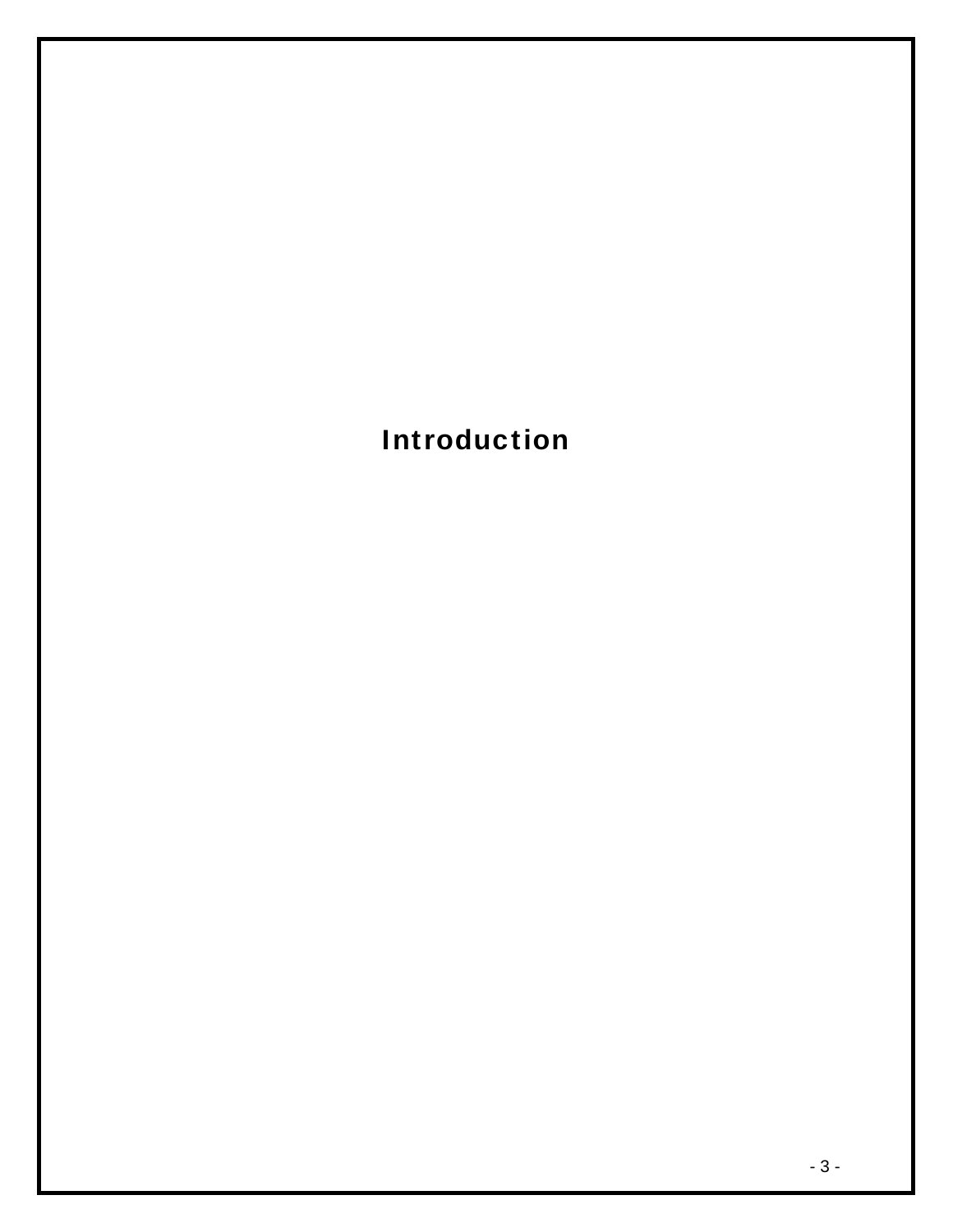# Introduction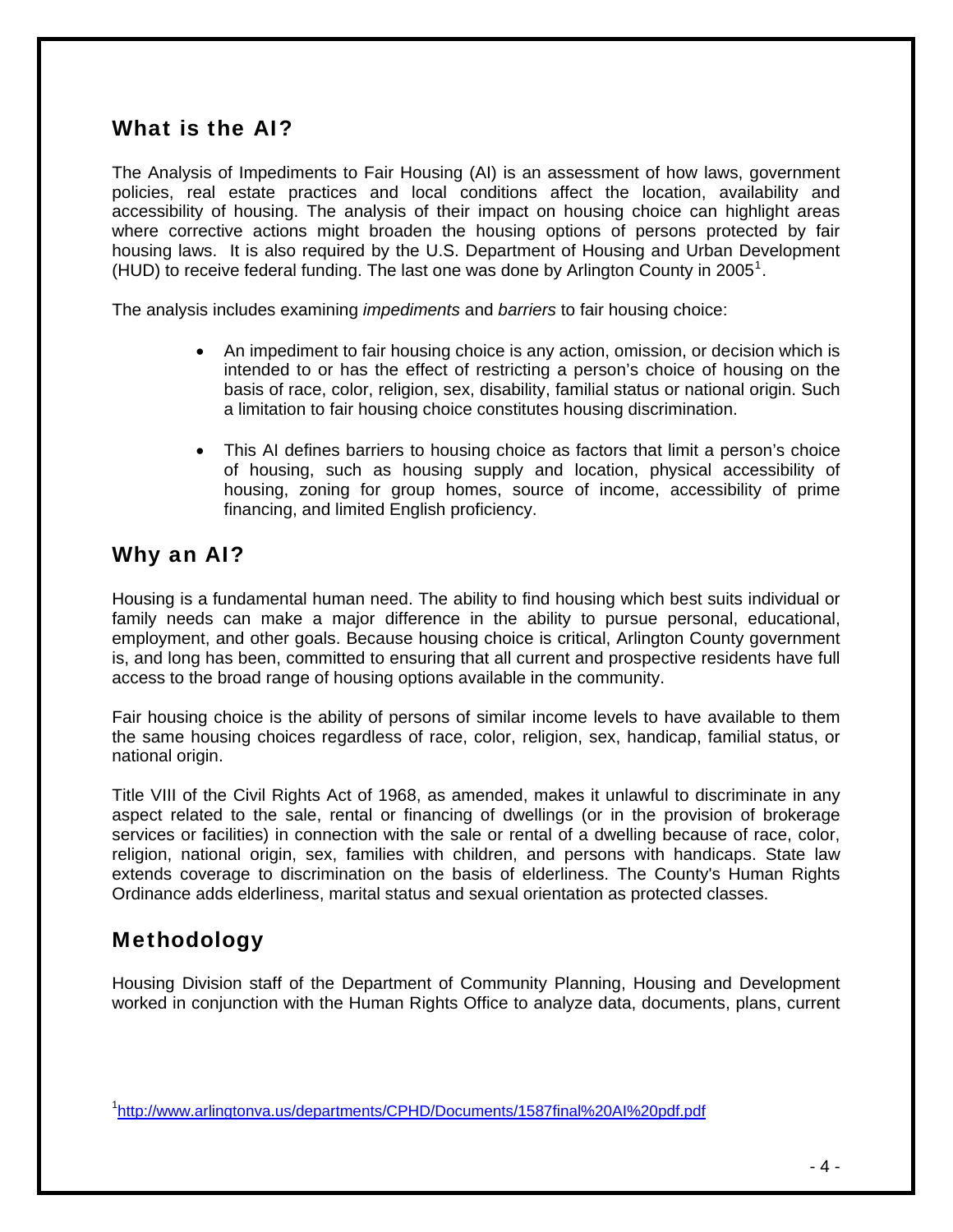## What is the AI?

The Analysis of Impediments to Fair Housing (AI) is an assessment of how laws, government policies, real estate practices and local conditions affect the location, availability and accessibility of housing. The analysis of their impact on housing choice can highlight areas where corrective actions might broaden the housing options of persons protected by fair housing laws. It is also required by the U.S. Department of Housing and Urban Development (HUD) to receive federal funding. The last one was done by Arlington County in 2005[1].

The analysis includes examining *impediments* and *barriers* to fair housing choice:

- An impediment to fair housing choice is any action, omission, or decision which is intended to or has the effect of restricting a person's choice of housing on the basis of race, color, religion, sex, disability, familial status or national origin. Such a limitation to fair housing choice constitutes housing discrimination.

- This AI defines barriers to housing choice as factors that limit a person's choice of housing, such as housing supply and location, physical accessibility of housing, zoning for group homes, source of income, accessibility of prime financing, and limited English proficiency.

## Why an AI?

Housing is a fundamental human need. The ability to find housing which best suits individual or family needs can make a major difference in the ability to pursue personal, educational, employment, and other goals. Because housing choice is critical, Arlington County government is, and long has been, committed to ensuring that all current and prospective residents have full access to the broad range of housing options available in the community.

Fair housing choice is the ability of persons of similar income levels to have available to them the same housing choices regardless of race, color, religion, sex, handicap, familial status, or national origin.

Title VIII of the Civil Rights Act of 1968, as amended, makes it unlawful to discriminate in any aspect related to the sale, rental or financing of dwellings (or in the provision of brokerage services or facilities) in connection with the sale or rental of a dwelling because of race, color, religion, national origin, sex, families with children, and persons with handicaps. State law extends coverage to discrimination on the basis of elderliness. The County's Human Rights Ordinance adds elderliness, marital status and sexual orientation as protected classes.

## Methodology

Housing Division staff of the Department of Community Planning, Housing and Development worked in conjunction with the Human Rights Office to analyze data, documents, plans, current

[1] http://www.arlingtonva.us/departments/CPHD/Documents/1587final%20AI%20pdf.pdf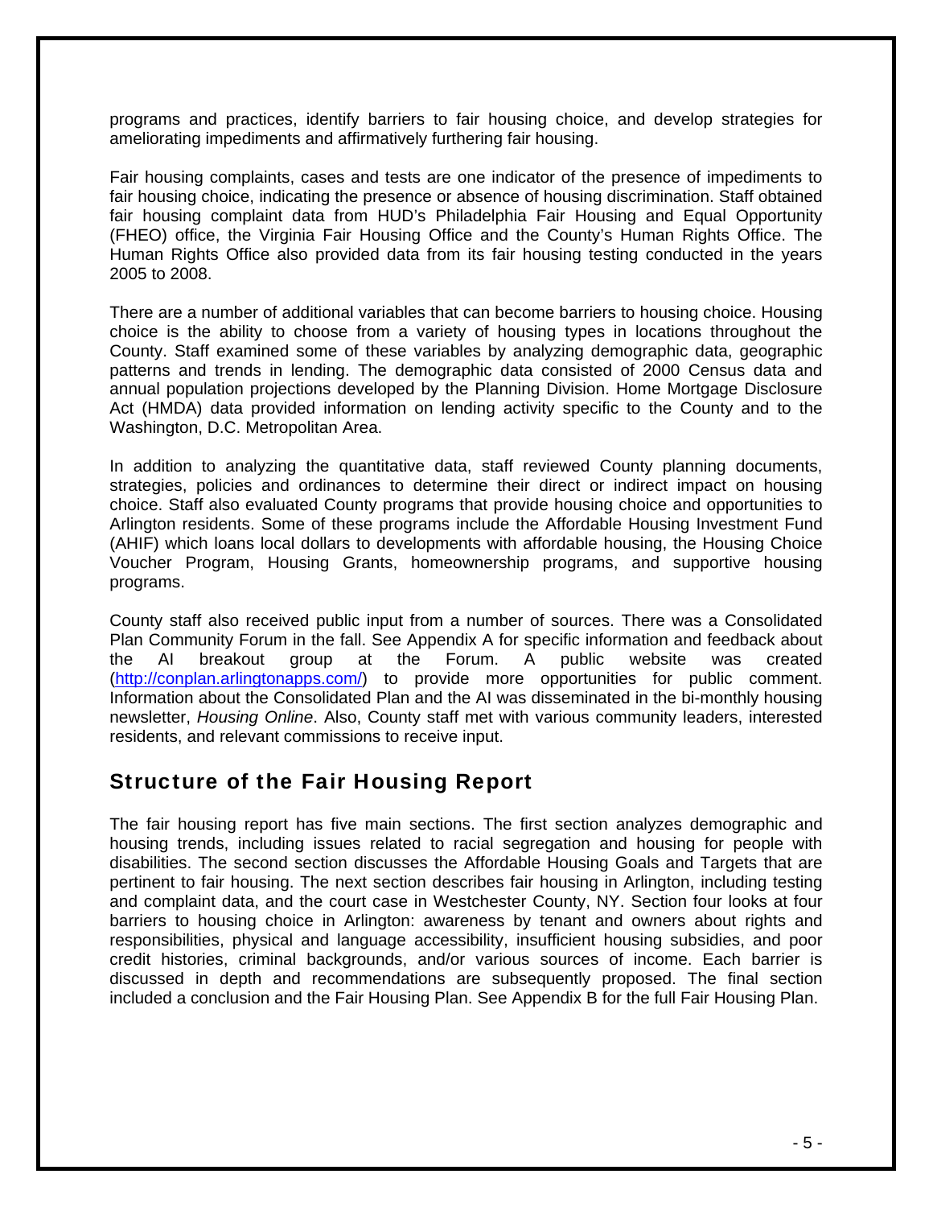programs and practices, identify barriers to fair housing choice, and develop strategies for ameliorating impediments and affirmatively furthering fair housing.

Fair housing complaints, cases and tests are one indicator of the presence of impediments to fair housing choice, indicating the presence or absence of housing discrimination. Staff obtained fair housing complaint data from HUD's Philadelphia Fair Housing and Equal Opportunity (FHEO) office, the Virginia Fair Housing Office and the County's Human Rights Office. The Human Rights Office also provided data from its fair housing testing conducted in the years 2005 to 2008.

There are a number of additional variables that can become barriers to housing choice. Housing choice is the ability to choose from a variety of housing types in locations throughout the County. Staff examined some of these variables by analyzing demographic data, geographic patterns and trends in lending. The demographic data consisted of 2000 Census data and annual population projections developed by the Planning Division. Home Mortgage Disclosure Act (HMDA) data provided information on lending activity specific to the County and to the Washington, D.C. Metropolitan Area.

In addition to analyzing the quantitative data, staff reviewed County planning documents, strategies, policies and ordinances to determine their direct or indirect impact on housing choice. Staff also evaluated County programs that provide housing choice and opportunities to Arlington residents. Some of these programs include the Affordable Housing Investment Fund (AHIF) which loans local dollars to developments with affordable housing, the Housing Choice Voucher Program, Housing Grants, homeownership programs, and supportive housing programs.

County staff also received public input from a number of sources. There was a Consolidated Plan Community Forum in the fall. See Appendix A for specific information and feedback about the AI breakout group at the Forum. A public website was created (http://conplan.arlingtonapps.com/) to provide more opportunities for public comment. Information about the Consolidated Plan and the AI was disseminated in the bi-monthly housing newsletter, *Housing Online*. Also, County staff met with various community leaders, interested residents, and relevant commissions to receive input.

## Structure of the Fair Housing Report

The fair housing report has five main sections. The first section analyzes demographic and housing trends, including issues related to racial segregation and housing for people with disabilities. The second section discusses the Affordable Housing Goals and Targets that are pertinent to fair housing. The next section describes fair housing in Arlington, including testing and complaint data, and the court case in Westchester County, NY. Section four looks at four barriers to housing choice in Arlington: awareness by tenant and owners about rights and responsibilities, physical and language accessibility, insufficient housing subsidies, and poor credit histories, criminal backgrounds, and/or various sources of income. Each barrier is discussed in depth and recommendations are subsequently proposed. The final section included a conclusion and the Fair Housing Plan. See Appendix B for the full Fair Housing Plan.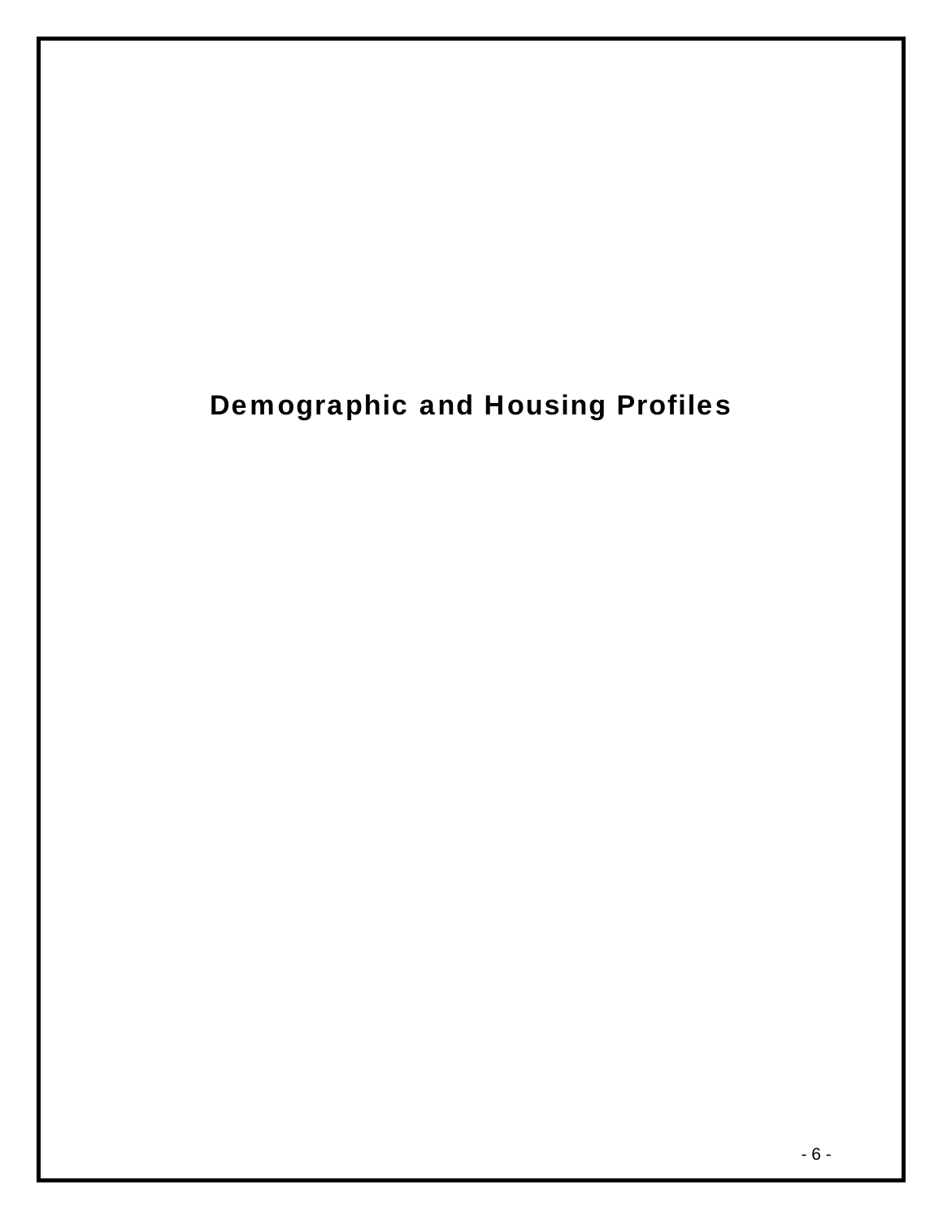# Demographic and Housing Profiles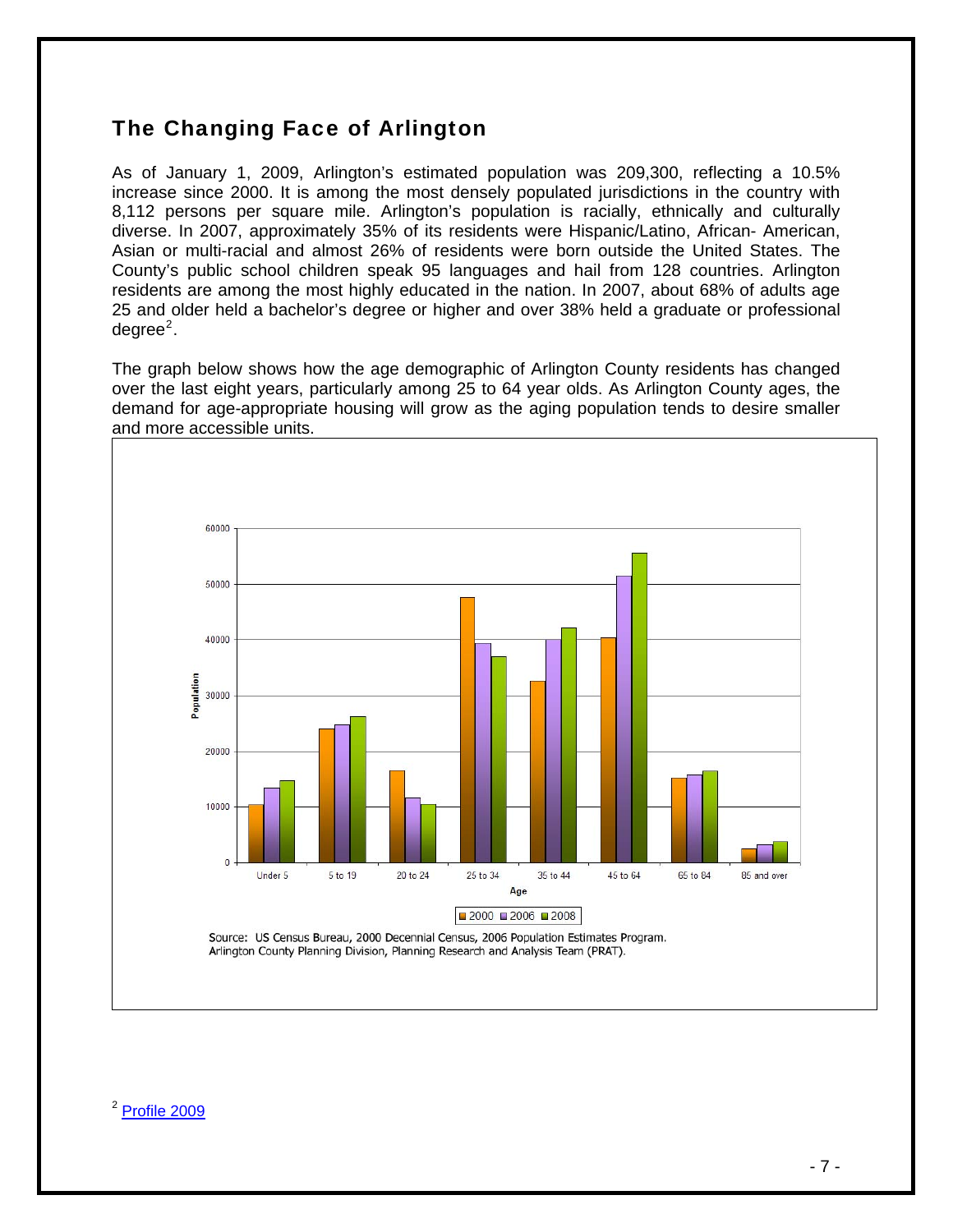## The Changing Face of Arlington

As of January 1, 2009, Arlington's estimated population was 209,300, reflecting a 10.5% increase since 2000. It is among the most densely populated jurisdictions in the country with 8,112 persons per square mile. Arlington's population is racially, ethnically and culturally diverse. In 2007, approximately 35% of its residents were Hispanic/Latino, African- American, Asian or multi-racial and almost 26% of residents were born outside the United States. The County's public school children speak 95 languages and hail from 128 countries. Arlington residents are among the most highly educated in the nation. In 2007, about 68% of adults age 25 and older held a bachelor's degree or higher and over 38% held a graduate or professional degree[2].

The graph below shows how the age demographic of Arlington County residents has changed over the last eight years, particularly among 25 to 64 year olds. As Arlington County ages, the demand for age-appropriate housing will grow as the aging population tends to desire smaller and more accessible units.

Source: US Census Bureau, 2000 Decennial Census, 2006 Population Estimates Program. Arlington County Planning Division, Planning Research and Analysis Team (PRAT).

[2] Profile 2009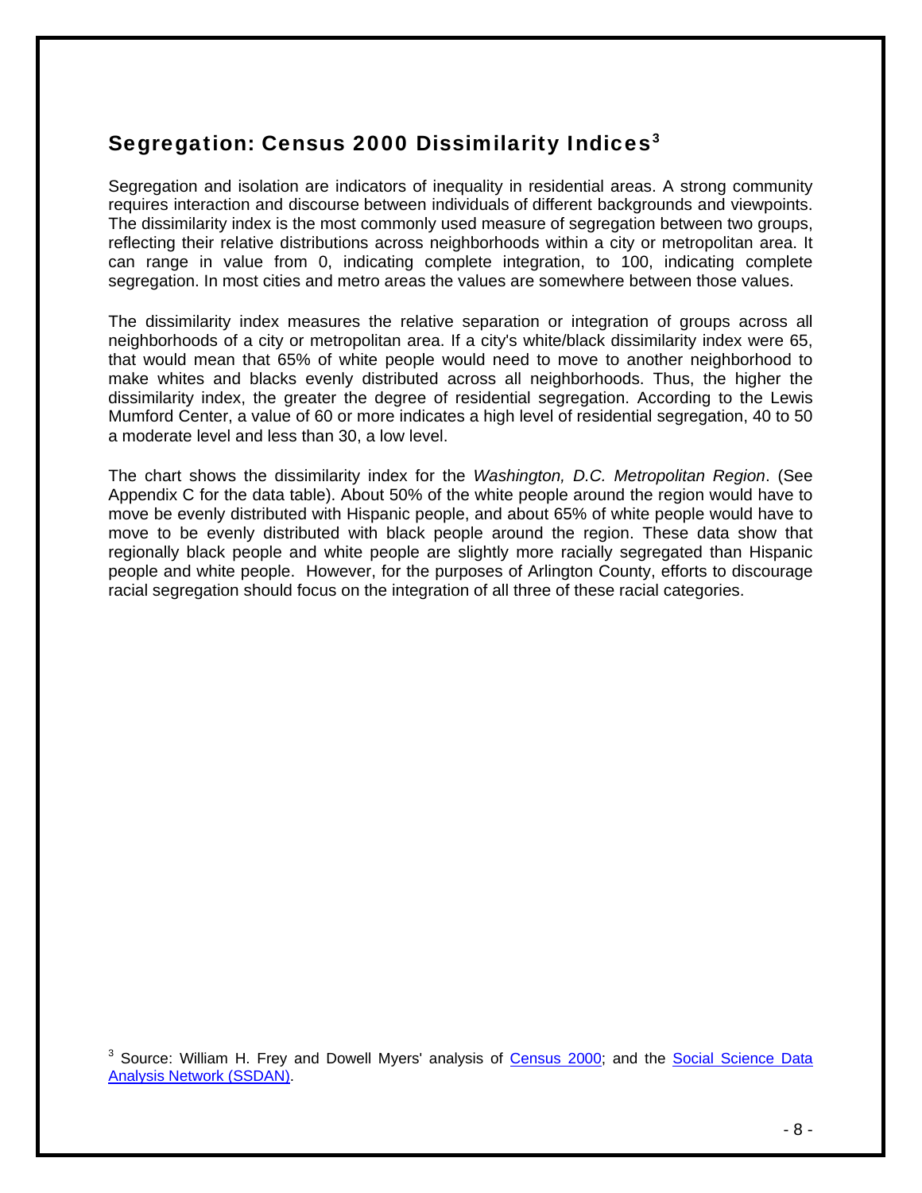## Segregation: Census 2000 Dissimilarity Indices[3]

Segregation and isolation are indicators of inequality in residential areas. A strong community requires interaction and discourse between individuals of different backgrounds and viewpoints. The dissimilarity index is the most commonly used measure of segregation between two groups, reflecting their relative distributions across neighborhoods within a city or metropolitan area. It can range in value from 0, indicating complete integration, to 100, indicating complete segregation. In most cities and metro areas the values are somewhere between those values.

The dissimilarity index measures the relative separation or integration of groups across all neighborhoods of a city or metropolitan area. If a city's white/black dissimilarity index were 65, that would mean that 65% of white people would need to move to another neighborhood to make whites and blacks evenly distributed across all neighborhoods. Thus, the higher the dissimilarity index, the greater the degree of residential segregation. According to the Lewis Mumford Center, a value of 60 or more indicates a high level of residential segregation, 40 to 50 a moderate level and less than 30, a low level.

The chart shows the dissimilarity index for the *Washington, D.C. Metropolitan Region*. (See Appendix C for the data table). About 50% of the white people around the region would have to move be evenly distributed with Hispanic people, and about 65% of white people would have to move to be evenly distributed with black people around the region. These data show that regionally black people and white people are slightly more racially segregated than Hispanic people and white people. However, for the purposes of Arlington County, efforts to discourage racial segregation should focus on the integration of all three of these racial categories.

[3] Source: William H. Frey and Dowell Myers' analysis of Census 2000; and the Social Science Data Analysis Network (SSDAN).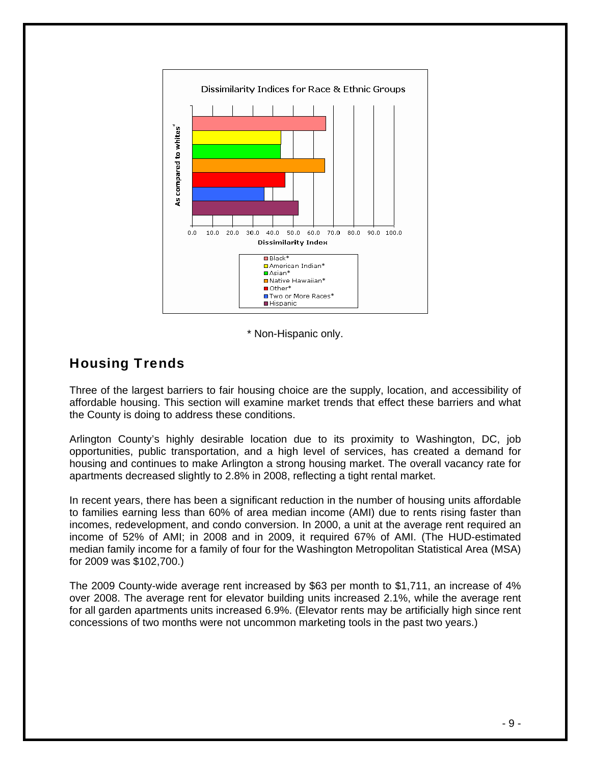Dissimilarity Indices for Race & Ethnic Groups

* Non-Hispanic only.

## Housing Trends

Three of the largest barriers to fair housing choice are the supply, location, and accessibility of affordable housing. This section will examine market trends that effect these barriers and what the County is doing to address these conditions.

Arlington County's highly desirable location due to its proximity to Washington, DC, job opportunities, public transportation, and a high level of services, has created a demand for housing and continues to make Arlington a strong housing market. The overall vacancy rate for apartments decreased slightly to 2.8% in 2008, reflecting a tight rental market.

In recent years, there has been a significant reduction in the number of housing units affordable to families earning less than 60% of area median income (AMI) due to rents rising faster than incomes, redevelopment, and condo conversion. In 2000, a unit at the average rent required an income of 52% of AMI; in 2008 and in 2009, it required 67% of AMI. (The HUD-estimated median family income for a family of four for the Washington Metropolitan Statistical Area (MSA) for 2009 was $102,700.)

The 2009 County-wide average rent increased by $63 per month to $1,711, an increase of 4% over 2008. The average rent for elevator building units increased 2.1%, while the average rent for all garden apartments units increased 6.9%. (Elevator rents may be artificially high since rent concessions of two months were not uncommon marketing tools in the past two years.)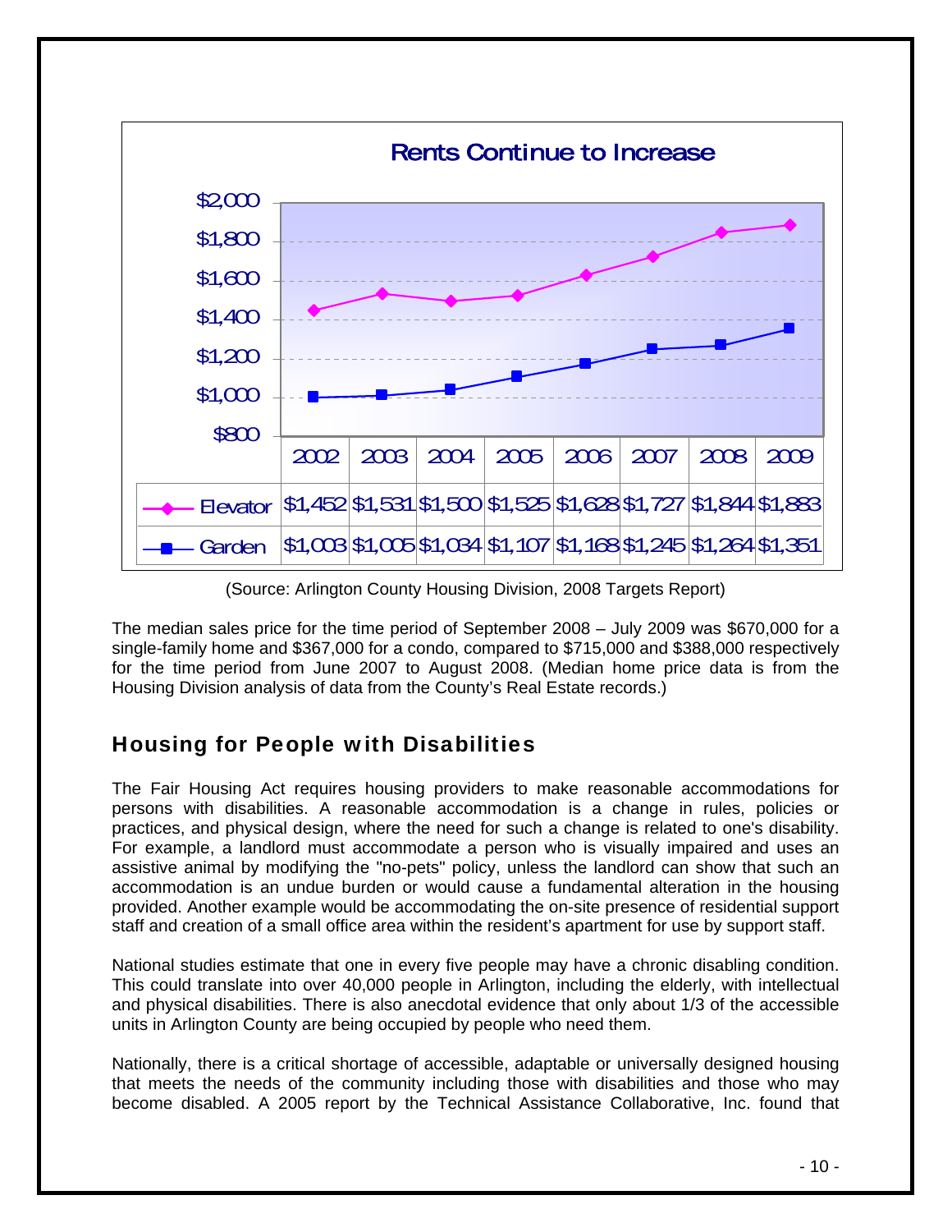**Rents Continue to Increase**

| | 2002 | 2003 | 2004 | 2005 | 2006 | 2007 | 2008 | 2009 |
|---|---|---|---|---|---|---|---|---|
| Elevator | $1,452 | $1,531 | $1,500 | $1,525 | $1,628 | $1,727 | $1,844 | $1,883 |
| Garden | $1,003 | $1,005 | $1,034 | $1,107 | $1,168 | $1,245 | $1,264 | $1,351 |

(Source: Arlington County Housing Division, 2008 Targets Report)

The median sales price for the time period of September 2008 – July 2009 was $670,000 for a single-family home and $367,000 for a condo, compared to $715,000 and $388,000 respectively for the time period from June 2007 to August 2008. (Median home price data is from the Housing Division analysis of data from the County's Real Estate records.)

## Housing for People with Disabilities

The Fair Housing Act requires housing providers to make reasonable accommodations for persons with disabilities. A reasonable accommodation is a change in rules, policies or practices, and physical design, where the need for such a change is related to one's disability. For example, a landlord must accommodate a person who is visually impaired and uses an assistive animal by modifying the "no-pets" policy, unless the landlord can show that such an accommodation is an undue burden or would cause a fundamental alteration in the housing provided. Another example would be accommodating the on-site presence of residential support staff and creation of a small office area within the resident's apartment for use by support staff.

National studies estimate that one in every five people may have a chronic disabling condition. This could translate into over 40,000 people in Arlington, including the elderly, with intellectual and physical disabilities. There is also anecdotal evidence that only about 1/3 of the accessible units in Arlington County are being occupied by people who need them.

Nationally, there is a critical shortage of accessible, adaptable or universally designed housing that meets the needs of the community including those with disabilities and those who may become disabled. A 2005 report by the Technical Assistance Collaborative, Inc. found that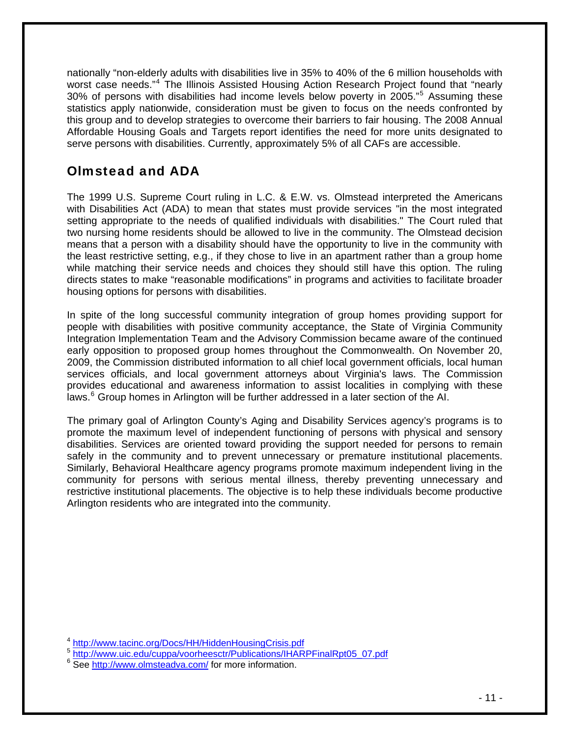nationally "non-elderly adults with disabilities live in 35% to 40% of the 6 million households with worst case needs."[4] The Illinois Assisted Housing Action Research Project found that "nearly 30% of persons with disabilities had income levels below poverty in 2005."[5] Assuming these statistics apply nationwide, consideration must be given to focus on the needs confronted by this group and to develop strategies to overcome their barriers to fair housing. The 2008 Annual Affordable Housing Goals and Targets report identifies the need for more units designated to serve persons with disabilities. Currently, approximately 5% of all CAFs are accessible.

## Olmstead and ADA

The 1999 U.S. Supreme Court ruling in L.C. & E.W. vs. Olmstead interpreted the Americans with Disabilities Act (ADA) to mean that states must provide services "in the most integrated setting appropriate to the needs of qualified individuals with disabilities." The Court ruled that two nursing home residents should be allowed to live in the community. The Olmstead decision means that a person with a disability should have the opportunity to live in the community with the least restrictive setting, e.g., if they chose to live in an apartment rather than a group home while matching their service needs and choices they should still have this option. The ruling directs states to make "reasonable modifications" in programs and activities to facilitate broader housing options for persons with disabilities.

In spite of the long successful community integration of group homes providing support for people with disabilities with positive community acceptance, the State of Virginia Community Integration Implementation Team and the Advisory Commission became aware of the continued early opposition to proposed group homes throughout the Commonwealth. On November 20, 2009, the Commission distributed information to all chief local government officials, local human services officials, and local government attorneys about Virginia's laws. The Commission provides educational and awareness information to assist localities in complying with these laws.[6] Group homes in Arlington will be further addressed in a later section of the AI.

The primary goal of Arlington County's Aging and Disability Services agency's programs is to promote the maximum level of independent functioning of persons with physical and sensory disabilities. Services are oriented toward providing the support needed for persons to remain safely in the community and to prevent unnecessary or premature institutional placements. Similarly, Behavioral Healthcare agency programs promote maximum independent living in the community for persons with serious mental illness, thereby preventing unnecessary and restrictive institutional placements. The objective is to help these individuals become productive Arlington residents who are integrated into the community.

[4] http://www.tacinc.org/Docs/HH/HiddenHousingCrisis.pdf

[5] http://www.uic.edu/cuppa/voorheesctr/Publications/IHARPFinalRpt05_07.pdf

[6] See http://www.olmsteadva.com/ for more information.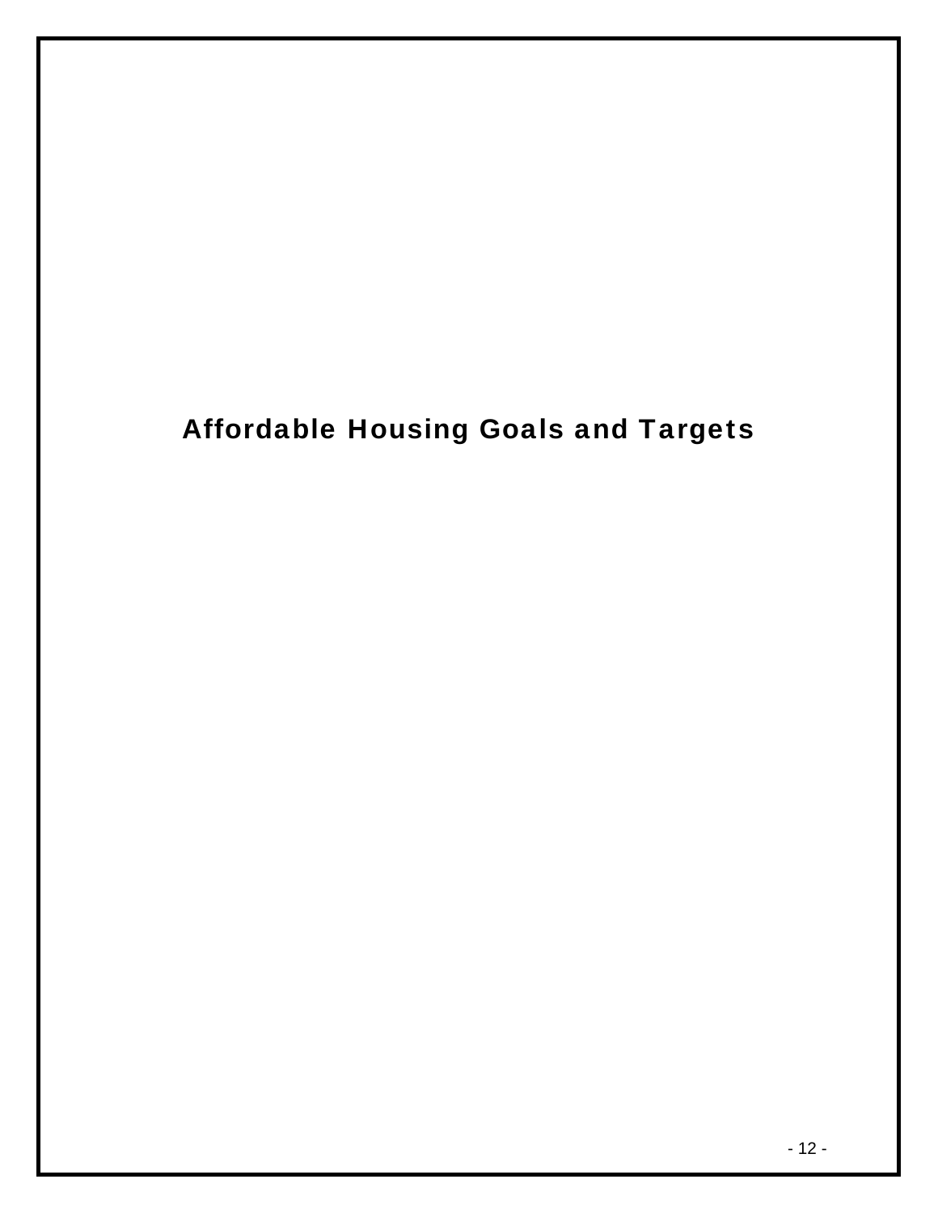# Affordable Housing Goals and Targets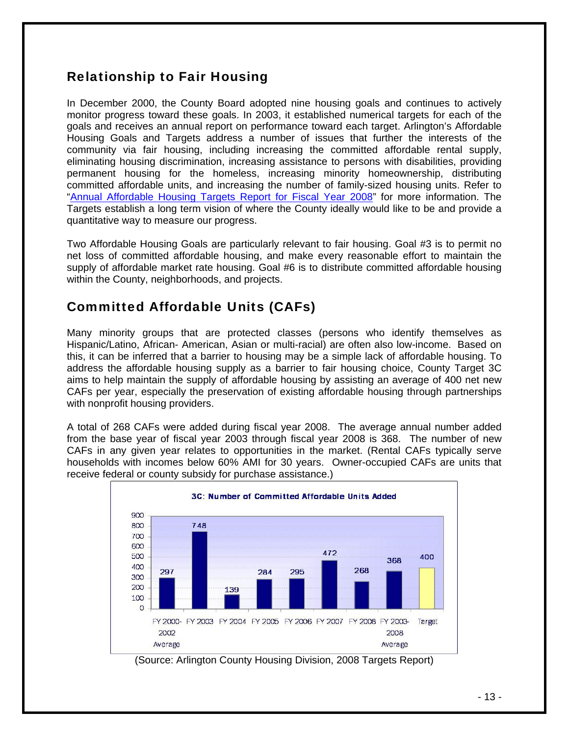## Relationship to Fair Housing

In December 2000, the County Board adopted nine housing goals and continues to actively monitor progress toward these goals. In 2003, it established numerical targets for each of the goals and receives an annual report on performance toward each target. Arlington's Affordable Housing Goals and Targets address a number of issues that further the interests of the community via fair housing, including increasing the committed affordable rental supply, eliminating housing discrimination, increasing assistance to persons with disabilities, providing permanent housing for the homeless, increasing minority homeownership, distributing committed affordable units, and increasing the number of family-sized housing units. Refer to "Annual Affordable Housing Targets Report for Fiscal Year 2008" for more information. The Targets establish a long term vision of where the County ideally would like to be and provide a quantitative way to measure our progress.

Two Affordable Housing Goals are particularly relevant to fair housing. Goal #3 is to permit no net loss of committed affordable housing, and make every reasonable effort to maintain the supply of affordable market rate housing. Goal #6 is to distribute committed affordable housing within the County, neighborhoods, and projects.

## Committed Affordable Units (CAFs)

Many minority groups that are protected classes (persons who identify themselves as Hispanic/Latino, African- American, Asian or multi-racial) are often also low-income. Based on this, it can be inferred that a barrier to housing may be a simple lack of affordable housing. To address the affordable housing supply as a barrier to fair housing choice, County Target 3C aims to help maintain the supply of affordable housing by assisting an average of 400 net new CAFs per year, especially the preservation of existing affordable housing through partnerships with nonprofit housing providers.

A total of 268 CAFs were added during fiscal year 2008. The average annual number added from the base year of fiscal year 2003 through fiscal year 2008 is 368. The number of new CAFs in any given year relates to opportunities in the market. (Rental CAFs typically serve households with incomes below 60% AMI for 30 years. Owner-occupied CAFs are units that receive federal or county subsidy for purchase assistance.)

**3C: Number of Committed Affordable Units Added**

| FY 2000-2002 Average | FY 2003 | FY 2004 | FY 2005 | FY 2006 | FY 2007 | FY 2008 | FY 2003-2008 Average | Target |
|---|---|---|---|---|---|---|---|---|
| 297 | 748 | 139 | 284 | 295 | 472 | 268 | 368 | 400 |

(Source: Arlington County Housing Division, 2008 Targets Report)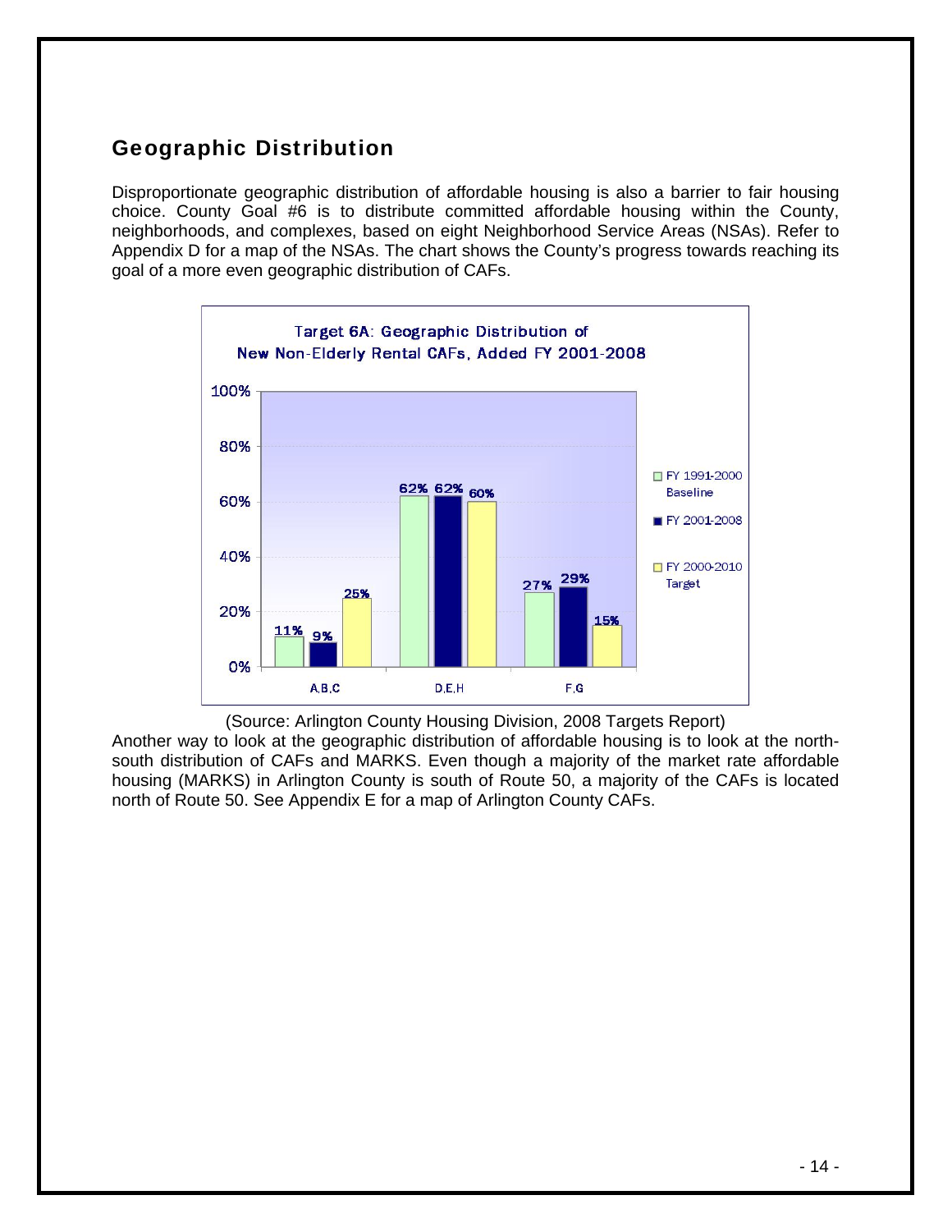## Geographic Distribution

Disproportionate geographic distribution of affordable housing is also a barrier to fair housing choice. County Goal #6 is to distribute committed affordable housing within the County, neighborhoods, and complexes, based on eight Neighborhood Service Areas (NSAs). Refer to Appendix D for a map of the NSAs. The chart shows the County's progress towards reaching its goal of a more even geographic distribution of CAFs.

**Target 6A: Geographic Distribution of New Non-Elderly Rental CAFs, Added FY 2001-2008**

| | FY 1991-2000 Baseline | FY 2001-2008 | FY 2000-2010 Target |
|---|---|---|---|
| A,B,C | 11% | 9% | 25% |
| D,E,H | 62% | 62% | 60% |
| F,G | 27% | 29% | 15% |

(Source: Arlington County Housing Division, 2008 Targets Report)

Another way to look at the geographic distribution of affordable housing is to look at the north-south distribution of CAFs and MARKS. Even though a majority of the market rate affordable housing (MARKS) in Arlington County is south of Route 50, a majority of the CAFs is located north of Route 50. See Appendix E for a map of Arlington County CAFs.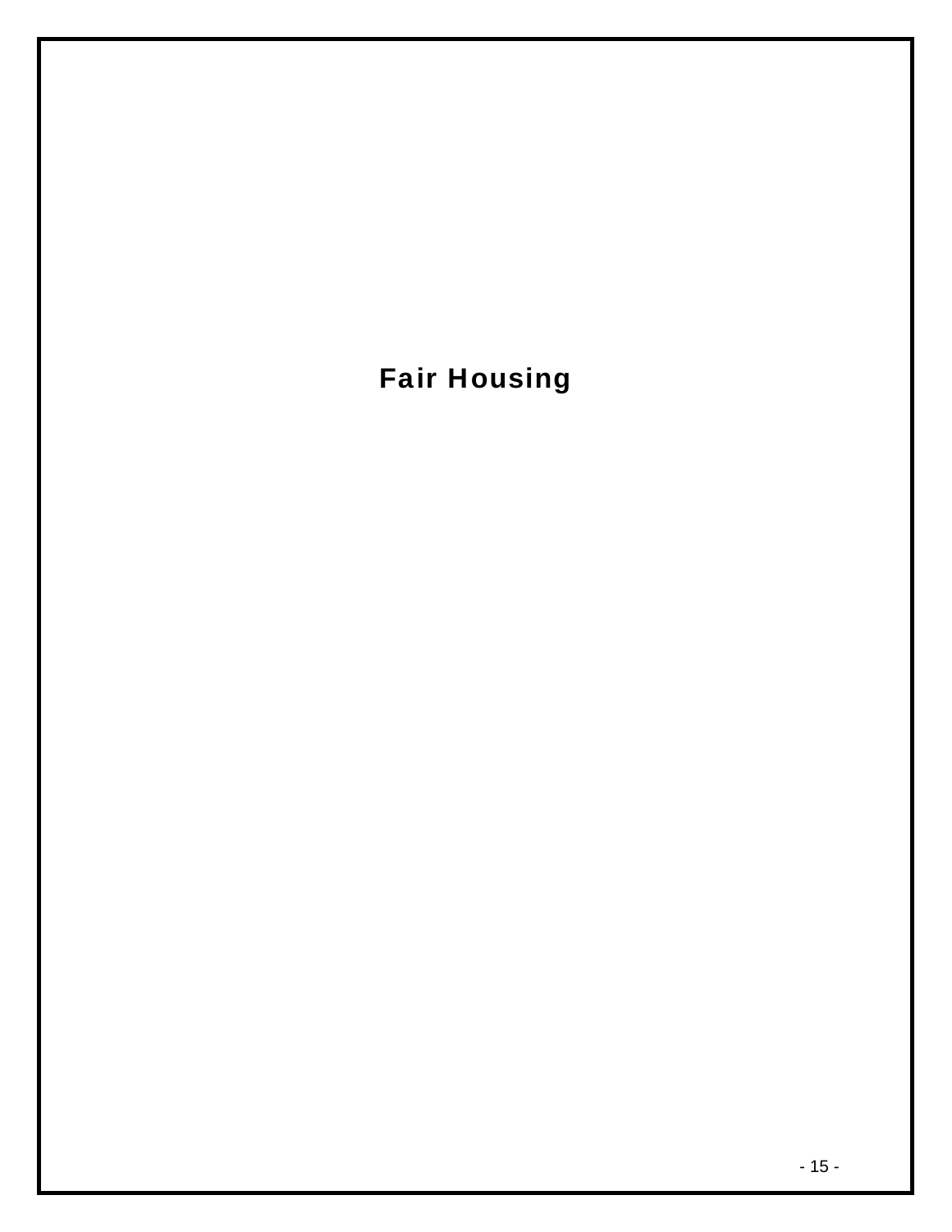# Fair Housing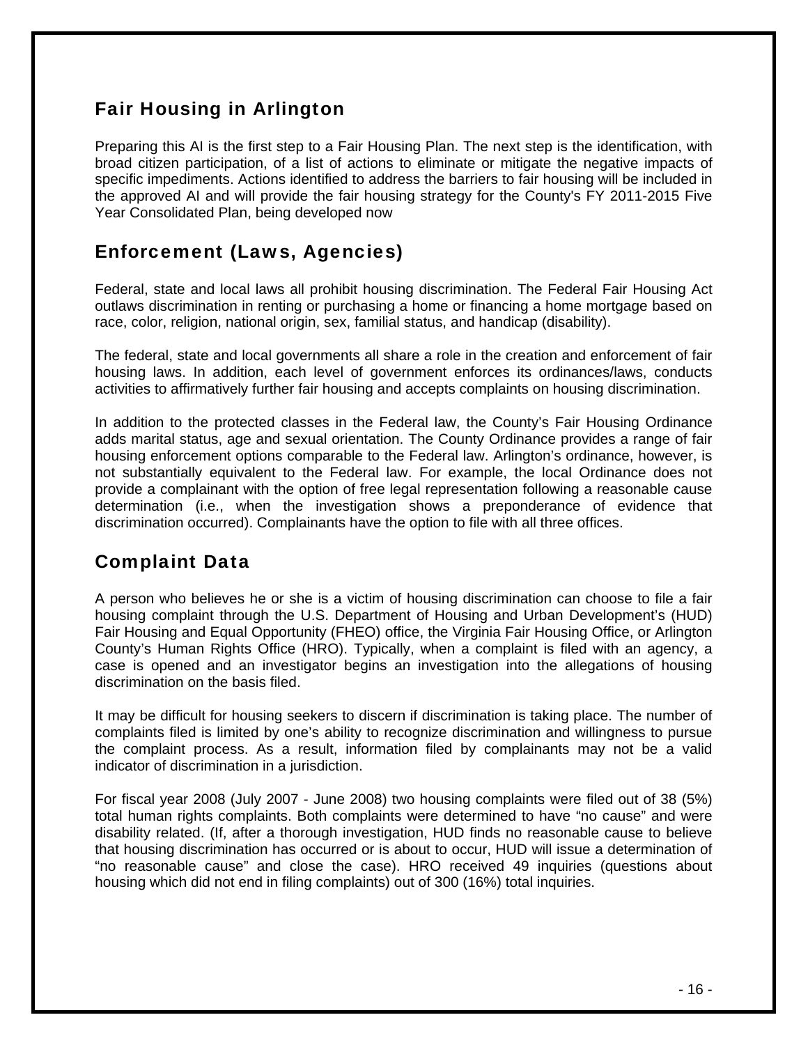## Fair Housing in Arlington

Preparing this AI is the first step to a Fair Housing Plan. The next step is the identification, with broad citizen participation, of a list of actions to eliminate or mitigate the negative impacts of specific impediments. Actions identified to address the barriers to fair housing will be included in the approved AI and will provide the fair housing strategy for the County's FY 2011-2015 Five Year Consolidated Plan, being developed now

## Enforcement (Laws, Agencies)

Federal, state and local laws all prohibit housing discrimination. The Federal Fair Housing Act outlaws discrimination in renting or purchasing a home or financing a home mortgage based on race, color, religion, national origin, sex, familial status, and handicap (disability).

The federal, state and local governments all share a role in the creation and enforcement of fair housing laws. In addition, each level of government enforces its ordinances/laws, conducts activities to affirmatively further fair housing and accepts complaints on housing discrimination.

In addition to the protected classes in the Federal law, the County's Fair Housing Ordinance adds marital status, age and sexual orientation. The County Ordinance provides a range of fair housing enforcement options comparable to the Federal law. Arlington's ordinance, however, is not substantially equivalent to the Federal law. For example, the local Ordinance does not provide a complainant with the option of free legal representation following a reasonable cause determination (i.e., when the investigation shows a preponderance of evidence that discrimination occurred). Complainants have the option to file with all three offices.

## Complaint Data

A person who believes he or she is a victim of housing discrimination can choose to file a fair housing complaint through the U.S. Department of Housing and Urban Development's (HUD) Fair Housing and Equal Opportunity (FHEO) office, the Virginia Fair Housing Office, or Arlington County's Human Rights Office (HRO). Typically, when a complaint is filed with an agency, a case is opened and an investigator begins an investigation into the allegations of housing discrimination on the basis filed.

It may be difficult for housing seekers to discern if discrimination is taking place. The number of complaints filed is limited by one's ability to recognize discrimination and willingness to pursue the complaint process. As a result, information filed by complainants may not be a valid indicator of discrimination in a jurisdiction.

For fiscal year 2008 (July 2007 - June 2008) two housing complaints were filed out of 38 (5%) total human rights complaints. Both complaints were determined to have "no cause" and were disability related. (If, after a thorough investigation, HUD finds no reasonable cause to believe that housing discrimination has occurred or is about to occur, HUD will issue a determination of "no reasonable cause" and close the case). HRO received 49 inquiries (questions about housing which did not end in filing complaints) out of 300 (16%) total inquiries.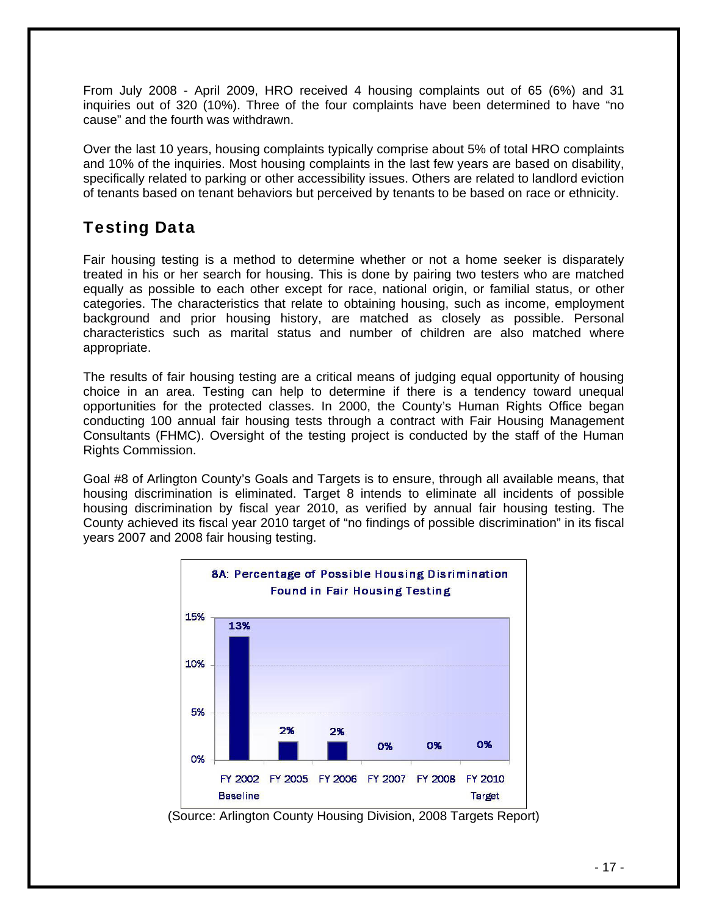From July 2008 - April 2009, HRO received 4 housing complaints out of 65 (6%) and 31 inquiries out of 320 (10%). Three of the four complaints have been determined to have "no cause" and the fourth was withdrawn.

Over the last 10 years, housing complaints typically comprise about 5% of total HRO complaints and 10% of the inquiries. Most housing complaints in the last few years are based on disability, specifically related to parking or other accessibility issues. Others are related to landlord eviction of tenants based on tenant behaviors but perceived by tenants to be based on race or ethnicity.

## Testing Data

Fair housing testing is a method to determine whether or not a home seeker is disparately treated in his or her search for housing. This is done by pairing two testers who are matched equally as possible to each other except for race, national origin, or familial status, or other categories. The characteristics that relate to obtaining housing, such as income, employment background and prior housing history, are matched as closely as possible. Personal characteristics such as marital status and number of children are also matched where appropriate.

The results of fair housing testing are a critical means of judging equal opportunity of housing choice in an area. Testing can help to determine if there is a tendency toward unequal opportunities for the protected classes. In 2000, the County's Human Rights Office began conducting 100 annual fair housing tests through a contract with Fair Housing Management Consultants (FHMC). Oversight of the testing project is conducted by the staff of the Human Rights Commission.

Goal #8 of Arlington County's Goals and Targets is to ensure, through all available means, that housing discrimination is eliminated. Target 8 intends to eliminate all incidents of possible housing discrimination by fiscal year 2010, as verified by annual fair housing testing. The County achieved its fiscal year 2010 target of "no findings of possible discrimination" in its fiscal years 2007 and 2008 fair housing testing.

**8A: Percentage of Possible Housing Disrimination Found in Fair Housing Testing**

| FY 2002 Baseline | FY 2005 | FY 2006 | FY 2007 | FY 2008 | FY 2010 Target |
|---|---|---|---|---|---|
| 13% | 2% | 2% | 0% | 0% | 0% |

(Source: Arlington County Housing Division, 2008 Targets Report)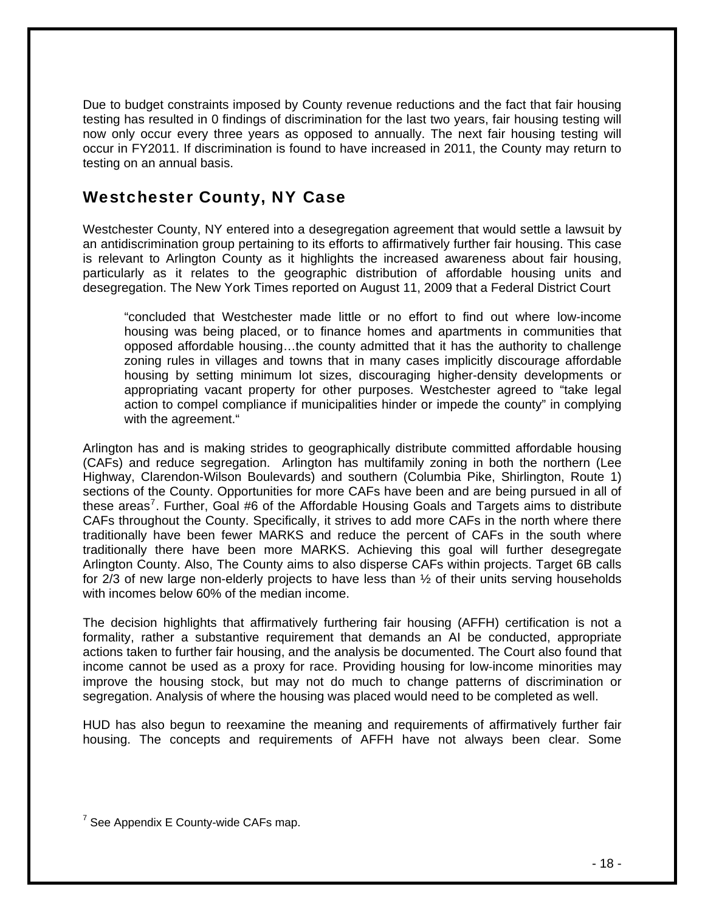Due to budget constraints imposed by County revenue reductions and the fact that fair housing testing has resulted in 0 findings of discrimination for the last two years, fair housing testing will now only occur every three years as opposed to annually. The next fair housing testing will occur in FY2011. If discrimination is found to have increased in 2011, the County may return to testing on an annual basis.

## Westchester County, NY Case

Westchester County, NY entered into a desegregation agreement that would settle a lawsuit by an antidiscrimination group pertaining to its efforts to affirmatively further fair housing. This case is relevant to Arlington County as it highlights the increased awareness about fair housing, particularly as it relates to the geographic distribution of affordable housing units and desegregation. The New York Times reported on August 11, 2009 that a Federal District Court

> "concluded that Westchester made little or no effort to find out where low-income housing was being placed, or to finance homes and apartments in communities that opposed affordable housing…the county admitted that it has the authority to challenge zoning rules in villages and towns that in many cases implicitly discourage affordable housing by setting minimum lot sizes, discouraging higher-density developments or appropriating vacant property for other purposes. Westchester agreed to "take legal action to compel compliance if municipalities hinder or impede the county" in complying with the agreement."

Arlington has and is making strides to geographically distribute committed affordable housing (CAFs) and reduce segregation. Arlington has multifamily zoning in both the northern (Lee Highway, Clarendon-Wilson Boulevards) and southern (Columbia Pike, Shirlington, Route 1) sections of the County. Opportunities for more CAFs have been and are being pursued in all of these areas[7]. Further, Goal #6 of the Affordable Housing Goals and Targets aims to distribute CAFs throughout the County. Specifically, it strives to add more CAFs in the north where there traditionally have been fewer MARKS and reduce the percent of CAFs in the south where traditionally there have been more MARKS. Achieving this goal will further desegregate Arlington County. Also, The County aims to also disperse CAFs within projects. Target 6B calls for 2/3 of new large non-elderly projects to have less than ½ of their units serving households with incomes below 60% of the median income.

The decision highlights that affirmatively furthering fair housing (AFFH) certification is not a formality, rather a substantive requirement that demands an AI be conducted, appropriate actions taken to further fair housing, and the analysis be documented. The Court also found that income cannot be used as a proxy for race. Providing housing for low-income minorities may improve the housing stock, but may not do much to change patterns of discrimination or segregation. Analysis of where the housing was placed would need to be completed as well.

HUD has also begun to reexamine the meaning and requirements of affirmatively further fair housing. The concepts and requirements of AFFH have not always been clear. Some

[7] See Appendix E County-wide CAFs map.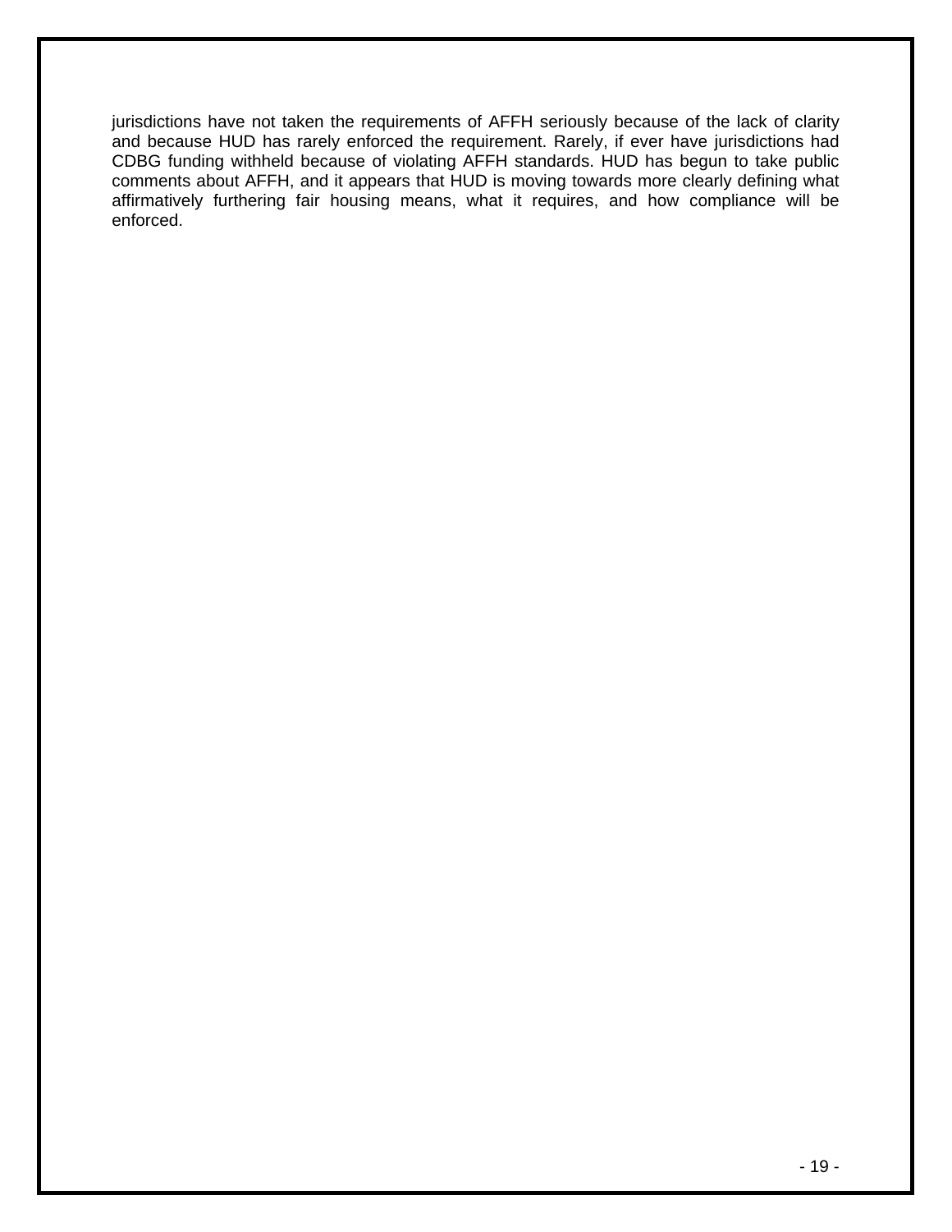jurisdictions have not taken the requirements of AFFH seriously because of the lack of clarity and because HUD has rarely enforced the requirement. Rarely, if ever have jurisdictions had CDBG funding withheld because of violating AFFH standards. HUD has begun to take public comments about AFFH, and it appears that HUD is moving towards more clearly defining what affirmatively furthering fair housing means, what it requires, and how compliance will be enforced.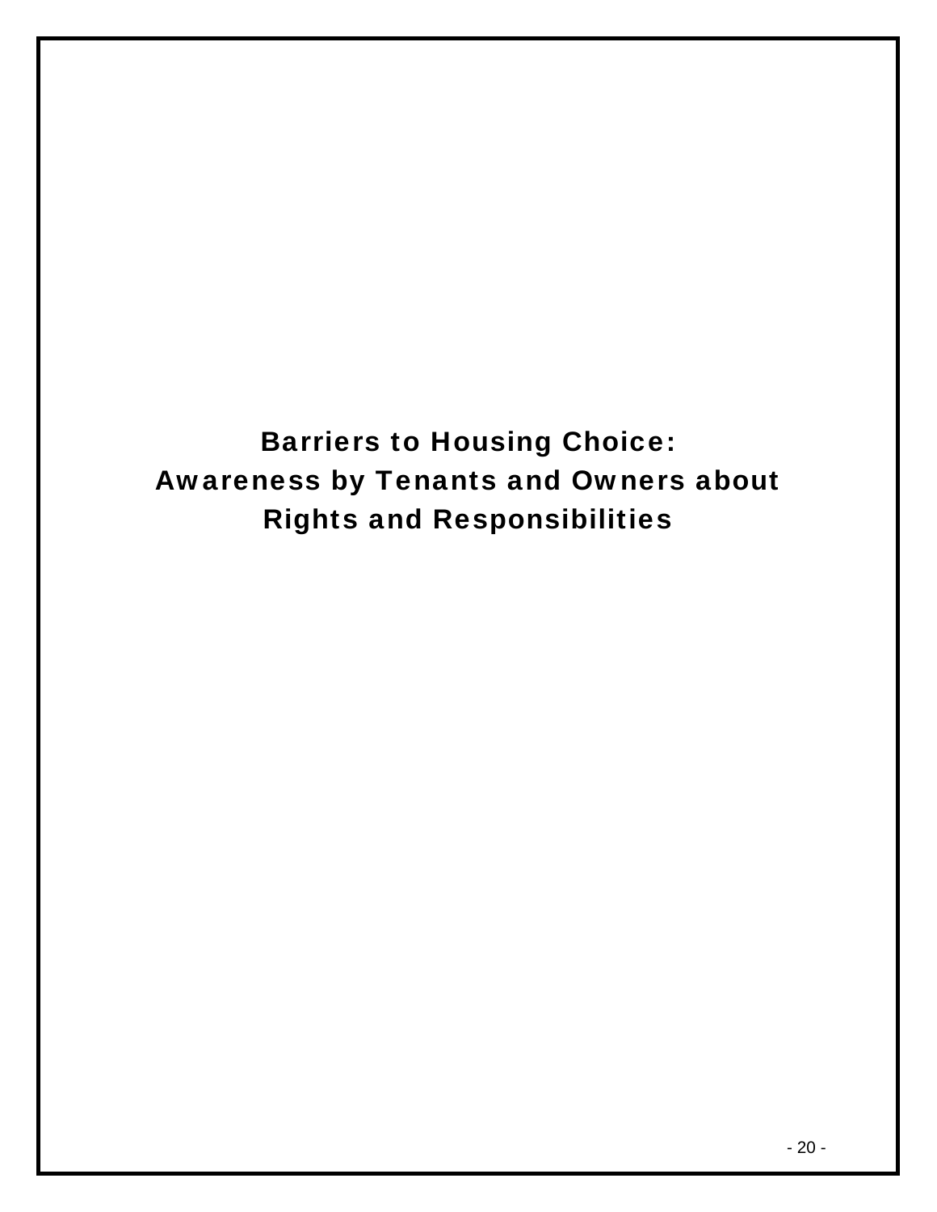# Barriers to Housing Choice: Awareness by Tenants and Owners about Rights and Responsibilities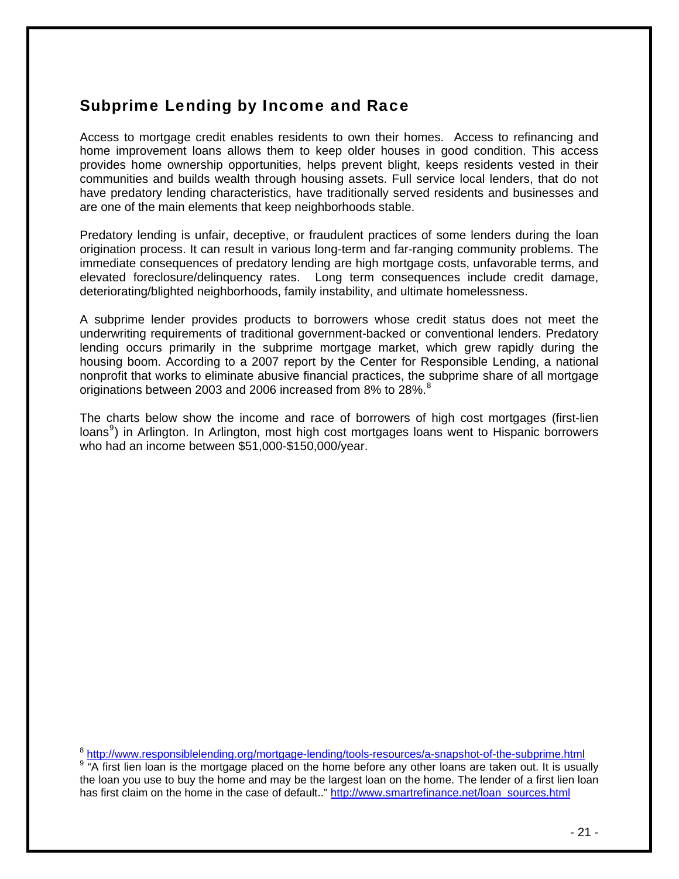## Subprime Lending by Income and Race

Access to mortgage credit enables residents to own their homes. Access to refinancing and home improvement loans allows them to keep older houses in good condition. This access provides home ownership opportunities, helps prevent blight, keeps residents vested in their communities and builds wealth through housing assets. Full service local lenders, that do not have predatory lending characteristics, have traditionally served residents and businesses and are one of the main elements that keep neighborhoods stable.

Predatory lending is unfair, deceptive, or fraudulent practices of some lenders during the loan origination process. It can result in various long-term and far-ranging community problems. The immediate consequences of predatory lending are high mortgage costs, unfavorable terms, and elevated foreclosure/delinquency rates. Long term consequences include credit damage, deteriorating/blighted neighborhoods, family instability, and ultimate homelessness.

A subprime lender provides products to borrowers whose credit status does not meet the underwriting requirements of traditional government-backed or conventional lenders. Predatory lending occurs primarily in the subprime mortgage market, which grew rapidly during the housing boom. According to a 2007 report by the Center for Responsible Lending, a national nonprofit that works to eliminate abusive financial practices, the subprime share of all mortgage originations between 2003 and 2006 increased from 8% to 28%.[8]

The charts below show the income and race of borrowers of high cost mortgages (first-lien loans[9]) in Arlington. In Arlington, most high cost mortgages loans went to Hispanic borrowers who had an income between $51,000-$150,000/year.

[8] http://www.responsiblelending.org/mortgage-lending/tools-resources/a-snapshot-of-the-subprime.html

[9] "A first lien loan is the mortgage placed on the home before any other loans are taken out. It is usually the loan you use to buy the home and may be the largest loan on the home. The lender of a first lien loan has first claim on the home in the case of default.." http://www.smartrefinance.net/loan_sources.html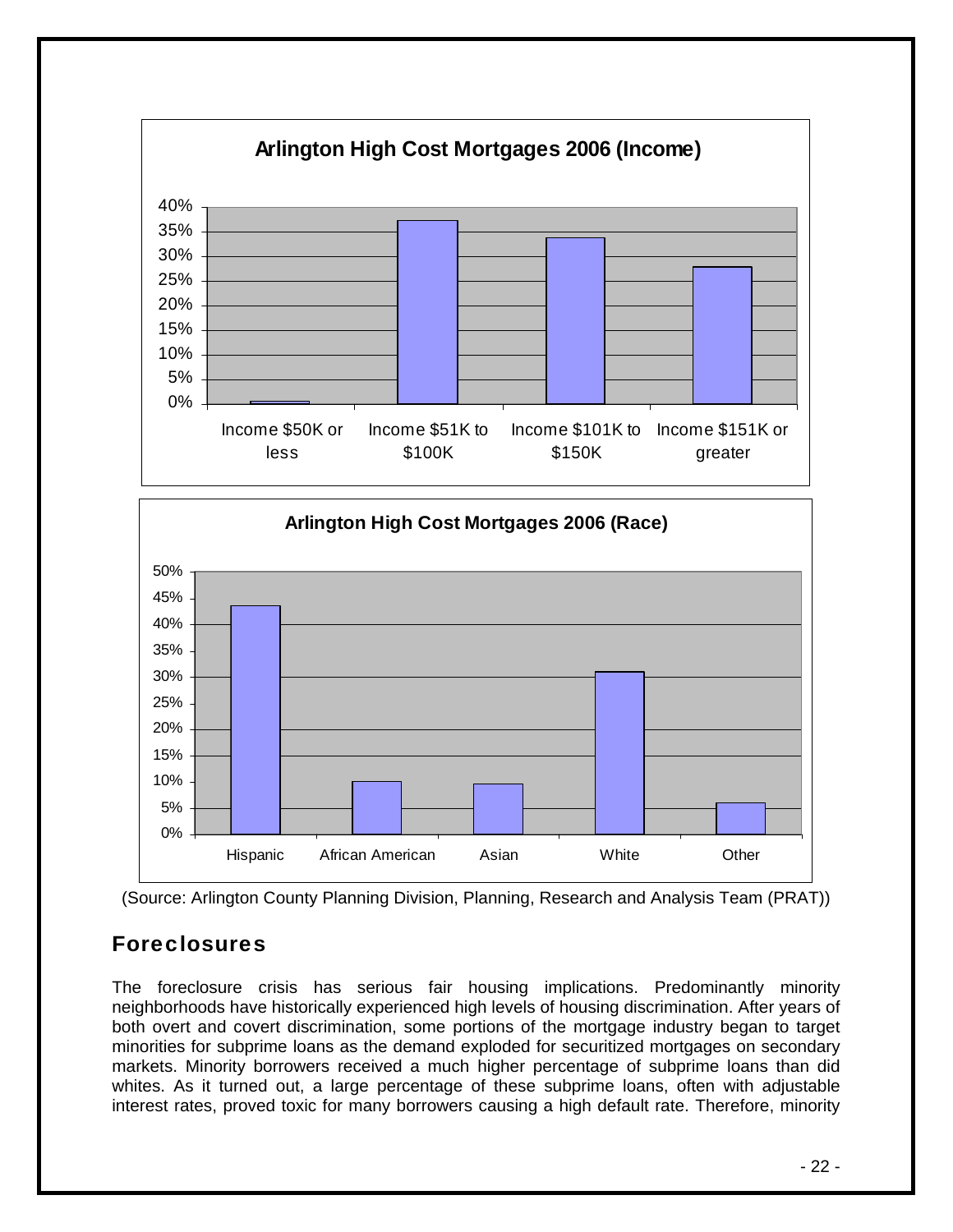**Arlington High Cost Mortgages 2006 (Income)**

| Income | Percentage |
|---|---|
| Income $50K or less | ~0.5% |
| Income $51K to $100K | ~37% |
| Income $101K to $150K | ~34% |
| Income $151K or greater | ~28% |

**Arlington High Cost Mortgages 2006 (Race)**

| Race | Percentage |
|---|---|
| Hispanic | ~43.5% |
| African American | ~10% |
| Asian | ~9.5% |
| White | ~31% |
| Other | ~6% |

(Source: Arlington County Planning Division, Planning, Research and Analysis Team (PRAT))

## Foreclosures

The foreclosure crisis has serious fair housing implications. Predominantly minority neighborhoods have historically experienced high levels of housing discrimination. After years of both overt and covert discrimination, some portions of the mortgage industry began to target minorities for subprime loans as the demand exploded for securitized mortgages on secondary markets. Minority borrowers received a much higher percentage of subprime loans than did whites. As it turned out, a large percentage of these subprime loans, often with adjustable interest rates, proved toxic for many borrowers causing a high default rate. Therefore, minority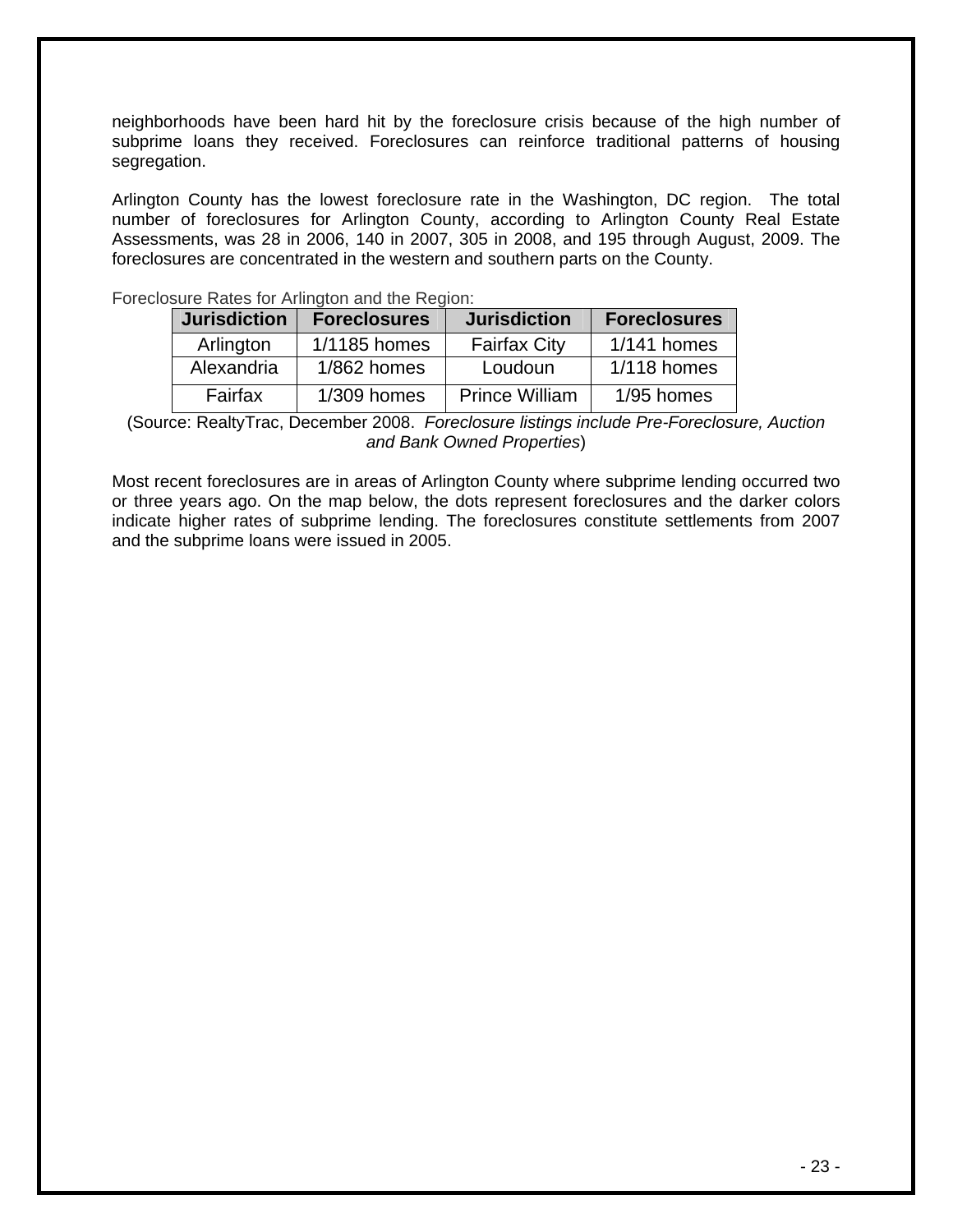neighborhoods have been hard hit by the foreclosure crisis because of the high number of subprime loans they received. Foreclosures can reinforce traditional patterns of housing segregation.

Arlington County has the lowest foreclosure rate in the Washington, DC region. The total number of foreclosures for Arlington County, according to Arlington County Real Estate Assessments, was 28 in 2006, 140 in 2007, 305 in 2008, and 195 through August, 2009. The foreclosures are concentrated in the western and southern parts on the County.

Foreclosure Rates for Arlington and the Region:

| Jurisdiction | Foreclosures | Jurisdiction | Foreclosures |
|---|---|---|---|
| Arlington | 1/1185 homes | Fairfax City | 1/141 homes |
| Alexandria | 1/862 homes | Loudoun | 1/118 homes |
| Fairfax | 1/309 homes | Prince William | 1/95 homes |

(Source: RealtyTrac, December 2008. *Foreclosure listings include Pre-Foreclosure, Auction and Bank Owned Properties*)

Most recent foreclosures are in areas of Arlington County where subprime lending occurred two or three years ago. On the map below, the dots represent foreclosures and the darker colors indicate higher rates of subprime lending. The foreclosures constitute settlements from 2007 and the subprime loans were issued in 2005.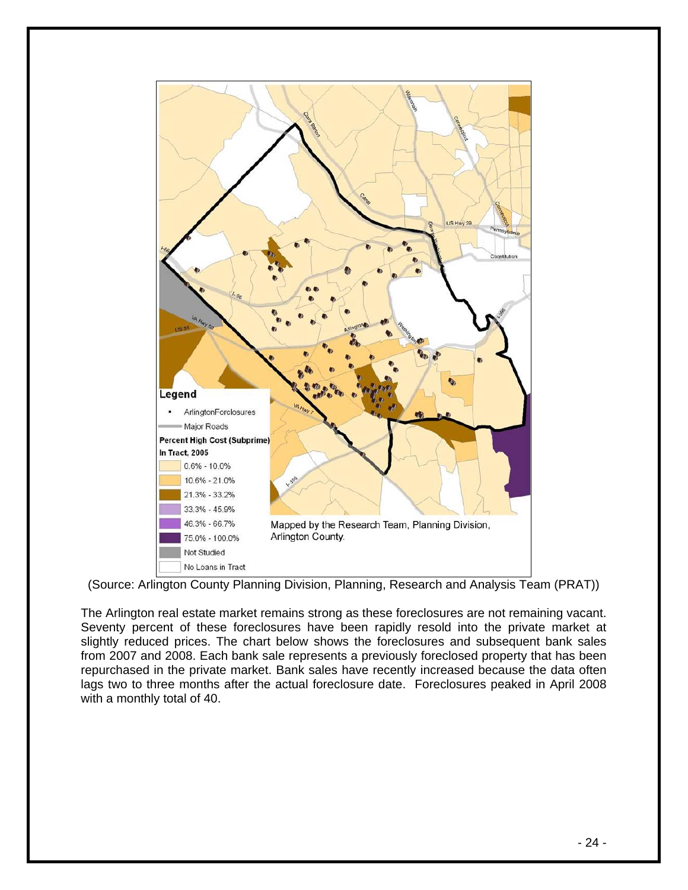(Source: Arlington County Planning Division, Planning, Research and Analysis Team (PRAT))

The Arlington real estate market remains strong as these foreclosures are not remaining vacant. Seventy percent of these foreclosures have been rapidly resold into the private market at slightly reduced prices. The chart below shows the foreclosures and subsequent bank sales from 2007 and 2008. Each bank sale represents a previously foreclosed property that has been repurchased in the private market. Bank sales have recently increased because the data often lags two to three months after the actual foreclosure date. Foreclosures peaked in April 2008 with a monthly total of 40.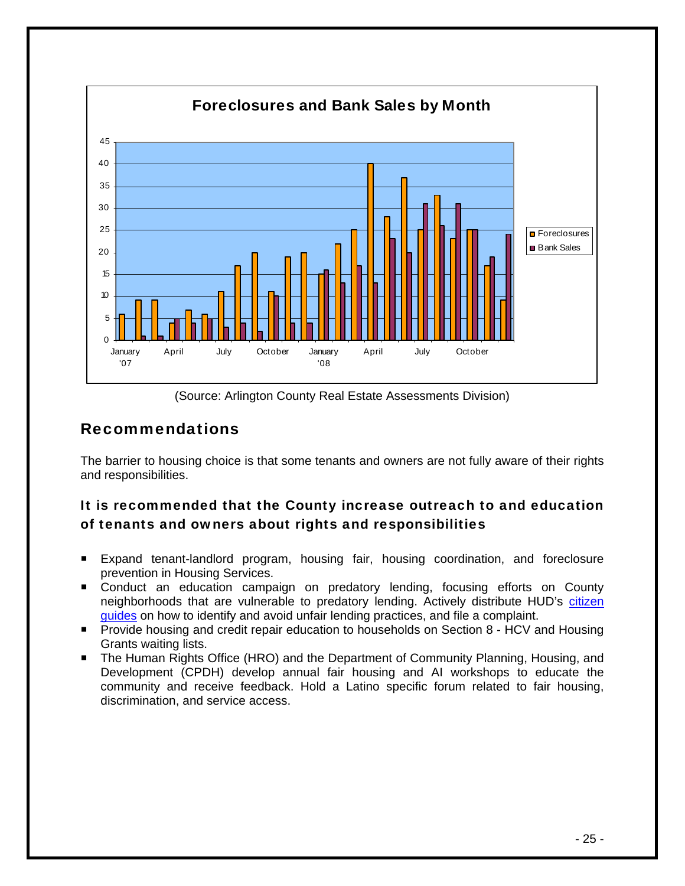**Foreclosures and Bank Sales by Month**

| Month | Foreclosures | Bank Sales |
|---|---|---|
| January '07 | 6 | 0 |
| February | 9 | 1 |
| March | 9 | 1 |
| April | 4 | 5 |
| May | 7 | 4 |
| June | 6 | 5 |
| July | 11 | 3 |
| August | 17 | 4 |
| September | 20 | 2 |
| October | 11 | 10 |
| November | 19 | 4 |
| December | 20 | 4 |
| January '08 | 15 | 16 |
| February | 22 | 13 |
| March | 25 | 17 |
| April | 40 | 13 |
| May | 28 | 23 |
| June | 37 | 20 |
| July | 25 | 31 |
| August | 33 | 26 |
| September | 23 | 31 |
| October | 25 | 25 |
| November | 17 | 19 |
| December | 9 | 24 |

(Source: Arlington County Real Estate Assessments Division)

## Recommendations

The barrier to housing choice is that some tenants and owners are not fully aware of their rights and responsibilities.

### It is recommended that the County increase outreach to and education of tenants and owners about rights and responsibilities

- Expand tenant-landlord program, housing fair, housing coordination, and foreclosure prevention in Housing Services.
- Conduct an education campaign on predatory lending, focusing efforts on County neighborhoods that are vulnerable to predatory lending. Actively distribute HUD's citizen guides on how to identify and avoid unfair lending practices, and file a complaint.
- Provide housing and credit repair education to households on Section 8 - HCV and Housing Grants waiting lists.
- The Human Rights Office (HRO) and the Department of Community Planning, Housing, and Development (CPDH) develop annual fair housing and AI workshops to educate the community and receive feedback. Hold a Latino specific forum related to fair housing, discrimination, and service access.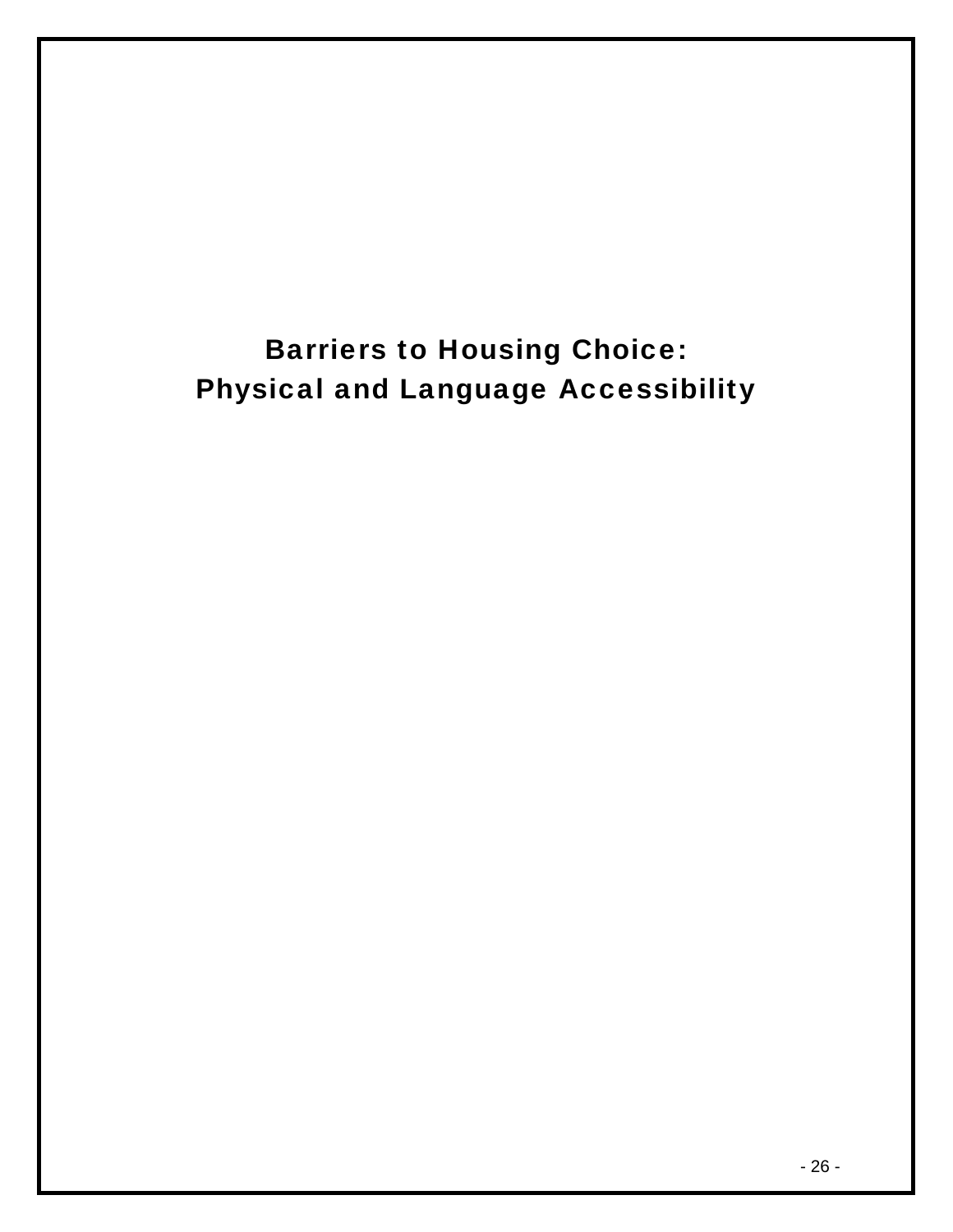# Barriers to Housing Choice:
# Physical and Language Accessibility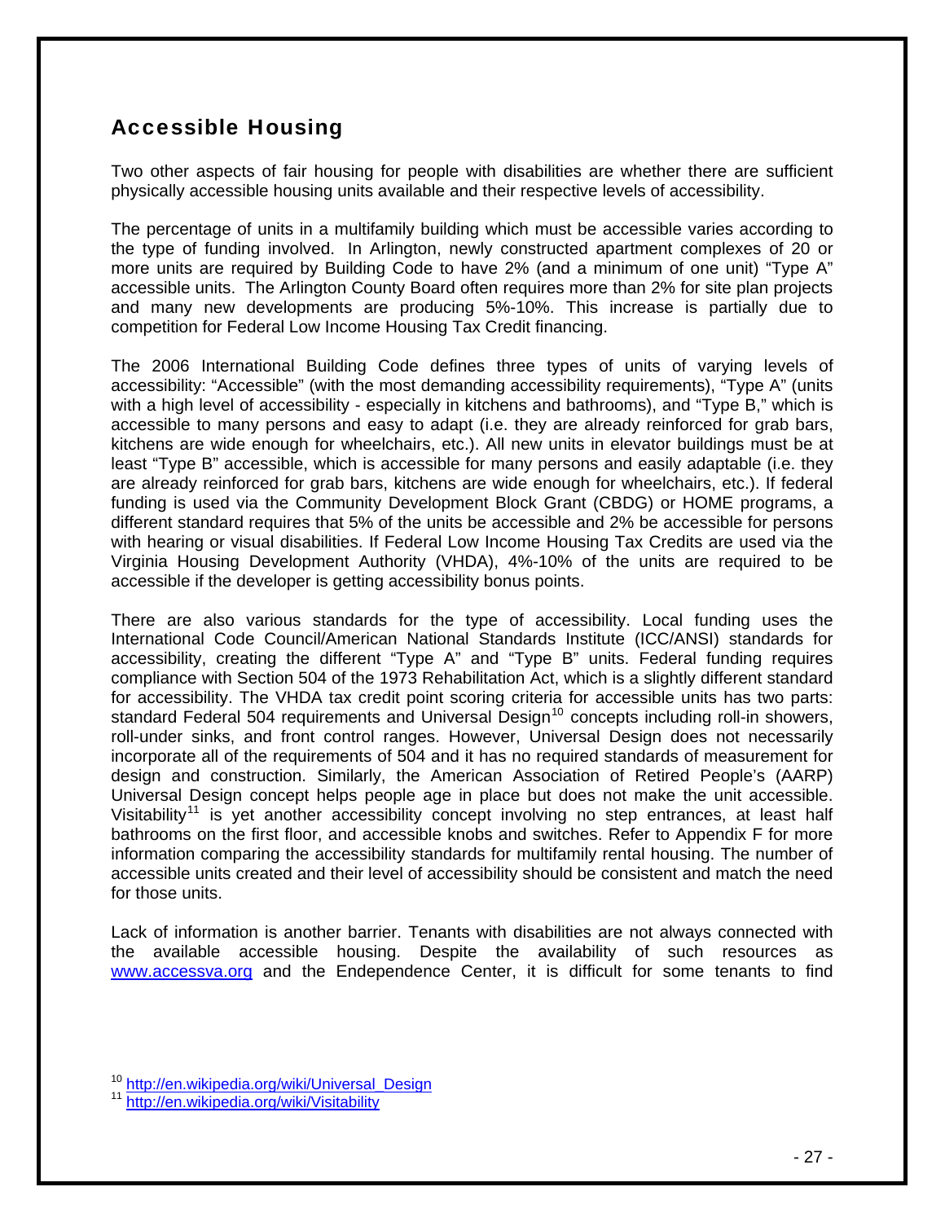## Accessible Housing

Two other aspects of fair housing for people with disabilities are whether there are sufficient physically accessible housing units available and their respective levels of accessibility.

The percentage of units in a multifamily building which must be accessible varies according to the type of funding involved. In Arlington, newly constructed apartment complexes of 20 or more units are required by Building Code to have 2% (and a minimum of one unit) "Type A" accessible units. The Arlington County Board often requires more than 2% for site plan projects and many new developments are producing 5%-10%. This increase is partially due to competition for Federal Low Income Housing Tax Credit financing.

The 2006 International Building Code defines three types of units of varying levels of accessibility: "Accessible" (with the most demanding accessibility requirements), "Type A" (units with a high level of accessibility - especially in kitchens and bathrooms), and "Type B," which is accessible to many persons and easy to adapt (i.e. they are already reinforced for grab bars, kitchens are wide enough for wheelchairs, etc.). All new units in elevator buildings must be at least "Type B" accessible, which is accessible for many persons and easily adaptable (i.e. they are already reinforced for grab bars, kitchens are wide enough for wheelchairs, etc.). If federal funding is used via the Community Development Block Grant (CBDG) or HOME programs, a different standard requires that 5% of the units be accessible and 2% be accessible for persons with hearing or visual disabilities. If Federal Low Income Housing Tax Credits are used via the Virginia Housing Development Authority (VHDA), 4%-10% of the units are required to be accessible if the developer is getting accessibility bonus points.

There are also various standards for the type of accessibility. Local funding uses the International Code Council/American National Standards Institute (ICC/ANSI) standards for accessibility, creating the different "Type A" and "Type B" units. Federal funding requires compliance with Section 504 of the 1973 Rehabilitation Act, which is a slightly different standard for accessibility. The VHDA tax credit point scoring criteria for accessible units has two parts: standard Federal 504 requirements and Universal Design[10] concepts including roll-in showers, roll-under sinks, and front control ranges. However, Universal Design does not necessarily incorporate all of the requirements of 504 and it has no required standards of measurement for design and construction. Similarly, the American Association of Retired People's (AARP) Universal Design concept helps people age in place but does not make the unit accessible. Visitability[11] is yet another accessibility concept involving no step entrances, at least half bathrooms on the first floor, and accessible knobs and switches. Refer to Appendix F for more information comparing the accessibility standards for multifamily rental housing. The number of accessible units created and their level of accessibility should be consistent and match the need for those units.

Lack of information is another barrier. Tenants with disabilities are not always connected with the available accessible housing. Despite the availability of such resources as www.accessva.org and the Endependence Center, it is difficult for some tenants to find

[10] http://en.wikipedia.org/wiki/Universal_Design

[11] http://en.wikipedia.org/wiki/Visitability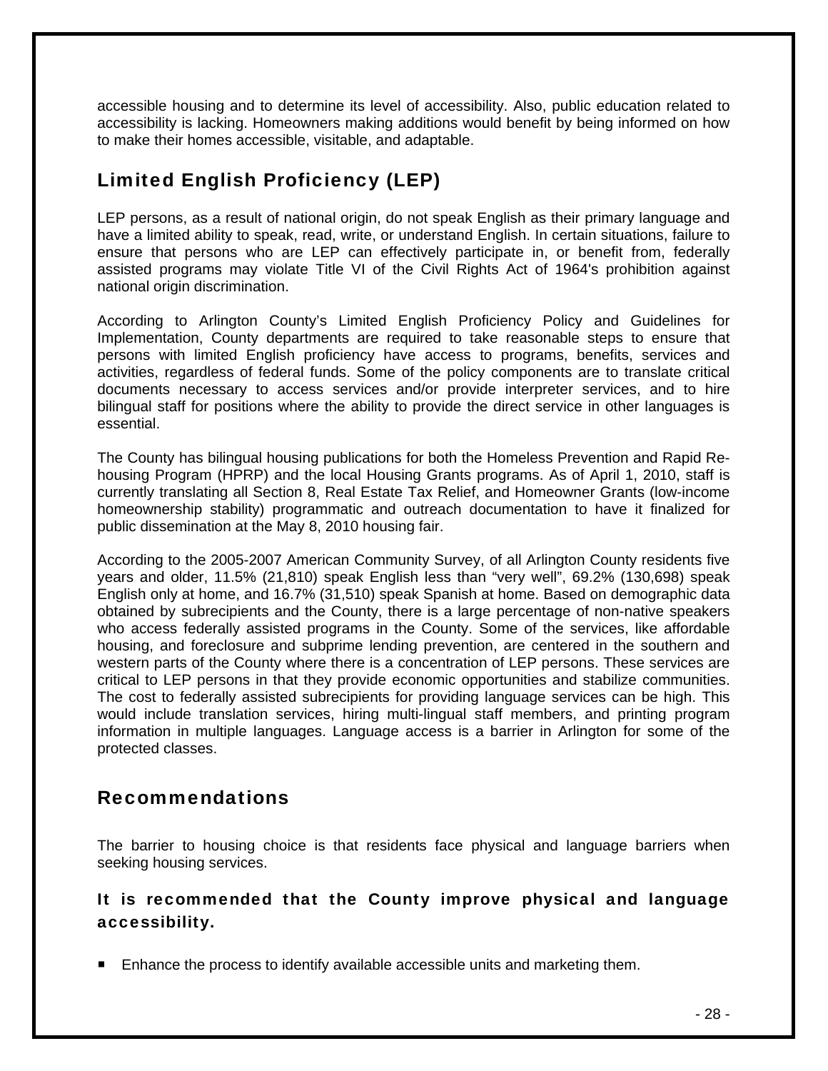accessible housing and to determine its level of accessibility. Also, public education related to accessibility is lacking. Homeowners making additions would benefit by being informed on how to make their homes accessible, visitable, and adaptable.

## Limited English Proficiency (LEP)

LEP persons, as a result of national origin, do not speak English as their primary language and have a limited ability to speak, read, write, or understand English. In certain situations, failure to ensure that persons who are LEP can effectively participate in, or benefit from, federally assisted programs may violate Title VI of the Civil Rights Act of 1964's prohibition against national origin discrimination.

According to Arlington County's Limited English Proficiency Policy and Guidelines for Implementation, County departments are required to take reasonable steps to ensure that persons with limited English proficiency have access to programs, benefits, services and activities, regardless of federal funds. Some of the policy components are to translate critical documents necessary to access services and/or provide interpreter services, and to hire bilingual staff for positions where the ability to provide the direct service in other languages is essential.

The County has bilingual housing publications for both the Homeless Prevention and Rapid Re-housing Program (HPRP) and the local Housing Grants programs. As of April 1, 2010, staff is currently translating all Section 8, Real Estate Tax Relief, and Homeowner Grants (low-income homeownership stability) programmatic and outreach documentation to have it finalized for public dissemination at the May 8, 2010 housing fair.

According to the 2005-2007 American Community Survey, of all Arlington County residents five years and older, 11.5% (21,810) speak English less than "very well", 69.2% (130,698) speak English only at home, and 16.7% (31,510) speak Spanish at home. Based on demographic data obtained by subrecipients and the County, there is a large percentage of non-native speakers who access federally assisted programs in the County. Some of the services, like affordable housing, and foreclosure and subprime lending prevention, are centered in the southern and western parts of the County where there is a concentration of LEP persons. These services are critical to LEP persons in that they provide economic opportunities and stabilize communities. The cost to federally assisted subrecipients for providing language services can be high. This would include translation services, hiring multi-lingual staff members, and printing program information in multiple languages. Language access is a barrier in Arlington for some of the protected classes.

## Recommendations

The barrier to housing choice is that residents face physical and language barriers when seeking housing services.

### It is recommended that the County improve physical and language accessibility.

- Enhance the process to identify available accessible units and marketing them.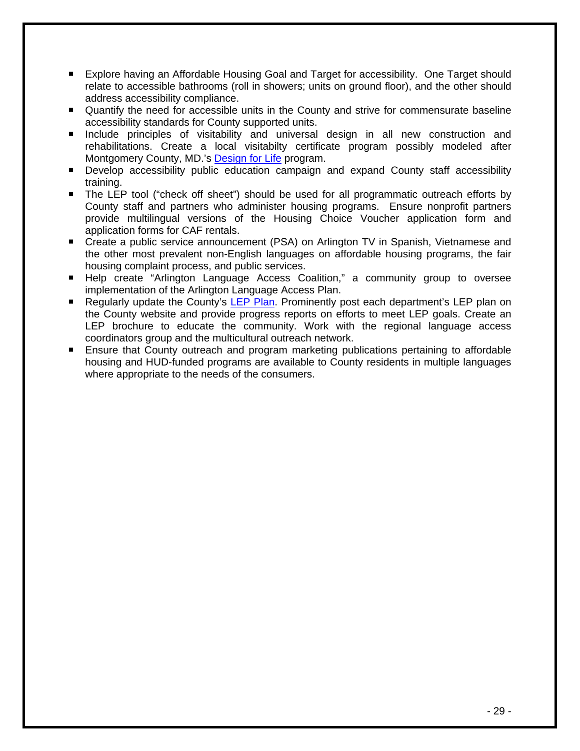- Explore having an Affordable Housing Goal and Target for accessibility. One Target should relate to accessible bathrooms (roll in showers; units on ground floor), and the other should address accessibility compliance.
- Quantify the need for accessible units in the County and strive for commensurate baseline accessibility standards for County supported units.
- Include principles of visitability and universal design in all new construction and rehabilitations. Create a local visitabilty certificate program possibly modeled after Montgomery County, MD.'s Design for Life program.
- Develop accessibility public education campaign and expand County staff accessibility training.
- The LEP tool ("check off sheet") should be used for all programmatic outreach efforts by County staff and partners who administer housing programs. Ensure nonprofit partners provide multilingual versions of the Housing Choice Voucher application form and application forms for CAF rentals.
- Create a public service announcement (PSA) on Arlington TV in Spanish, Vietnamese and the other most prevalent non-English languages on affordable housing programs, the fair housing complaint process, and public services.
- Help create "Arlington Language Access Coalition," a community group to oversee implementation of the Arlington Language Access Plan.
- Regularly update the County's LEP Plan. Prominently post each department's LEP plan on the County website and provide progress reports on efforts to meet LEP goals. Create an LEP brochure to educate the community. Work with the regional language access coordinators group and the multicultural outreach network.
- Ensure that County outreach and program marketing publications pertaining to affordable housing and HUD-funded programs are available to County residents in multiple languages where appropriate to the needs of the consumers.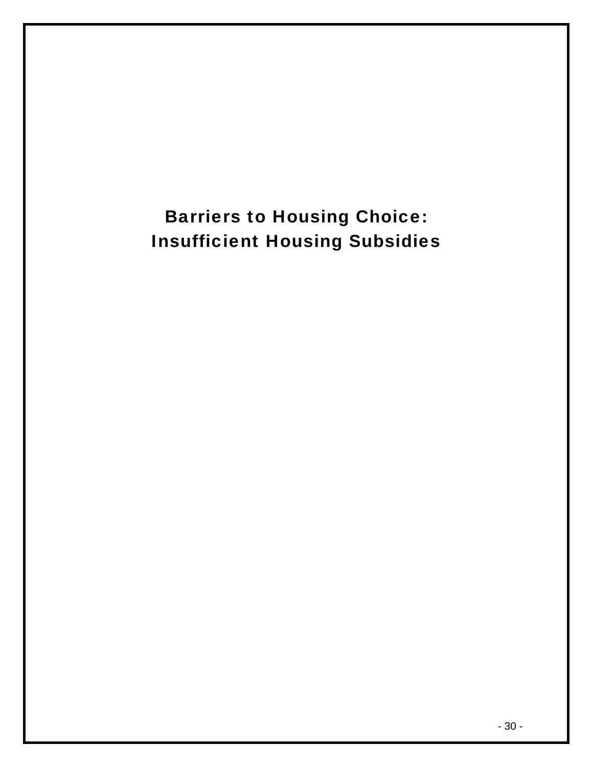# Barriers to Housing Choice: Insufficient Housing Subsidies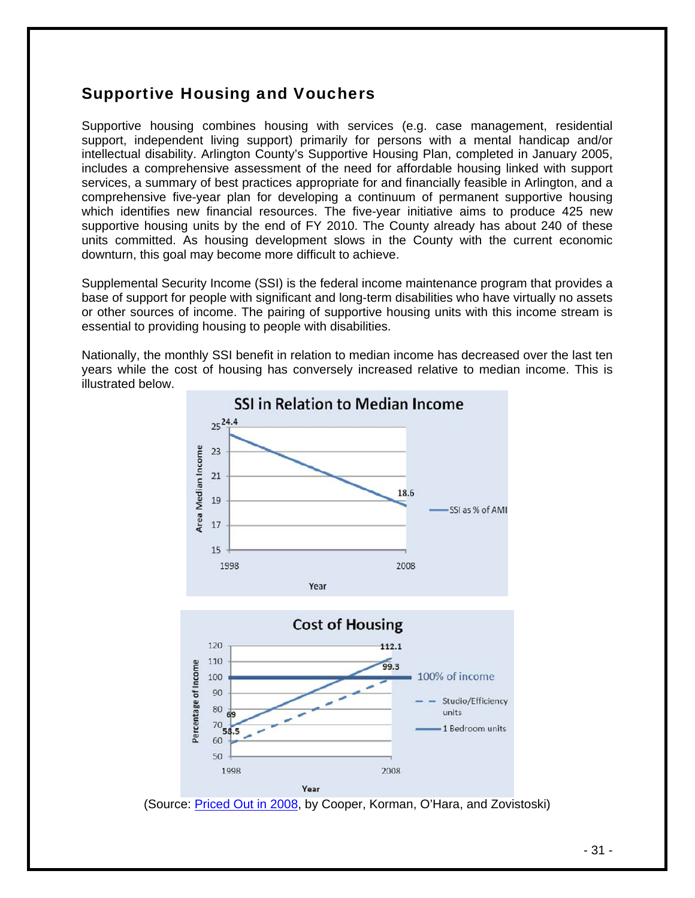## Supportive Housing and Vouchers

Supportive housing combines housing with services (e.g. case management, residential support, independent living support) primarily for persons with a mental handicap and/or intellectual disability. Arlington County's Supportive Housing Plan, completed in January 2005, includes a comprehensive assessment of the need for affordable housing linked with support services, a summary of best practices appropriate for and financially feasible in Arlington, and a comprehensive five-year plan for developing a continuum of permanent supportive housing which identifies new financial resources. The five-year initiative aims to produce 425 new supportive housing units by the end of FY 2010. The County already has about 240 of these units committed. As housing development slows in the County with the current economic downturn, this goal may become more difficult to achieve.

Supplemental Security Income (SSI) is the federal income maintenance program that provides a base of support for people with significant and long-term disabilities who have virtually no assets or other sources of income. The pairing of supportive housing units with this income stream is essential to providing housing to people with disabilities.

Nationally, the monthly SSI benefit in relation to median income has decreased over the last ten years while the cost of housing has conversely increased relative to median income. This is illustrated below.

(Source: Priced Out in 2008, by Cooper, Korman, O'Hara, and Zovistoski)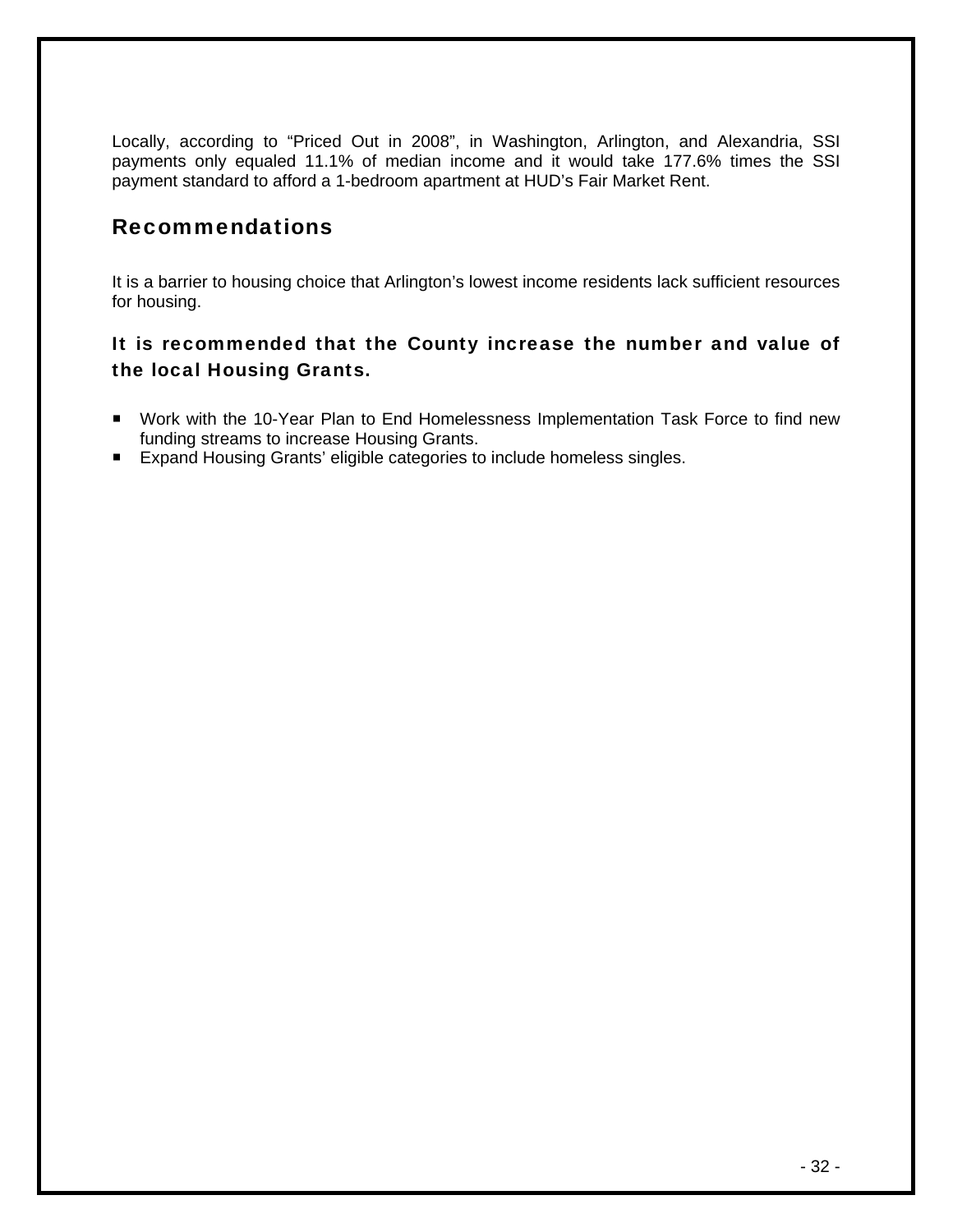Locally, according to "Priced Out in 2008", in Washington, Arlington, and Alexandria, SSI payments only equaled 11.1% of median income and it would take 177.6% times the SSI payment standard to afford a 1-bedroom apartment at HUD's Fair Market Rent.

## Recommendations

It is a barrier to housing choice that Arlington's lowest income residents lack sufficient resources for housing.

### It is recommended that the County increase the number and value of the local Housing Grants.

- Work with the 10-Year Plan to End Homelessness Implementation Task Force to find new funding streams to increase Housing Grants.
- Expand Housing Grants' eligible categories to include homeless singles.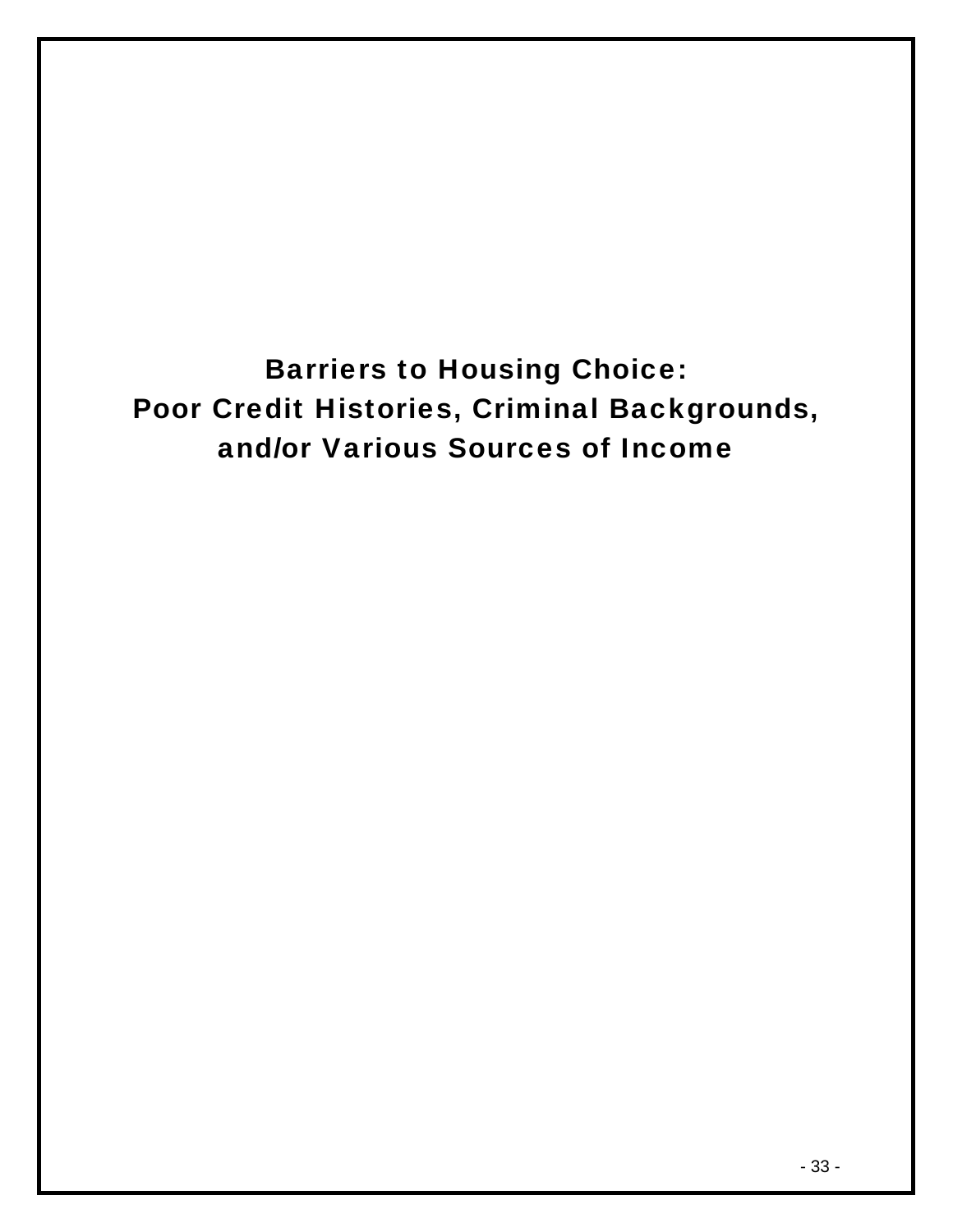# Barriers to Housing Choice:
# Poor Credit Histories, Criminal Backgrounds, and/or Various Sources of Income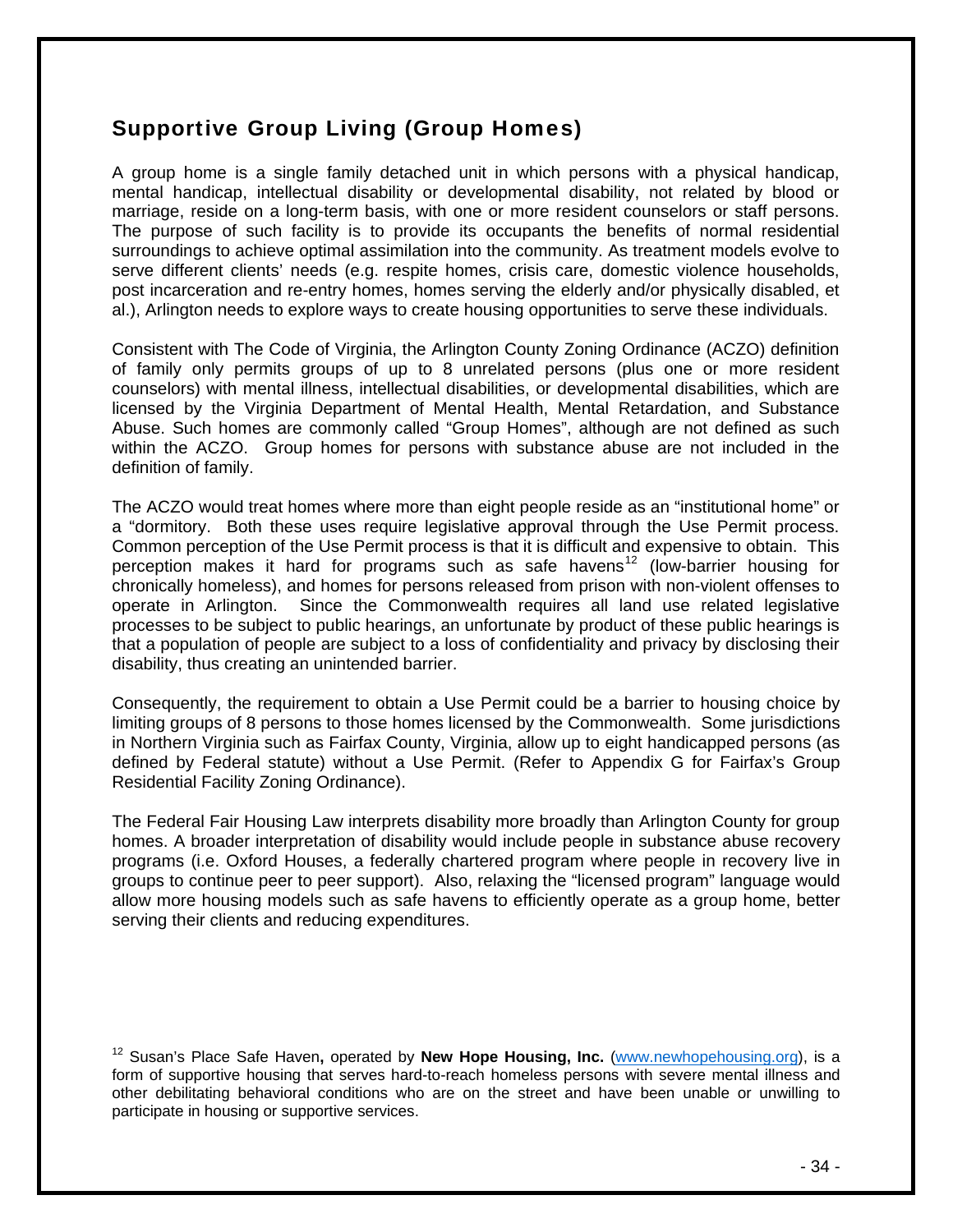## Supportive Group Living (Group Homes)

A group home is a single family detached unit in which persons with a physical handicap, mental handicap, intellectual disability or developmental disability, not related by blood or marriage, reside on a long-term basis, with one or more resident counselors or staff persons. The purpose of such facility is to provide its occupants the benefits of normal residential surroundings to achieve optimal assimilation into the community. As treatment models evolve to serve different clients' needs (e.g. respite homes, crisis care, domestic violence households, post incarceration and re-entry homes, homes serving the elderly and/or physically disabled, et al.), Arlington needs to explore ways to create housing opportunities to serve these individuals.

Consistent with The Code of Virginia, the Arlington County Zoning Ordinance (ACZO) definition of family only permits groups of up to 8 unrelated persons (plus one or more resident counselors) with mental illness, intellectual disabilities, or developmental disabilities, which are licensed by the Virginia Department of Mental Health, Mental Retardation, and Substance Abuse. Such homes are commonly called "Group Homes", although are not defined as such within the ACZO. Group homes for persons with substance abuse are not included in the definition of family.

The ACZO would treat homes where more than eight people reside as an "institutional home" or a "dormitory. Both these uses require legislative approval through the Use Permit process. Common perception of the Use Permit process is that it is difficult and expensive to obtain. This perception makes it hard for programs such as safe havens[12] (low-barrier housing for chronically homeless), and homes for persons released from prison with non-violent offenses to operate in Arlington. Since the Commonwealth requires all land use related legislative processes to be subject to public hearings, an unfortunate by product of these public hearings is that a population of people are subject to a loss of confidentiality and privacy by disclosing their disability, thus creating an unintended barrier.

Consequently, the requirement to obtain a Use Permit could be a barrier to housing choice by limiting groups of 8 persons to those homes licensed by the Commonwealth. Some jurisdictions in Northern Virginia such as Fairfax County, Virginia, allow up to eight handicapped persons (as defined by Federal statute) without a Use Permit. (Refer to Appendix G for Fairfax's Group Residential Facility Zoning Ordinance).

The Federal Fair Housing Law interprets disability more broadly than Arlington County for group homes. A broader interpretation of disability would include people in substance abuse recovery programs (i.e. Oxford Houses, a federally chartered program where people in recovery live in groups to continue peer to peer support). Also, relaxing the "licensed program" language would allow more housing models such as safe havens to efficiently operate as a group home, better serving their clients and reducing expenditures.

[12] Susan's Place Safe Haven, operated by **New Hope Housing, Inc.** (www.newhopehousing.org), is a form of supportive housing that serves hard-to-reach homeless persons with severe mental illness and other debilitating behavioral conditions who are on the street and have been unable or unwilling to participate in housing or supportive services.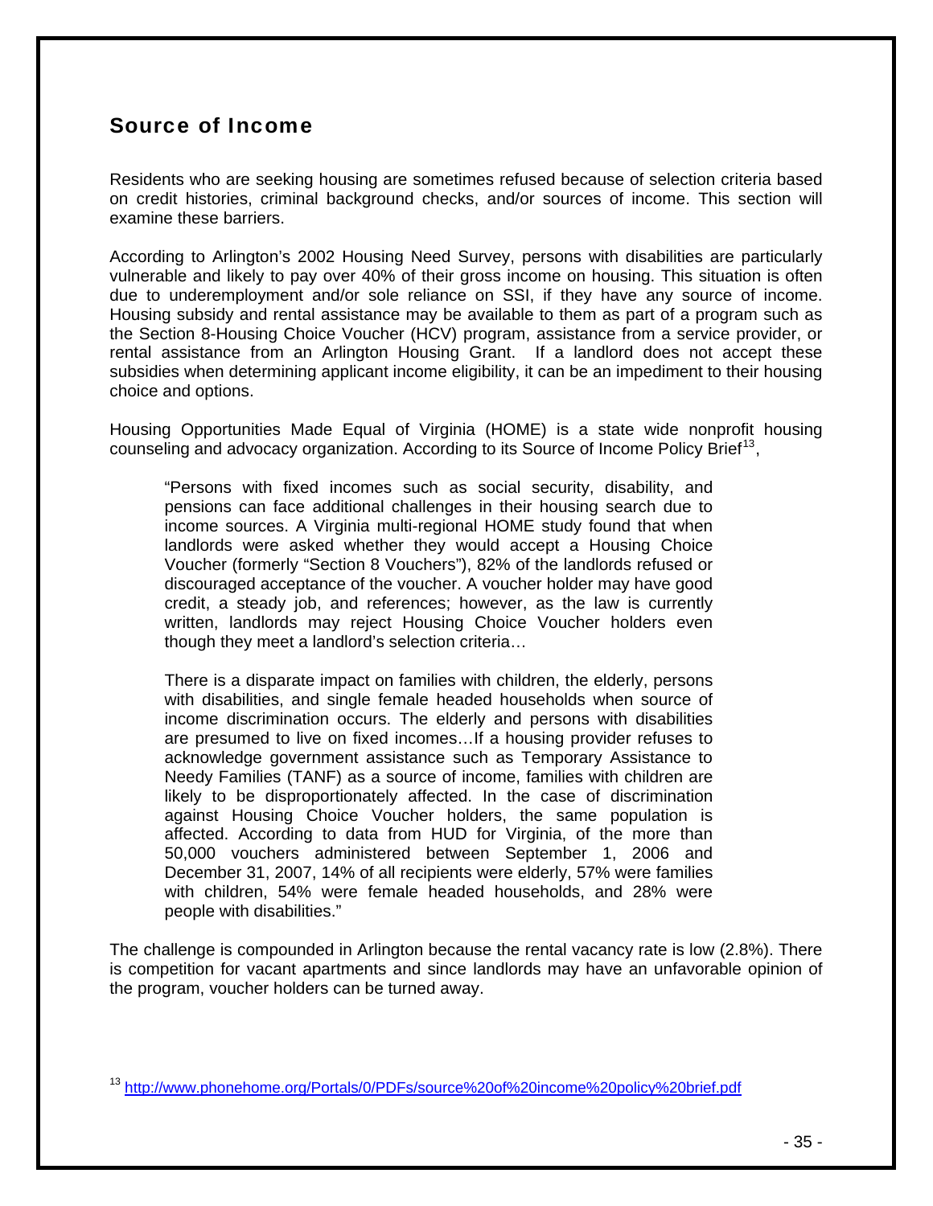## Source of Income

Residents who are seeking housing are sometimes refused because of selection criteria based on credit histories, criminal background checks, and/or sources of income. This section will examine these barriers.

According to Arlington's 2002 Housing Need Survey, persons with disabilities are particularly vulnerable and likely to pay over 40% of their gross income on housing. This situation is often due to underemployment and/or sole reliance on SSI, if they have any source of income. Housing subsidy and rental assistance may be available to them as part of a program such as the Section 8-Housing Choice Voucher (HCV) program, assistance from a service provider, or rental assistance from an Arlington Housing Grant. If a landlord does not accept these subsidies when determining applicant income eligibility, it can be an impediment to their housing choice and options.

Housing Opportunities Made Equal of Virginia (HOME) is a state wide nonprofit housing counseling and advocacy organization. According to its Source of Income Policy Brief[13],

> "Persons with fixed incomes such as social security, disability, and pensions can face additional challenges in their housing search due to income sources. A Virginia multi-regional HOME study found that when landlords were asked whether they would accept a Housing Choice Voucher (formerly "Section 8 Vouchers"), 82% of the landlords refused or discouraged acceptance of the voucher. A voucher holder may have good credit, a steady job, and references; however, as the law is currently written, landlords may reject Housing Choice Voucher holders even though they meet a landlord's selection criteria…
>
> There is a disparate impact on families with children, the elderly, persons with disabilities, and single female headed households when source of income discrimination occurs. The elderly and persons with disabilities are presumed to live on fixed incomes…If a housing provider refuses to acknowledge government assistance such as Temporary Assistance to Needy Families (TANF) as a source of income, families with children are likely to be disproportionately affected. In the case of discrimination against Housing Choice Voucher holders, the same population is affected. According to data from HUD for Virginia, of the more than 50,000 vouchers administered between September 1, 2006 and December 31, 2007, 14% of all recipients were elderly, 57% were families with children, 54% were female headed households, and 28% were people with disabilities."

The challenge is compounded in Arlington because the rental vacancy rate is low (2.8%). There is competition for vacant apartments and since landlords may have an unfavorable opinion of the program, voucher holders can be turned away.

[13] http://www.phonehome.org/Portals/0/PDFs/source%20of%20income%20policy%20brief.pdf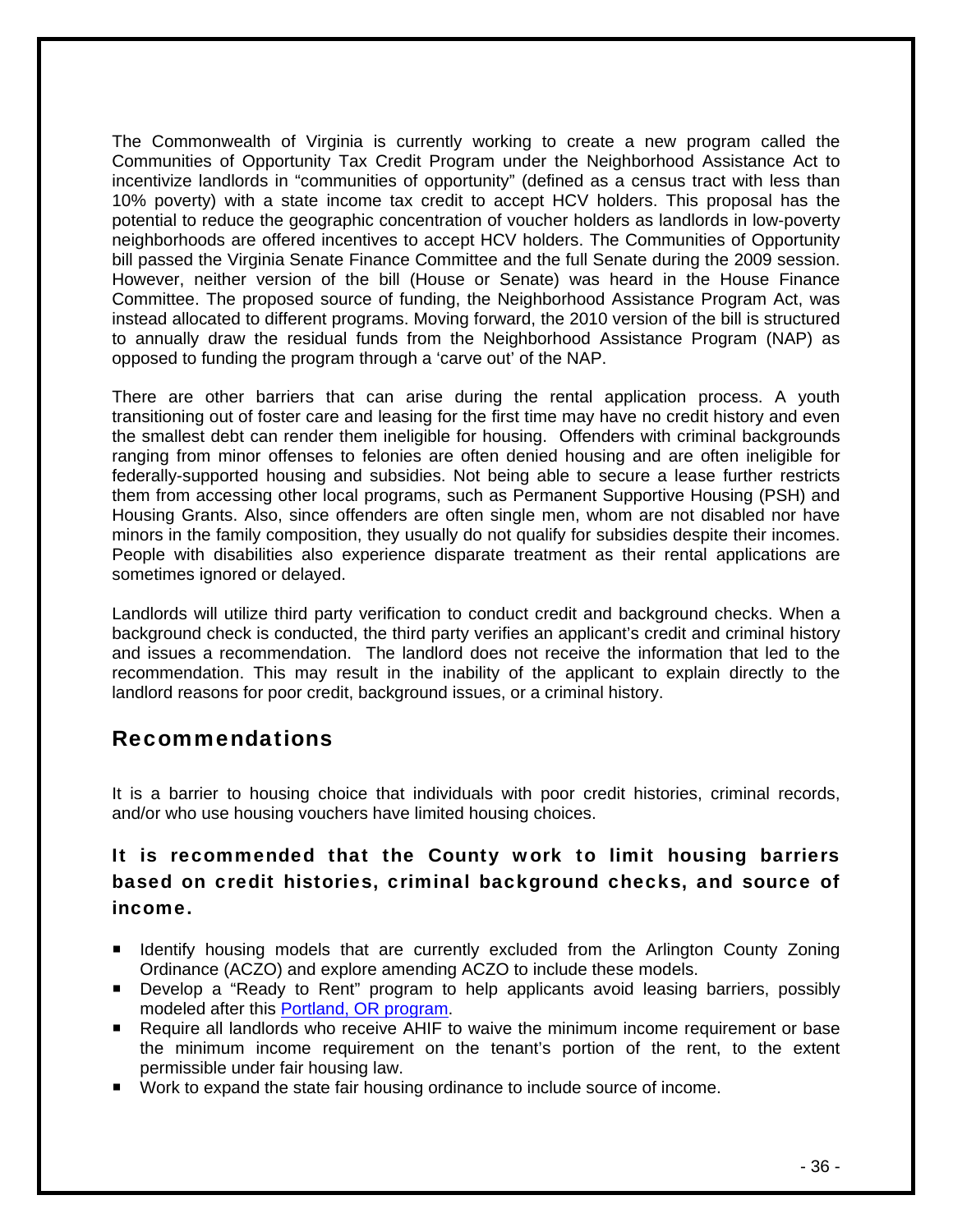The Commonwealth of Virginia is currently working to create a new program called the Communities of Opportunity Tax Credit Program under the Neighborhood Assistance Act to incentivize landlords in "communities of opportunity" (defined as a census tract with less than 10% poverty) with a state income tax credit to accept HCV holders. This proposal has the potential to reduce the geographic concentration of voucher holders as landlords in low-poverty neighborhoods are offered incentives to accept HCV holders. The Communities of Opportunity bill passed the Virginia Senate Finance Committee and the full Senate during the 2009 session. However, neither version of the bill (House or Senate) was heard in the House Finance Committee. The proposed source of funding, the Neighborhood Assistance Program Act, was instead allocated to different programs. Moving forward, the 2010 version of the bill is structured to annually draw the residual funds from the Neighborhood Assistance Program (NAP) as opposed to funding the program through a 'carve out' of the NAP.

There are other barriers that can arise during the rental application process. A youth transitioning out of foster care and leasing for the first time may have no credit history and even the smallest debt can render them ineligible for housing. Offenders with criminal backgrounds ranging from minor offenses to felonies are often denied housing and are often ineligible for federally-supported housing and subsidies. Not being able to secure a lease further restricts them from accessing other local programs, such as Permanent Supportive Housing (PSH) and Housing Grants. Also, since offenders are often single men, whom are not disabled nor have minors in the family composition, they usually do not qualify for subsidies despite their incomes. People with disabilities also experience disparate treatment as their rental applications are sometimes ignored or delayed.

Landlords will utilize third party verification to conduct credit and background checks. When a background check is conducted, the third party verifies an applicant's credit and criminal history and issues a recommendation. The landlord does not receive the information that led to the recommendation. This may result in the inability of the applicant to explain directly to the landlord reasons for poor credit, background issues, or a criminal history.

## Recommendations

It is a barrier to housing choice that individuals with poor credit histories, criminal records, and/or who use housing vouchers have limited housing choices.

### It is recommended that the County work to limit housing barriers based on credit histories, criminal background checks, and source of income.

- Identify housing models that are currently excluded from the Arlington County Zoning Ordinance (ACZO) and explore amending ACZO to include these models.
- Develop a "Ready to Rent" program to help applicants avoid leasing barriers, possibly modeled after this Portland, OR program.
- Require all landlords who receive AHIF to waive the minimum income requirement or base the minimum income requirement on the tenant's portion of the rent, to the extent permissible under fair housing law.
- Work to expand the state fair housing ordinance to include source of income.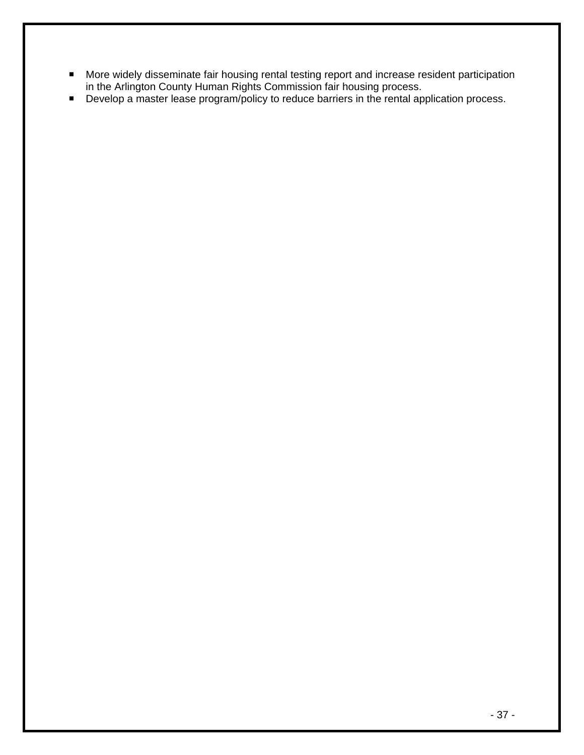- More widely disseminate fair housing rental testing report and increase resident participation in the Arlington County Human Rights Commission fair housing process.
- Develop a master lease program/policy to reduce barriers in the rental application process.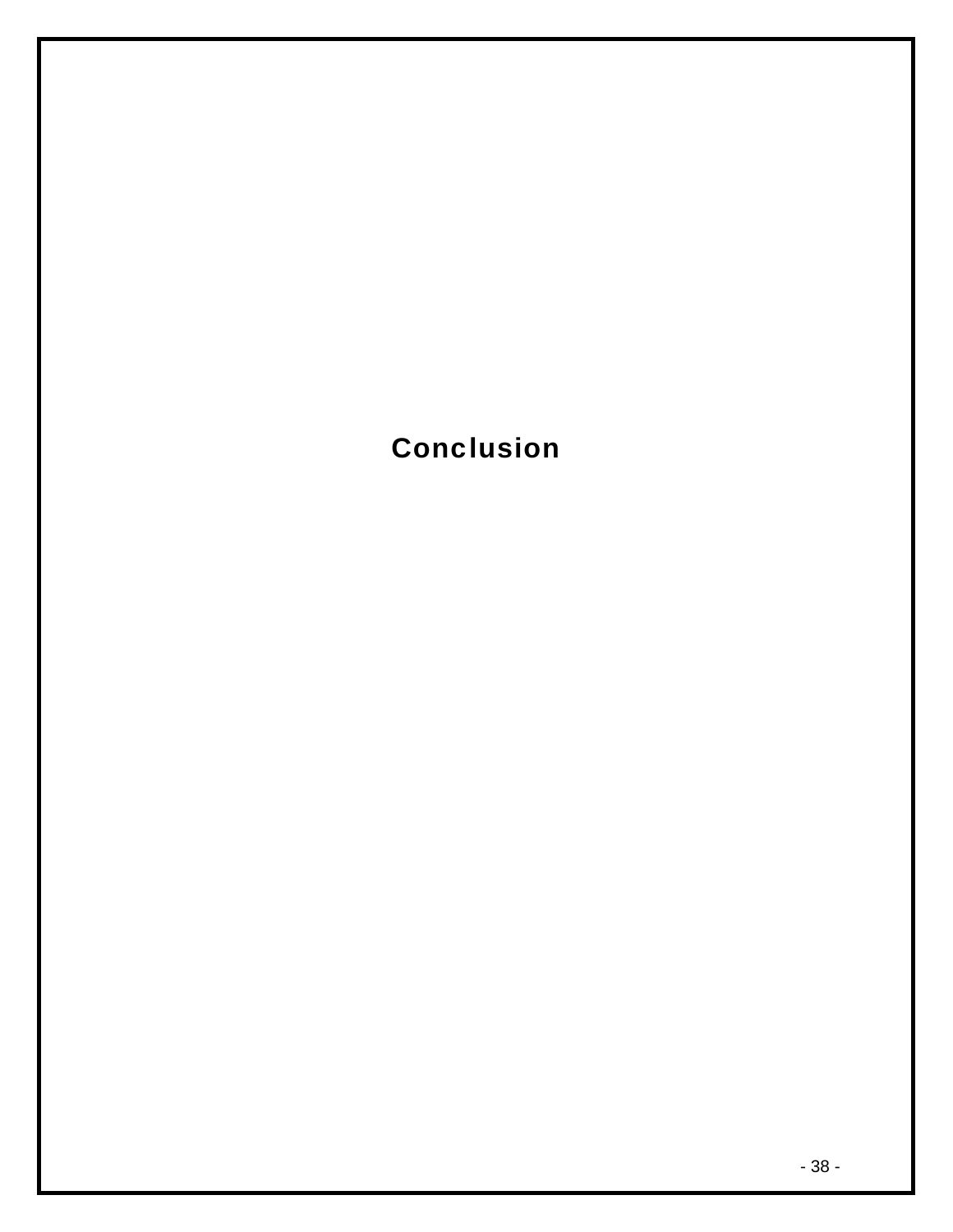# Conclusion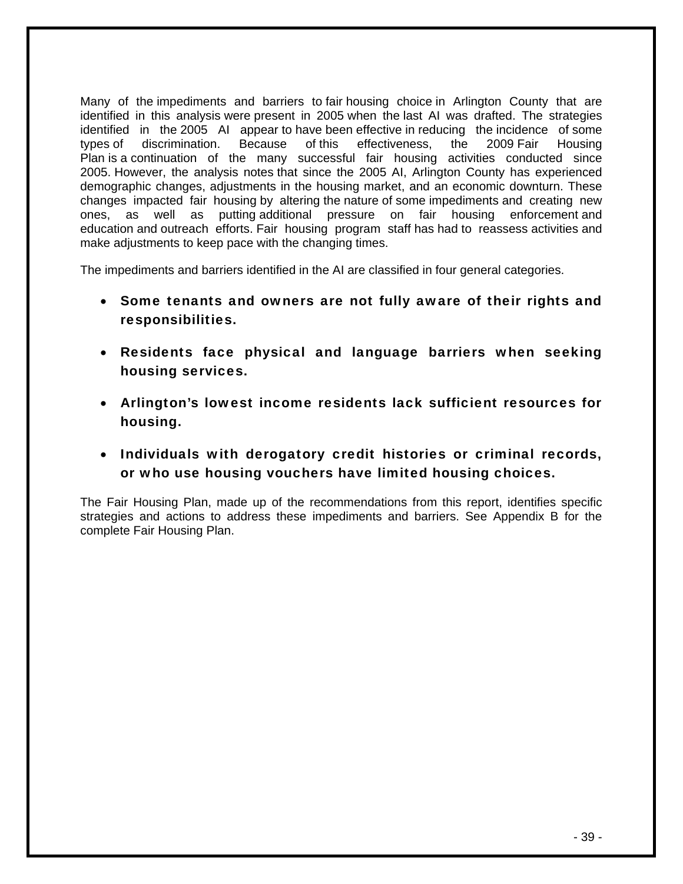Many of the impediments and barriers to fair housing choice in Arlington County that are identified in this analysis were present in 2005 when the last AI was drafted. The strategies identified in the 2005 AI appear to have been effective in reducing the incidence of some types of discrimination. Because of this effectiveness, the 2009 Fair Housing Plan is a continuation of the many successful fair housing activities conducted since 2005. However, the analysis notes that since the 2005 AI, Arlington County has experienced demographic changes, adjustments in the housing market, and an economic downturn. These changes impacted fair housing by altering the nature of some impediments and creating new ones, as well as putting additional pressure on fair housing enforcement and education and outreach efforts. Fair housing program staff has had to reassess activities and make adjustments to keep pace with the changing times.

The impediments and barriers identified in the AI are classified in four general categories.

- **Some tenants and owners are not fully aware of their rights and responsibilities.**
- **Residents face physical and language barriers when seeking housing services.**
- **Arlington's lowest income residents lack sufficient resources for housing.**
- **Individuals with derogatory credit histories or criminal records, or who use housing vouchers have limited housing choices.**

The Fair Housing Plan, made up of the recommendations from this report, identifies specific strategies and actions to address these impediments and barriers. See Appendix B for the complete Fair Housing Plan.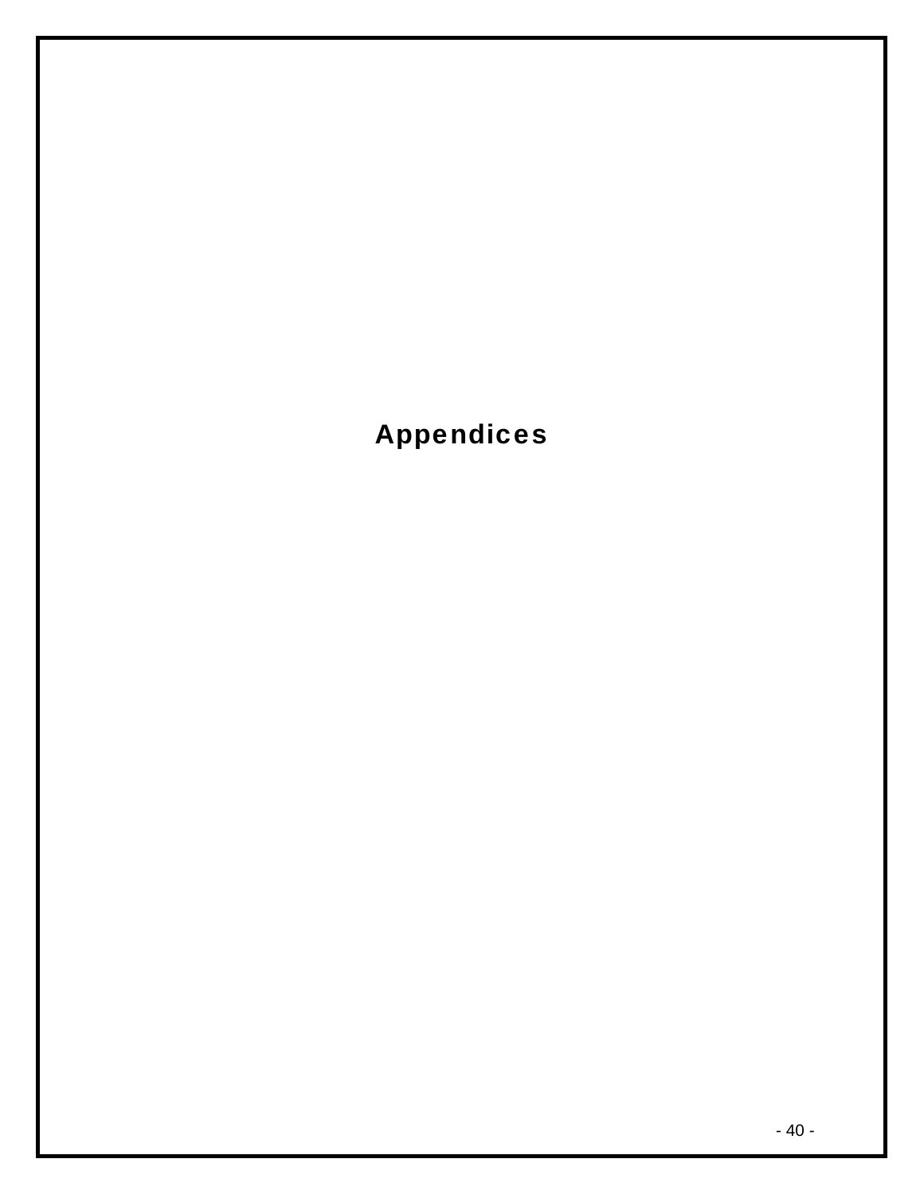# Appendices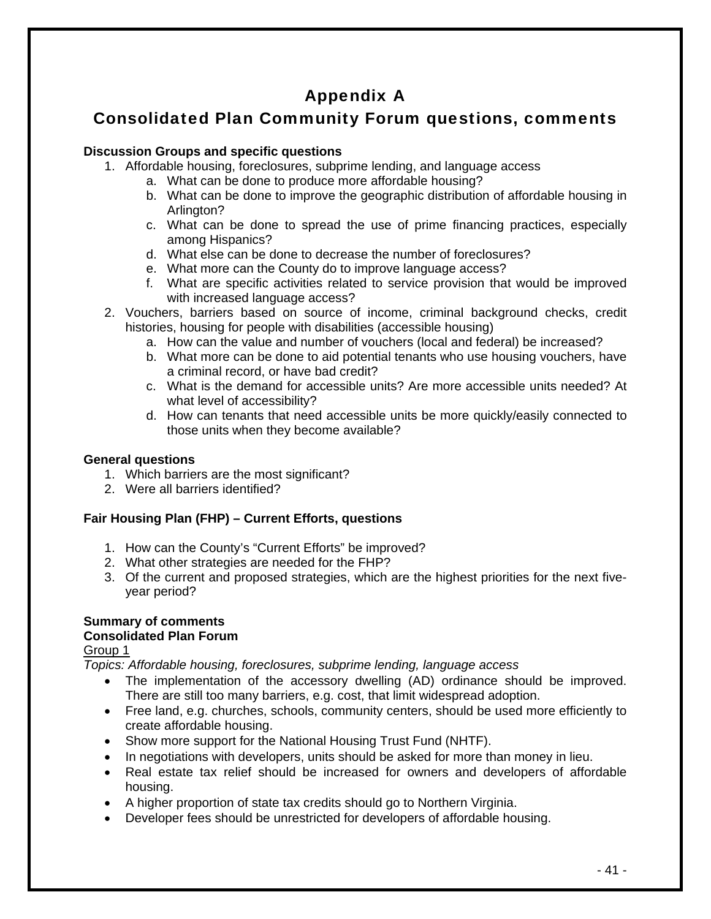# Appendix A

## Consolidated Plan Community Forum questions, comments

**Discussion Groups and specific questions**

1. Affordable housing, foreclosures, subprime lending, and language access
   a. What can be done to produce more affordable housing?
   b. What can be done to improve the geographic distribution of affordable housing in Arlington?
   c. What can be done to spread the use of prime financing practices, especially among Hispanics?
   d. What else can be done to decrease the number of foreclosures?
   e. What more can the County do to improve language access?
   f. What are specific activities related to service provision that would be improved with increased language access?
2. Vouchers, barriers based on source of income, criminal background checks, credit histories, housing for people with disabilities (accessible housing)
   a. How can the value and number of vouchers (local and federal) be increased?
   b. What more can be done to aid potential tenants who use housing vouchers, have a criminal record, or have bad credit?
   c. What is the demand for accessible units? Are more accessible units needed? At what level of accessibility?
   d. How can tenants that need accessible units be more quickly/easily connected to those units when they become available?

**General questions**

1. Which barriers are the most significant?
2. Were all barriers identified?

**Fair Housing Plan (FHP) – Current Efforts, questions**

1. How can the County's "Current Efforts" be improved?
2. What other strategies are needed for the FHP?
3. Of the current and proposed strategies, which are the highest priorities for the next five-year period?

**Summary of comments**
**Consolidated Plan Forum**

<u>Group 1</u>

*Topics: Affordable housing, foreclosures, subprime lending, language access*

- The implementation of the accessory dwelling (AD) ordinance should be improved. There are still too many barriers, e.g. cost, that limit widespread adoption.
- Free land, e.g. churches, schools, community centers, should be used more efficiently to create affordable housing.
- Show more support for the National Housing Trust Fund (NHTF).
- In negotiations with developers, units should be asked for more than money in lieu.
- Real estate tax relief should be increased for owners and developers of affordable housing.
- A higher proportion of state tax credits should go to Northern Virginia.
- Developer fees should be unrestricted for developers of affordable housing.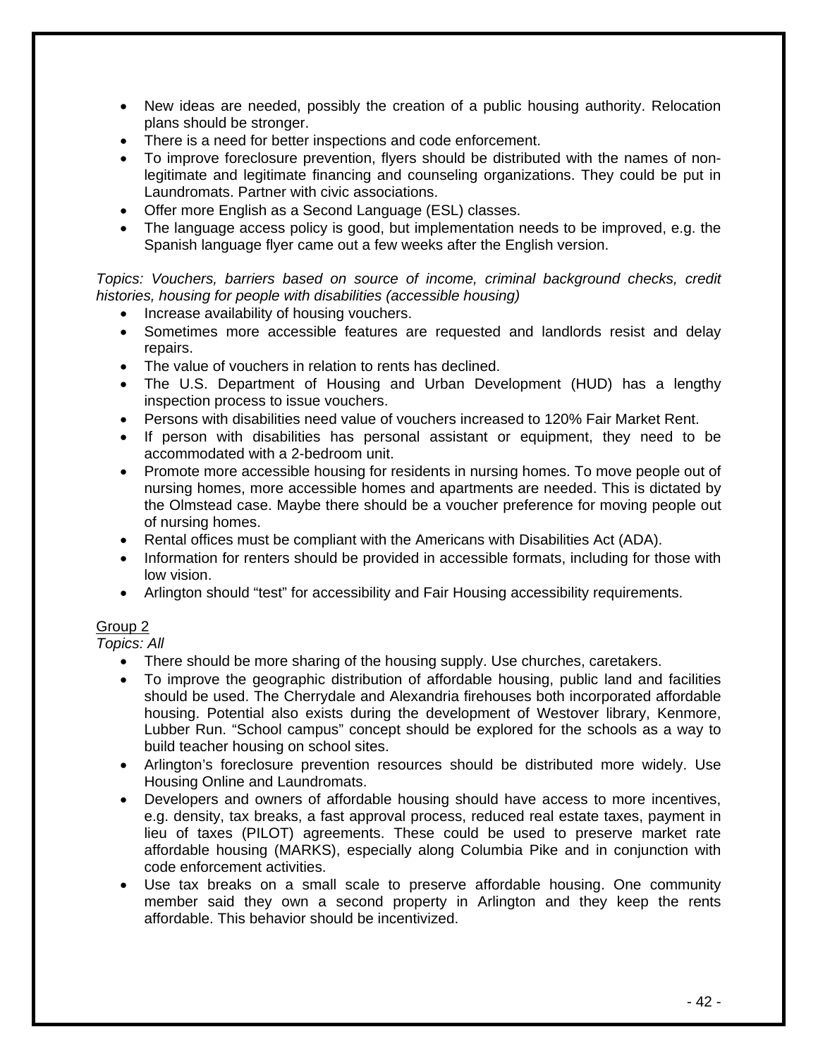- New ideas are needed, possibly the creation of a public housing authority. Relocation plans should be stronger.
- There is a need for better inspections and code enforcement.
- To improve foreclosure prevention, flyers should be distributed with the names of non-legitimate and legitimate financing and counseling organizations. They could be put in Laundromats. Partner with civic associations.
- Offer more English as a Second Language (ESL) classes.
- The language access policy is good, but implementation needs to be improved, e.g. the Spanish language flyer came out a few weeks after the English version.

*Topics: Vouchers, barriers based on source of income, criminal background checks, credit histories, housing for people with disabilities (accessible housing)*

- Increase availability of housing vouchers.
- Sometimes more accessible features are requested and landlords resist and delay repairs.
- The value of vouchers in relation to rents has declined.
- The U.S. Department of Housing and Urban Development (HUD) has a lengthy inspection process to issue vouchers.
- Persons with disabilities need value of vouchers increased to 120% Fair Market Rent.
- If person with disabilities has personal assistant or equipment, they need to be accommodated with a 2-bedroom unit.
- Promote more accessible housing for residents in nursing homes. To move people out of nursing homes, more accessible homes and apartments are needed. This is dictated by the Olmstead case. Maybe there should be a voucher preference for moving people out of nursing homes.
- Rental offices must be compliant with the Americans with Disabilities Act (ADA).
- Information for renters should be provided in accessible formats, including for those with low vision.
- Arlington should "test" for accessibility and Fair Housing accessibility requirements.

Group 2

*Topics: All*

- There should be more sharing of the housing supply. Use churches, caretakers.
- To improve the geographic distribution of affordable housing, public land and facilities should be used. The Cherrydale and Alexandria firehouses both incorporated affordable housing. Potential also exists during the development of Westover library, Kenmore, Lubber Run. "School campus" concept should be explored for the schools as a way to build teacher housing on school sites.
- Arlington's foreclosure prevention resources should be distributed more widely. Use Housing Online and Laundromats.
- Developers and owners of affordable housing should have access to more incentives, e.g. density, tax breaks, a fast approval process, reduced real estate taxes, payment in lieu of taxes (PILOT) agreements. These could be used to preserve market rate affordable housing (MARKS), especially along Columbia Pike and in conjunction with code enforcement activities.
- Use tax breaks on a small scale to preserve affordable housing. One community member said they own a second property in Arlington and they keep the rents affordable. This behavior should be incentivized.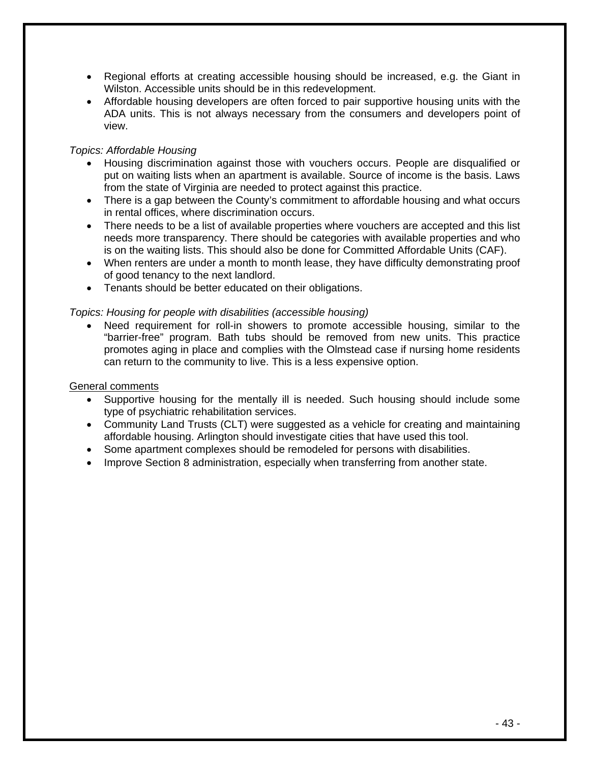- Regional efforts at creating accessible housing should be increased, e.g. the Giant in Wilston. Accessible units should be in this redevelopment.
- Affordable housing developers are often forced to pair supportive housing units with the ADA units. This is not always necessary from the consumers and developers point of view.

*Topics: Affordable Housing*

- Housing discrimination against those with vouchers occurs. People are disqualified or put on waiting lists when an apartment is available. Source of income is the basis. Laws from the state of Virginia are needed to protect against this practice.
- There is a gap between the County's commitment to affordable housing and what occurs in rental offices, where discrimination occurs.
- There needs to be a list of available properties where vouchers are accepted and this list needs more transparency. There should be categories with available properties and who is on the waiting lists. This should also be done for Committed Affordable Units (CAF).
- When renters are under a month to month lease, they have difficulty demonstrating proof of good tenancy to the next landlord.
- Tenants should be better educated on their obligations.

*Topics: Housing for people with disabilities (accessible housing)*

- Need requirement for roll-in showers to promote accessible housing, similar to the "barrier-free" program. Bath tubs should be removed from new units. This practice promotes aging in place and complies with the Olmstead case if nursing home residents can return to the community to live. This is a less expensive option.

<u>General comments</u>

- Supportive housing for the mentally ill is needed. Such housing should include some type of psychiatric rehabilitation services.
- Community Land Trusts (CLT) were suggested as a vehicle for creating and maintaining affordable housing. Arlington should investigate cities that have used this tool.
- Some apartment complexes should be remodeled for persons with disabilities.
- Improve Section 8 administration, especially when transferring from another state.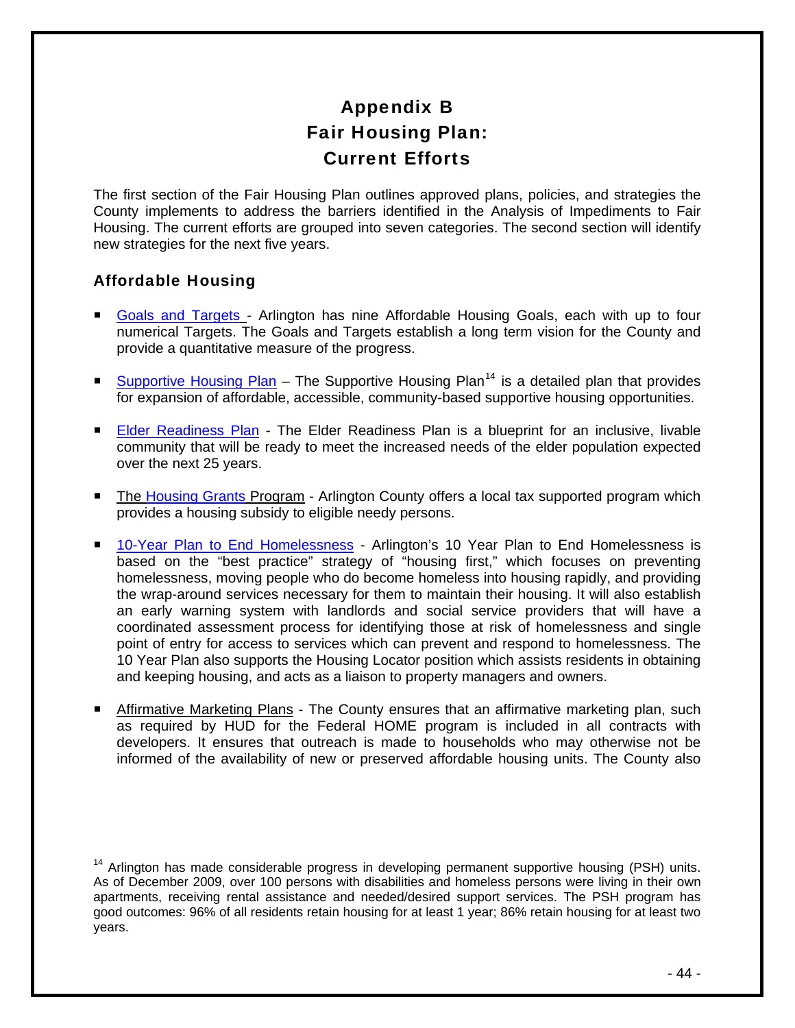# Appendix B
# Fair Housing Plan:
# Current Efforts

The first section of the Fair Housing Plan outlines approved plans, policies, and strategies the County implements to address the barriers identified in the Analysis of Impediments to Fair Housing. The current efforts are grouped into seven categories. The second section will identify new strategies for the next five years.

## Affordable Housing

- Goals and Targets - Arlington has nine Affordable Housing Goals, each with up to four numerical Targets. The Goals and Targets establish a long term vision for the County and provide a quantitative measure of the progress.

- Supportive Housing Plan – The Supportive Housing Plan[14] is a detailed plan that provides for expansion of affordable, accessible, community-based supportive housing opportunities.

- Elder Readiness Plan - The Elder Readiness Plan is a blueprint for an inclusive, livable community that will be ready to meet the increased needs of the elder population expected over the next 25 years.

- The Housing Grants Program - Arlington County offers a local tax supported program which provides a housing subsidy to eligible needy persons.

- 10-Year Plan to End Homelessness - Arlington's 10 Year Plan to End Homelessness is based on the "best practice" strategy of "housing first," which focuses on preventing homelessness, moving people who do become homeless into housing rapidly, and providing the wrap-around services necessary for them to maintain their housing. It will also establish an early warning system with landlords and social service providers that will have a coordinated assessment process for identifying those at risk of homelessness and single point of entry for access to services which can prevent and respond to homelessness. The 10 Year Plan also supports the Housing Locator position which assists residents in obtaining and keeping housing, and acts as a liaison to property managers and owners.

- Affirmative Marketing Plans - The County ensures that an affirmative marketing plan, such as required by HUD for the Federal HOME program is included in all contracts with developers. It ensures that outreach is made to households who may otherwise not be informed of the availability of new or preserved affordable housing units. The County also

[14] Arlington has made considerable progress in developing permanent supportive housing (PSH) units. As of December 2009, over 100 persons with disabilities and homeless persons were living in their own apartments, receiving rental assistance and needed/desired support services. The PSH program has good outcomes: 96% of all residents retain housing for at least 1 year; 86% retain housing for at least two years.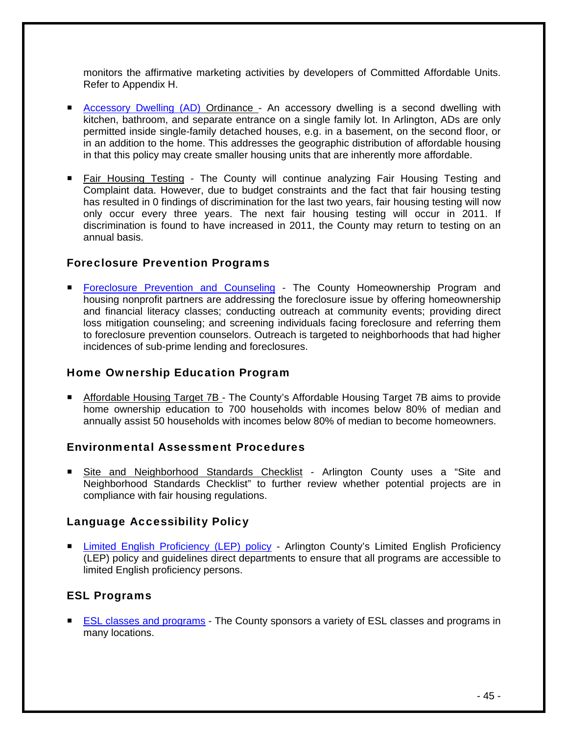monitors the affirmative marketing activities by developers of Committed Affordable Units. Refer to Appendix H.

- Accessory Dwelling (AD) Ordinance - An accessory dwelling is a second dwelling with kitchen, bathroom, and separate entrance on a single family lot. In Arlington, ADs are only permitted inside single-family detached houses, e.g. in a basement, on the second floor, or in an addition to the home. This addresses the geographic distribution of affordable housing in that this policy may create smaller housing units that are inherently more affordable.

- Fair Housing Testing - The County will continue analyzing Fair Housing Testing and Complaint data. However, due to budget constraints and the fact that fair housing testing has resulted in 0 findings of discrimination for the last two years, fair housing testing will now only occur every three years. The next fair housing testing will occur in 2011. If discrimination is found to have increased in 2011, the County may return to testing on an annual basis.

### Foreclosure Prevention Programs

- Foreclosure Prevention and Counseling - The County Homeownership Program and housing nonprofit partners are addressing the foreclosure issue by offering homeownership and financial literacy classes; conducting outreach at community events; providing direct loss mitigation counseling; and screening individuals facing foreclosure and referring them to foreclosure prevention counselors. Outreach is targeted to neighborhoods that had higher incidences of sub-prime lending and foreclosures.

### Home Ownership Education Program

- Affordable Housing Target 7B - The County's Affordable Housing Target 7B aims to provide home ownership education to 700 households with incomes below 80% of median and annually assist 50 households with incomes below 80% of median to become homeowners.

### Environmental Assessment Procedures

- Site and Neighborhood Standards Checklist - Arlington County uses a "Site and Neighborhood Standards Checklist" to further review whether potential projects are in compliance with fair housing regulations.

### Language Accessibility Policy

- Limited English Proficiency (LEP) policy - Arlington County's Limited English Proficiency (LEP) policy and guidelines direct departments to ensure that all programs are accessible to limited English proficiency persons.

### ESL Programs

- ESL classes and programs - The County sponsors a variety of ESL classes and programs in many locations.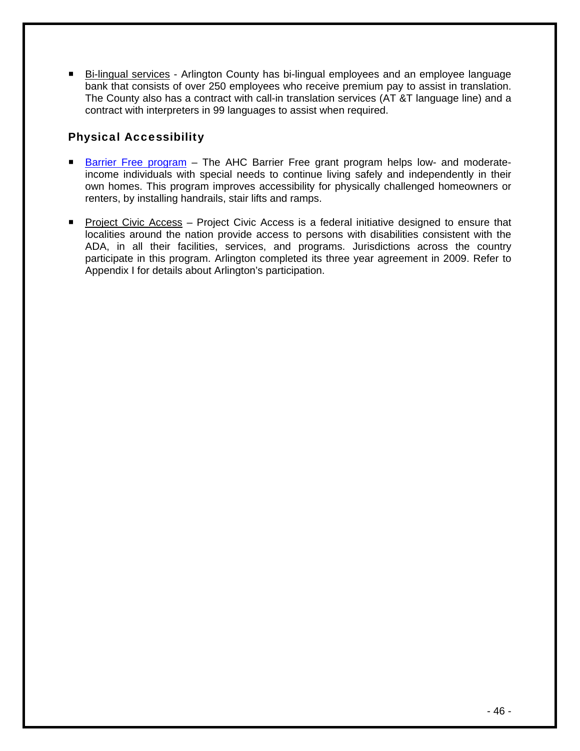- Bi-lingual services - Arlington County has bi-lingual employees and an employee language bank that consists of over 250 employees who receive premium pay to assist in translation. The County also has a contract with call-in translation services (AT &T language line) and a contract with interpreters in 99 languages to assist when required.

### Physical Accessibility

- Barrier Free program – The AHC Barrier Free grant program helps low- and moderate-income individuals with special needs to continue living safely and independently in their own homes. This program improves accessibility for physically challenged homeowners or renters, by installing handrails, stair lifts and ramps.

- Project Civic Access – Project Civic Access is a federal initiative designed to ensure that localities around the nation provide access to persons with disabilities consistent with the ADA, in all their facilities, services, and programs. Jurisdictions across the country participate in this program. Arlington completed its three year agreement in 2009. Refer to Appendix I for details about Arlington's participation.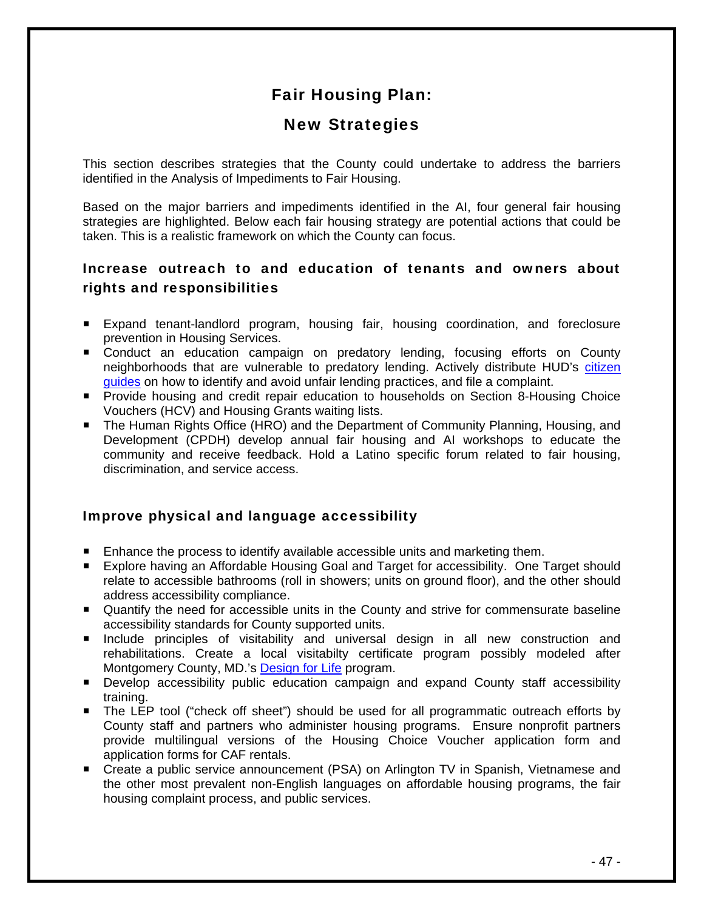# Fair Housing Plan:

## New Strategies

This section describes strategies that the County could undertake to address the barriers identified in the Analysis of Impediments to Fair Housing.

Based on the major barriers and impediments identified in the AI, four general fair housing strategies are highlighted. Below each fair housing strategy are potential actions that could be taken. This is a realistic framework on which the County can focus.

### Increase outreach to and education of tenants and owners about rights and responsibilities

- Expand tenant-landlord program, housing fair, housing coordination, and foreclosure prevention in Housing Services.
- Conduct an education campaign on predatory lending, focusing efforts on County neighborhoods that are vulnerable to predatory lending. Actively distribute HUD's citizen guides on how to identify and avoid unfair lending practices, and file a complaint.
- Provide housing and credit repair education to households on Section 8-Housing Choice Vouchers (HCV) and Housing Grants waiting lists.
- The Human Rights Office (HRO) and the Department of Community Planning, Housing, and Development (CPDH) develop annual fair housing and AI workshops to educate the community and receive feedback. Hold a Latino specific forum related to fair housing, discrimination, and service access.

### Improve physical and language accessibility

- Enhance the process to identify available accessible units and marketing them.
- Explore having an Affordable Housing Goal and Target for accessibility. One Target should relate to accessible bathrooms (roll in showers; units on ground floor), and the other should address accessibility compliance.
- Quantify the need for accessible units in the County and strive for commensurate baseline accessibility standards for County supported units.
- Include principles of visitability and universal design in all new construction and rehabilitations. Create a local visitabilty certificate program possibly modeled after Montgomery County, MD.'s Design for Life program.
- Develop accessibility public education campaign and expand County staff accessibility training.
- The LEP tool ("check off sheet") should be used for all programmatic outreach efforts by County staff and partners who administer housing programs. Ensure nonprofit partners provide multilingual versions of the Housing Choice Voucher application form and application forms for CAF rentals.
- Create a public service announcement (PSA) on Arlington TV in Spanish, Vietnamese and the other most prevalent non-English languages on affordable housing programs, the fair housing complaint process, and public services.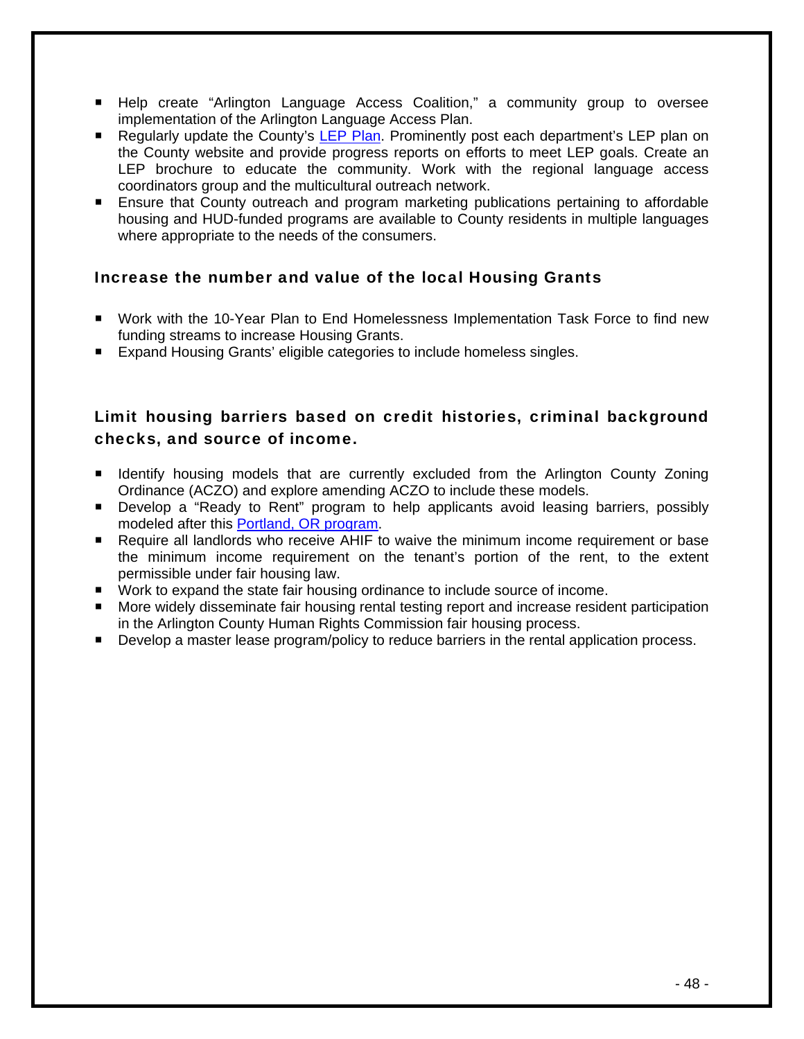- Help create “Arlington Language Access Coalition,” a community group to oversee implementation of the Arlington Language Access Plan.
- Regularly update the County’s LEP Plan. Prominently post each department’s LEP plan on the County website and provide progress reports on efforts to meet LEP goals. Create an LEP brochure to educate the community. Work with the regional language access coordinators group and the multicultural outreach network.
- Ensure that County outreach and program marketing publications pertaining to affordable housing and HUD-funded programs are available to County residents in multiple languages where appropriate to the needs of the consumers.

### Increase the number and value of the local Housing Grants

- Work with the 10-Year Plan to End Homelessness Implementation Task Force to find new funding streams to increase Housing Grants.
- Expand Housing Grants’ eligible categories to include homeless singles.

### Limit housing barriers based on credit histories, criminal background checks, and source of income.

- Identify housing models that are currently excluded from the Arlington County Zoning Ordinance (ACZO) and explore amending ACZO to include these models.
- Develop a “Ready to Rent” program to help applicants avoid leasing barriers, possibly modeled after this Portland, OR program.
- Require all landlords who receive AHIF to waive the minimum income requirement or base the minimum income requirement on the tenant’s portion of the rent, to the extent permissible under fair housing law.
- Work to expand the state fair housing ordinance to include source of income.
- More widely disseminate fair housing rental testing report and increase resident participation in the Arlington County Human Rights Commission fair housing process.
- Develop a master lease program/policy to reduce barriers in the rental application process.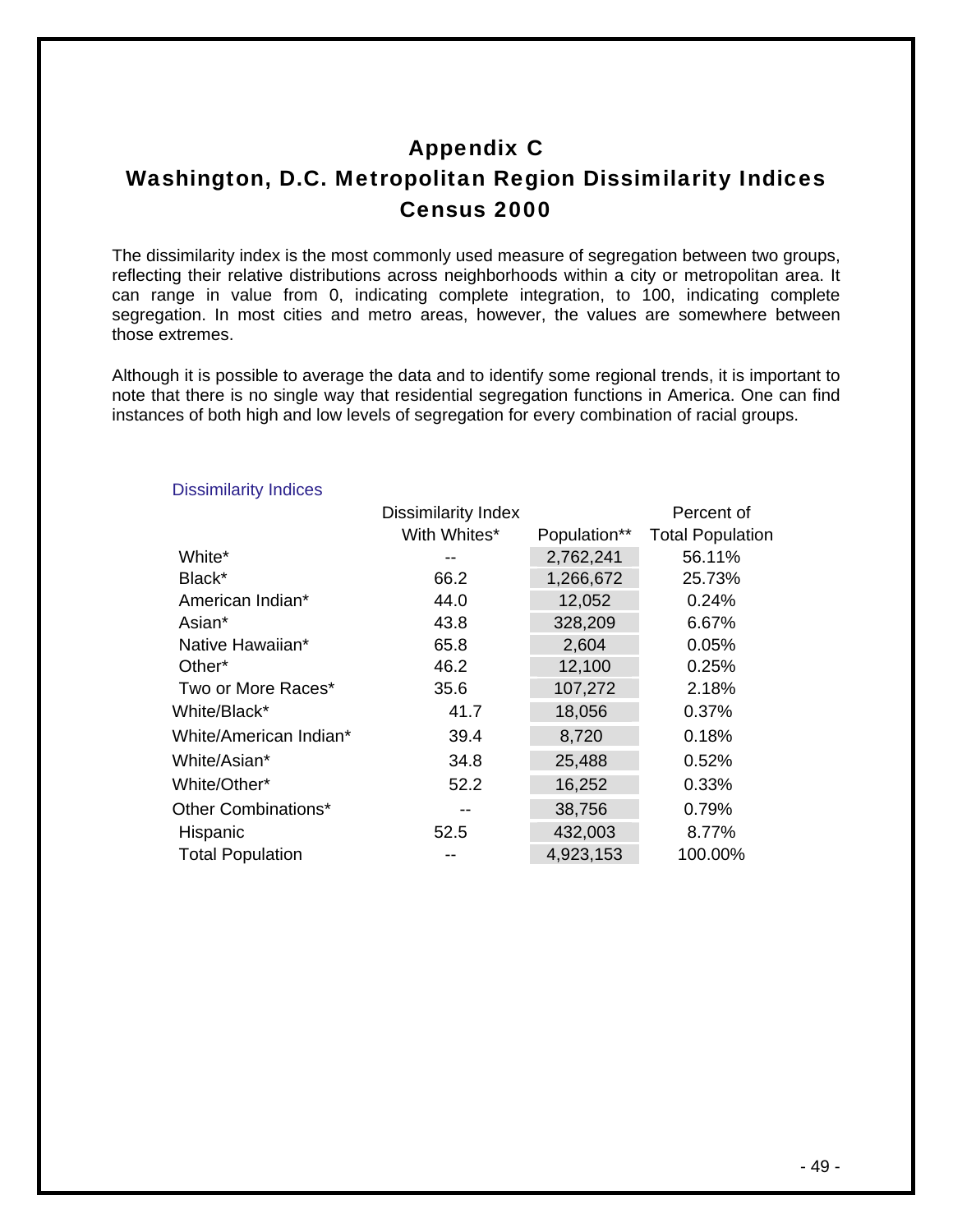# Appendix C
## Washington, D.C. Metropolitan Region Dissimilarity Indices
## Census 2000

The dissimilarity index is the most commonly used measure of segregation between two groups, reflecting their relative distributions across neighborhoods within a city or metropolitan area. It can range in value from 0, indicating complete integration, to 100, indicating complete segregation. In most cities and metro areas, however, the values are somewhere between those extremes.

Although it is possible to average the data and to identify some regional trends, it is important to note that there is no single way that residential segregation functions in America. One can find instances of both high and low levels of segregation for every combination of racial groups.

Dissimilarity Indices

| | Dissimilarity Index With Whites* | Population** | Percent of Total Population |
|---|---|---|---|
| White* | -- | 2,762,241 | 56.11% |
| Black* | 66.2 | 1,266,672 | 25.73% |
| American Indian* | 44.0 | 12,052 | 0.24% |
| Asian* | 43.8 | 328,209 | 6.67% |
| Native Hawaiian* | 65.8 | 2,604 | 0.05% |
| Other* | 46.2 | 12,100 | 0.25% |
| Two or More Races* | 35.6 | 107,272 | 2.18% |
| White/Black* | 41.7 | 18,056 | 0.37% |
| White/American Indian* | 39.4 | 8,720 | 0.18% |
| White/Asian* | 34.8 | 25,488 | 0.52% |
| White/Other* | 52.2 | 16,252 | 0.33% |
| Other Combinations* | -- | 38,756 | 0.79% |
| Hispanic | 52.5 | 432,003 | 8.77% |
| Total Population | -- | 4,923,153 | 100.00% |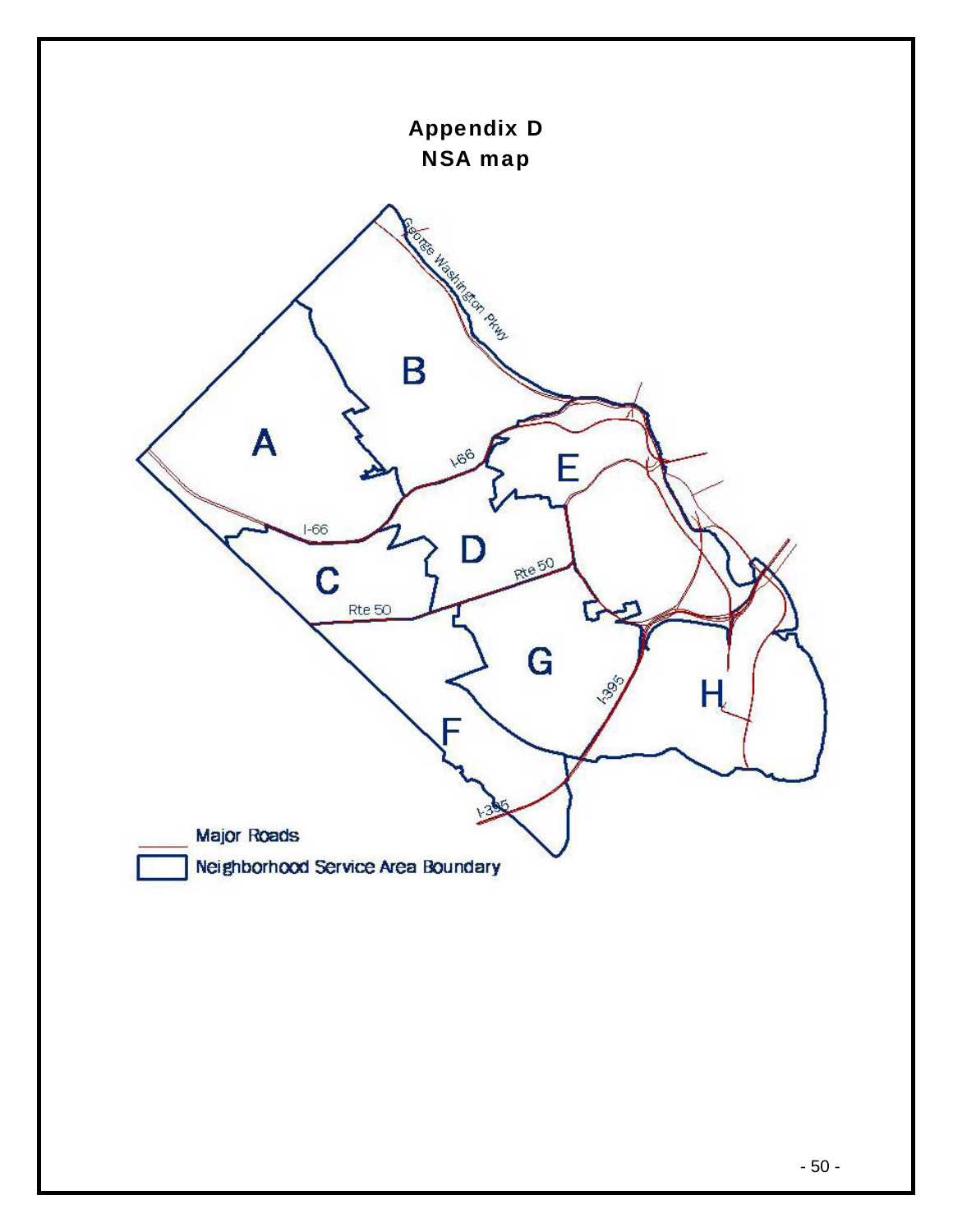# Appendix D
## NSA map

Major Roads

Neighborhood Service Area Boundary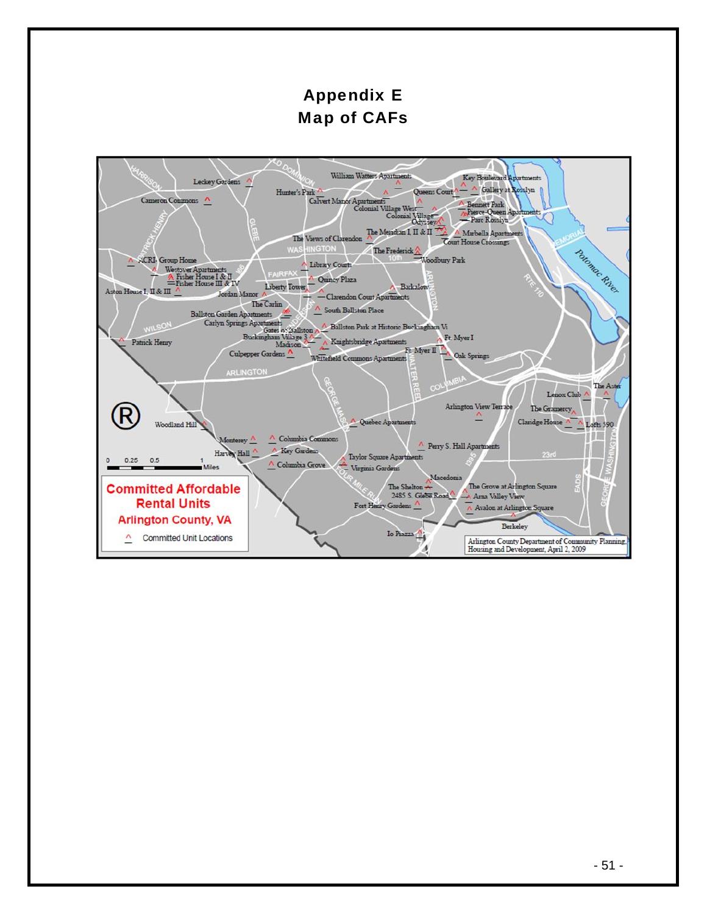# Appendix E
# Map of CAFs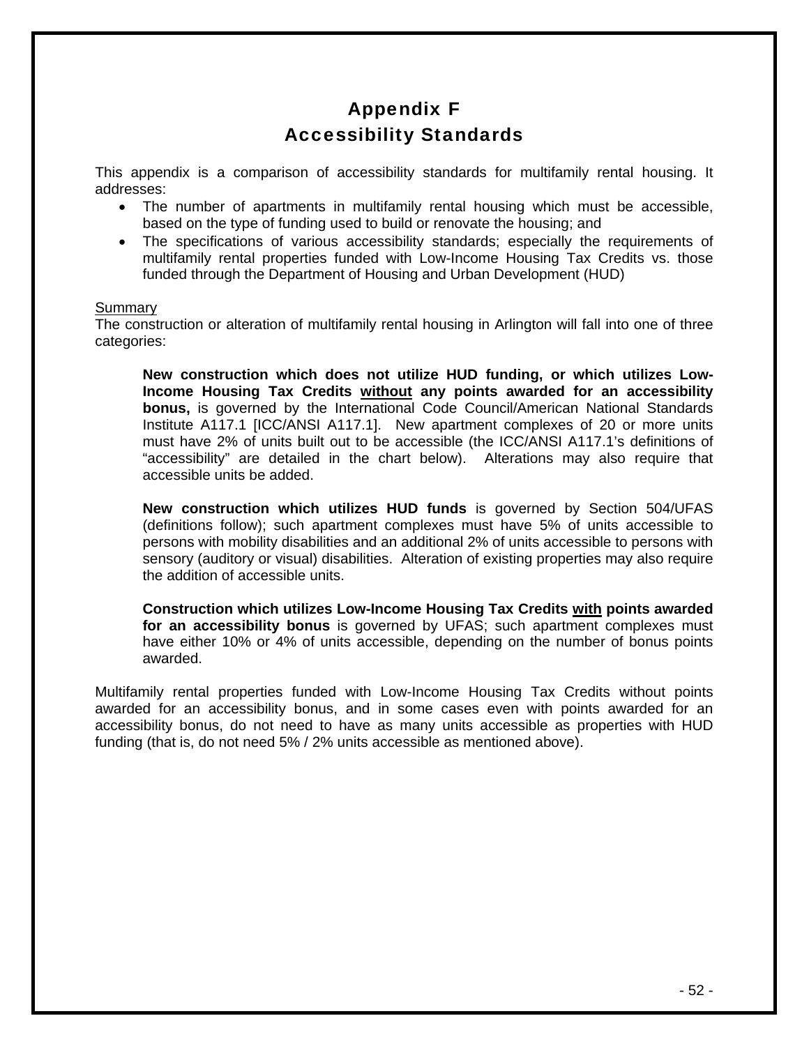# Appendix F
# Accessibility Standards

This appendix is a comparison of accessibility standards for multifamily rental housing. It addresses:

- The number of apartments in multifamily rental housing which must be accessible, based on the type of funding used to build or renovate the housing; and
- The specifications of various accessibility standards; especially the requirements of multifamily rental properties funded with Low-Income Housing Tax Credits vs. those funded through the Department of Housing and Urban Development (HUD)

<u>Summary</u>

The construction or alteration of multifamily rental housing in Arlington will fall into one of three categories:

> **New construction which does not utilize HUD funding, or which utilizes Low-Income Housing Tax Credits <u>without</u> any points awarded for an accessibility bonus,** is governed by the International Code Council/American National Standards Institute A117.1 [ICC/ANSI A117.1]. New apartment complexes of 20 or more units must have 2% of units built out to be accessible (the ICC/ANSI A117.1's definitions of "accessibility" are detailed in the chart below). Alterations may also require that accessible units be added.
>
> **New construction which utilizes HUD funds** is governed by Section 504/UFAS (definitions follow); such apartment complexes must have 5% of units accessible to persons with mobility disabilities and an additional 2% of units accessible to persons with sensory (auditory or visual) disabilities. Alteration of existing properties may also require the addition of accessible units.
>
> **Construction which utilizes Low-Income Housing Tax Credits <u>with</u> points awarded for an accessibility bonus** is governed by UFAS; such apartment complexes must have either 10% or 4% of units accessible, depending on the number of bonus points awarded.

Multifamily rental properties funded with Low-Income Housing Tax Credits without points awarded for an accessibility bonus, and in some cases even with points awarded for an accessibility bonus, do not need to have as many units accessible as properties with HUD funding (that is, do not need 5% / 2% units accessible as mentioned above).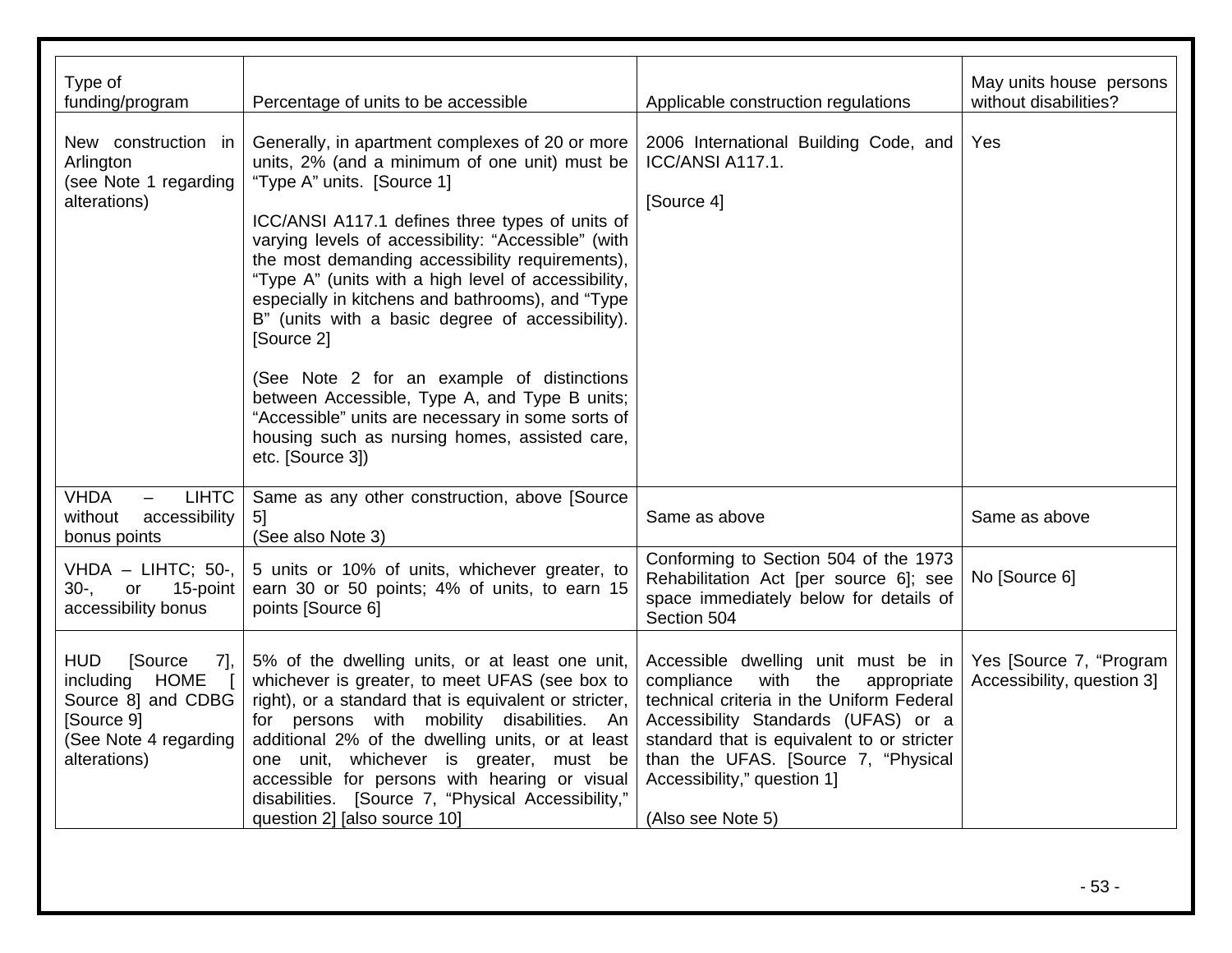| Type of funding/program | Percentage of units to be accessible | Applicable construction regulations | May units house persons without disabilities? |
|---|---|---|---|
| New construction in Arlington (see Note 1 regarding alterations) | Generally, in apartment complexes of 20 or more units, 2% (and a minimum of one unit) must be "Type A" units. [Source 1]<br><br>ICC/ANSI A117.1 defines three types of units of varying levels of accessibility: "Accessible" (with the most demanding accessibility requirements), "Type A" (units with a high level of accessibility, especially in kitchens and bathrooms), and "Type B" (units with a basic degree of accessibility). [Source 2]<br><br>(See Note 2 for an example of distinctions between Accessible, Type A, and Type B units; "Accessible" units are necessary in some sorts of housing such as nursing homes, assisted care, etc. [Source 3]) | 2006 International Building Code, and ICC/ANSI A117.1.<br><br>[Source 4] | Yes |
| VHDA – LIHTC without accessibility bonus points | Same as any other construction, above [Source 5]<br>(See also Note 3) | Same as above | Same as above |
| VHDA – LIHTC; 50-, 30-, or 15-point accessibility bonus | 5 units or 10% of units, whichever greater, to earn 30 or 50 points; 4% of units, to earn 15 points [Source 6] | Conforming to Section 504 of the 1973 Rehabilitation Act [per source 6]; see space immediately below for details of Section 504 | No [Source 6] |
| HUD [Source 7], including HOME [ Source 8] and CDBG [Source 9]<br>(See Note 4 regarding alterations) | 5% of the dwelling units, or at least one unit, whichever is greater, to meet UFAS (see box to right), or a standard that is equivalent or stricter, for persons with mobility disabilities. An additional 2% of the dwelling units, or at least one unit, whichever is greater, must be accessible for persons with hearing or visual disabilities. [Source 7, "Physical Accessibility," question 2] [also source 10] | Accessible dwelling unit must be in compliance with the appropriate technical criteria in the Uniform Federal Accessibility Standards (UFAS) or a standard that is equivalent to or stricter than the UFAS. [Source 7, "Physical Accessibility," question 1]<br><br>(Also see Note 5) | Yes [Source 7, "Program Accessibility, question 3] |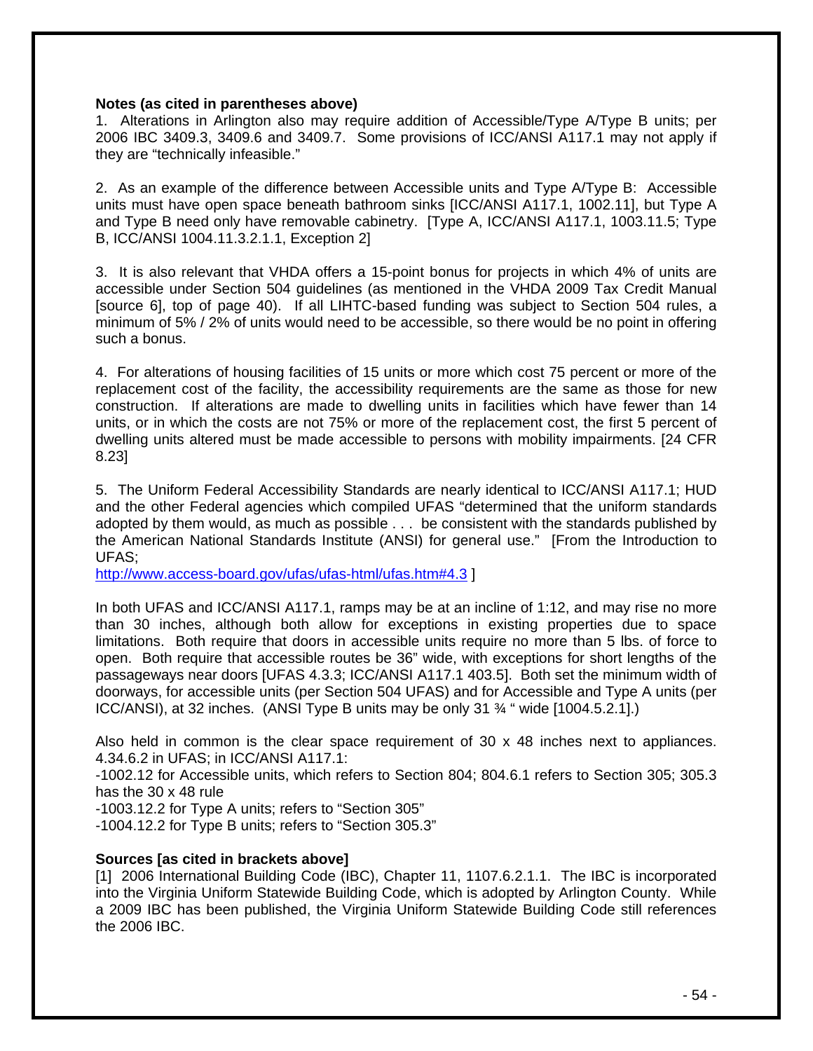**Notes (as cited in parentheses above)**

1. Alterations in Arlington also may require addition of Accessible/Type A/Type B units; per 2006 IBC 3409.3, 3409.6 and 3409.7. Some provisions of ICC/ANSI A117.1 may not apply if they are "technically infeasible."

2. As an example of the difference between Accessible units and Type A/Type B: Accessible units must have open space beneath bathroom sinks [ICC/ANSI A117.1, 1002.11], but Type A and Type B need only have removable cabinetry. [Type A, ICC/ANSI A117.1, 1003.11.5; Type B, ICC/ANSI 1004.11.3.2.1.1, Exception 2]

3. It is also relevant that VHDA offers a 15-point bonus for projects in which 4% of units are accessible under Section 504 guidelines (as mentioned in the VHDA 2009 Tax Credit Manual [source 6], top of page 40). If all LIHTC-based funding was subject to Section 504 rules, a minimum of 5% / 2% of units would need to be accessible, so there would be no point in offering such a bonus.

4. For alterations of housing facilities of 15 units or more which cost 75 percent or more of the replacement cost of the facility, the accessibility requirements are the same as those for new construction. If alterations are made to dwelling units in facilities which have fewer than 14 units, or in which the costs are not 75% or more of the replacement cost, the first 5 percent of dwelling units altered must be made accessible to persons with mobility impairments. [24 CFR 8.23]

5. The Uniform Federal Accessibility Standards are nearly identical to ICC/ANSI A117.1; HUD and the other Federal agencies which compiled UFAS "determined that the uniform standards adopted by them would, as much as possible . . . be consistent with the standards published by the American National Standards Institute (ANSI) for general use." [From the Introduction to UFAS;
http://www.access-board.gov/ufas/ufas-html/ufas.htm#4.3 ]

In both UFAS and ICC/ANSI A117.1, ramps may be at an incline of 1:12, and may rise no more than 30 inches, although both allow for exceptions in existing properties due to space limitations. Both require that doors in accessible units require no more than 5 lbs. of force to open. Both require that accessible routes be 36" wide, with exceptions for short lengths of the passageways near doors [UFAS 4.3.3; ICC/ANSI A117.1 403.5]. Both set the minimum width of doorways, for accessible units (per Section 504 UFAS) and for Accessible and Type A units (per ICC/ANSI), at 32 inches. (ANSI Type B units may be only 31 ¾ " wide [1004.5.2.1].)

Also held in common is the clear space requirement of 30 x 48 inches next to appliances. 4.34.6.2 in UFAS; in ICC/ANSI A117.1:
-1002.12 for Accessible units, which refers to Section 804; 804.6.1 refers to Section 305; 305.3 has the 30 x 48 rule
-1003.12.2 for Type A units; refers to "Section 305"
-1004.12.2 for Type B units; refers to "Section 305.3"

**Sources [as cited in brackets above]**

[1] 2006 International Building Code (IBC), Chapter 11, 1107.6.2.1.1. The IBC is incorporated into the Virginia Uniform Statewide Building Code, which is adopted by Arlington County. While a 2009 IBC has been published, the Virginia Uniform Statewide Building Code still references the 2006 IBC.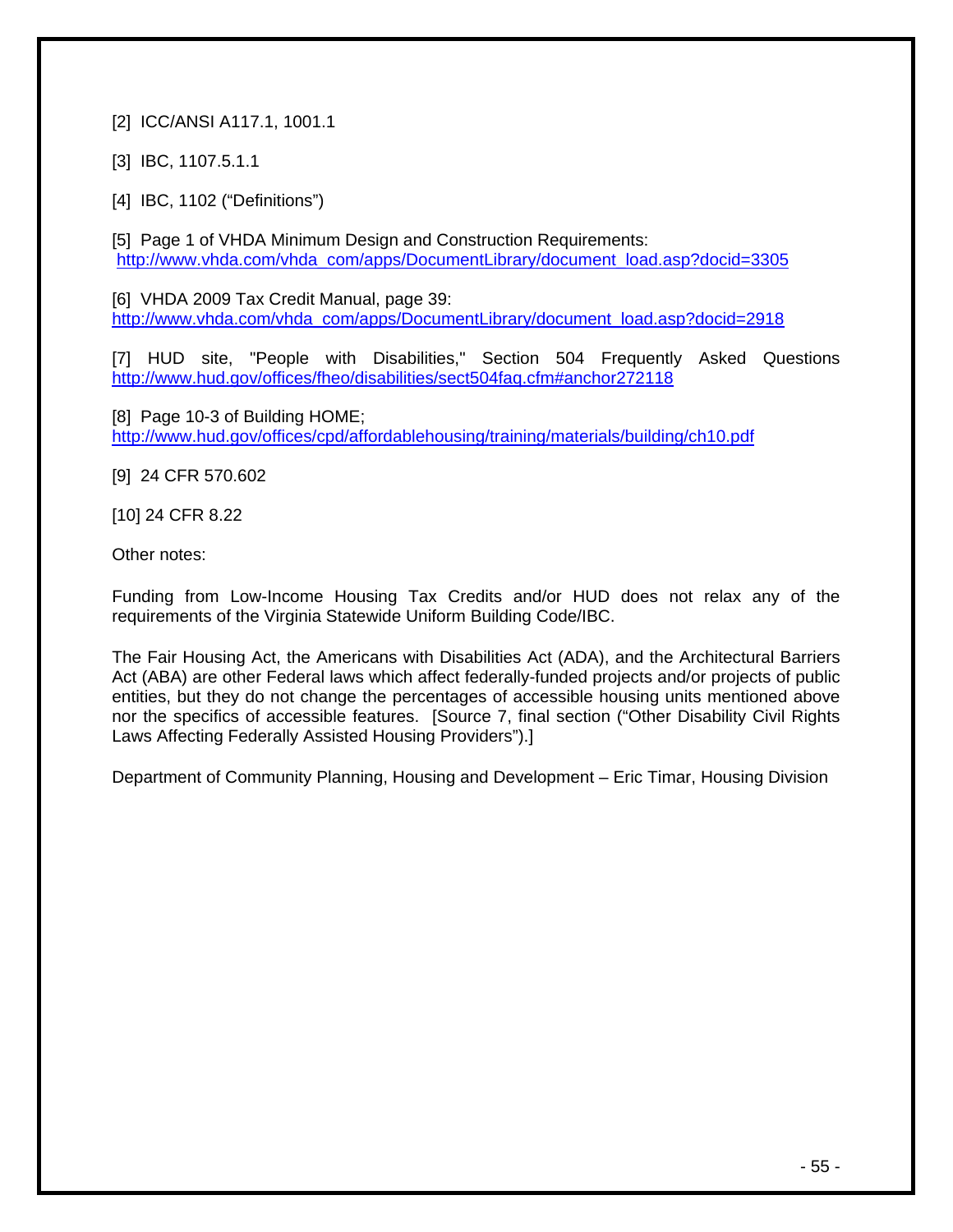[2] ICC/ANSI A117.1, 1001.1

[3] IBC, 1107.5.1.1

[4] IBC, 1102 ("Definitions")

[5] Page 1 of VHDA Minimum Design and Construction Requirements:
http://www.vhda.com/vhda_com/apps/DocumentLibrary/document_load.asp?docid=3305

[6] VHDA 2009 Tax Credit Manual, page 39:
http://www.vhda.com/vhda_com/apps/DocumentLibrary/document_load.asp?docid=2918

[7] HUD site, "People with Disabilities," Section 504 Frequently Asked Questions
http://www.hud.gov/offices/fheo/disabilities/sect504faq.cfm#anchor272118

[8] Page 10-3 of Building HOME;
http://www.hud.gov/offices/cpd/affordablehousing/training/materials/building/ch10.pdf

[9] 24 CFR 570.602

[10] 24 CFR 8.22

Other notes:

Funding from Low-Income Housing Tax Credits and/or HUD does not relax any of the requirements of the Virginia Statewide Uniform Building Code/IBC.

The Fair Housing Act, the Americans with Disabilities Act (ADA), and the Architectural Barriers Act (ABA) are other Federal laws which affect federally-funded projects and/or projects of public entities, but they do not change the percentages of accessible housing units mentioned above nor the specifics of accessible features. [Source 7, final section ("Other Disability Civil Rights Laws Affecting Federally Assisted Housing Providers").]

Department of Community Planning, Housing and Development – Eric Timar, Housing Division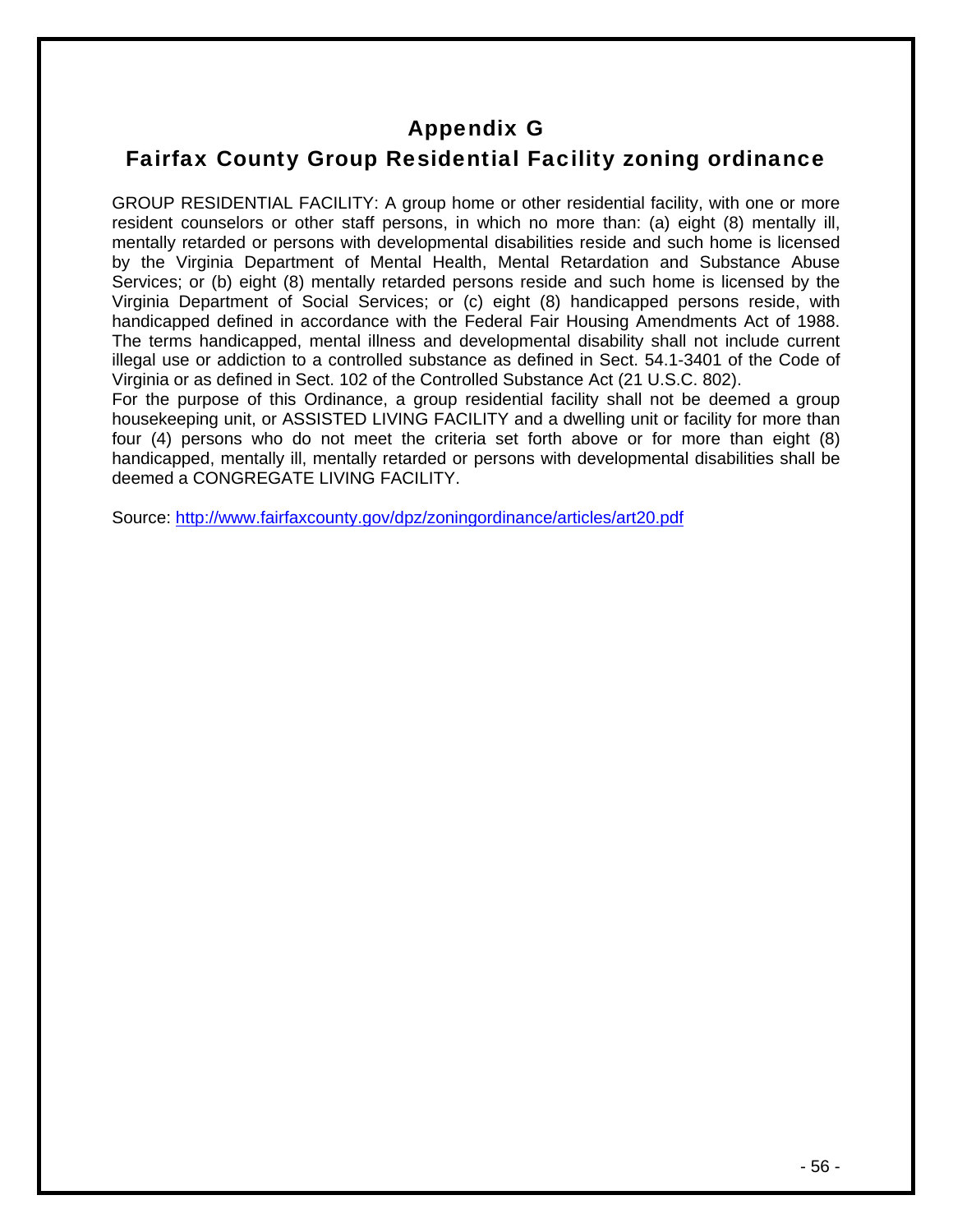# Appendix G

## Fairfax County Group Residential Facility zoning ordinance

GROUP RESIDENTIAL FACILITY: A group home or other residential facility, with one or more resident counselors or other staff persons, in which no more than: (a) eight (8) mentally ill, mentally retarded or persons with developmental disabilities reside and such home is licensed by the Virginia Department of Mental Health, Mental Retardation and Substance Abuse Services; or (b) eight (8) mentally retarded persons reside and such home is licensed by the Virginia Department of Social Services; or (c) eight (8) handicapped persons reside, with handicapped defined in accordance with the Federal Fair Housing Amendments Act of 1988. The terms handicapped, mental illness and developmental disability shall not include current illegal use or addiction to a controlled substance as defined in Sect. 54.1-3401 of the Code of Virginia or as defined in Sect. 102 of the Controlled Substance Act (21 U.S.C. 802).
For the purpose of this Ordinance, a group residential facility shall not be deemed a group housekeeping unit, or ASSISTED LIVING FACILITY and a dwelling unit or facility for more than four (4) persons who do not meet the criteria set forth above or for more than eight (8) handicapped, mentally ill, mentally retarded or persons with developmental disabilities shall be deemed a CONGREGATE LIVING FACILITY.

Source: http://www.fairfaxcounty.gov/dpz/zoningordinance/articles/art20.pdf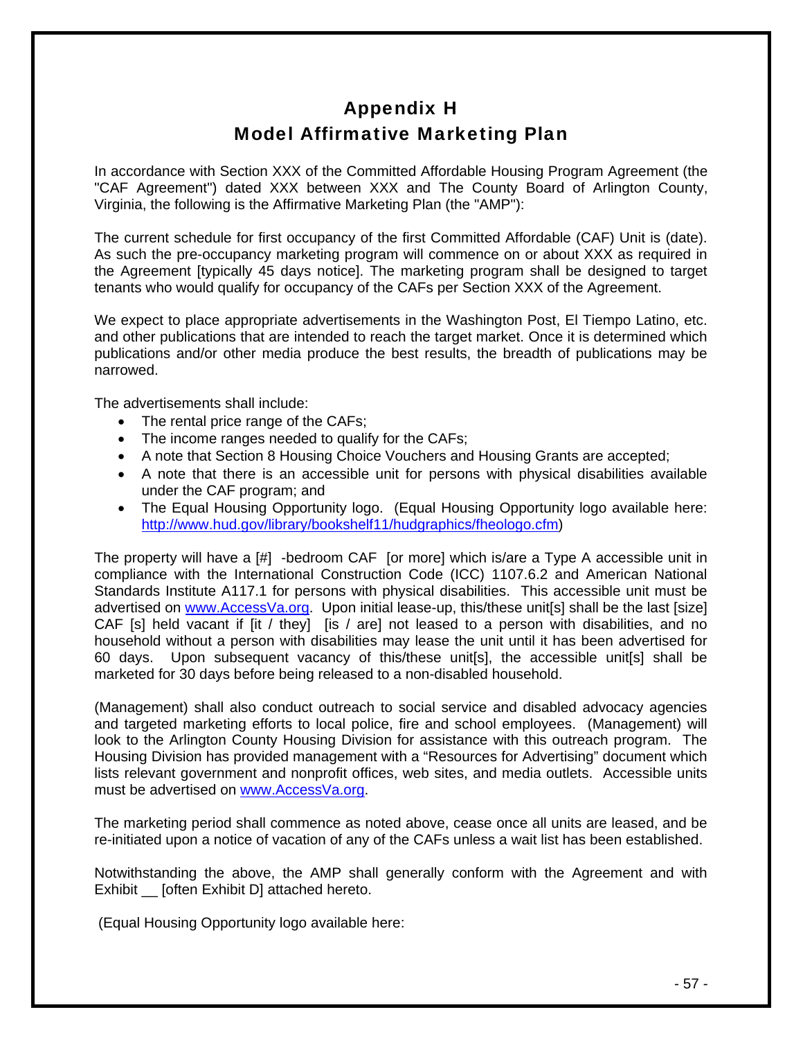# Appendix H

## Model Affirmative Marketing Plan

In accordance with Section XXX of the Committed Affordable Housing Program Agreement (the "CAF Agreement") dated XXX between XXX and The County Board of Arlington County, Virginia, the following is the Affirmative Marketing Plan (the "AMP"):

The current schedule for first occupancy of the first Committed Affordable (CAF) Unit is (date). As such the pre-occupancy marketing program will commence on or about XXX as required in the Agreement [typically 45 days notice]. The marketing program shall be designed to target tenants who would qualify for occupancy of the CAFs per Section XXX of the Agreement.

We expect to place appropriate advertisements in the Washington Post, El Tiempo Latino, etc. and other publications that are intended to reach the target market. Once it is determined which publications and/or other media produce the best results, the breadth of publications may be narrowed.

The advertisements shall include:

- The rental price range of the CAFs;
- The income ranges needed to qualify for the CAFs;
- A note that Section 8 Housing Choice Vouchers and Housing Grants are accepted;
- A note that there is an accessible unit for persons with physical disabilities available under the CAF program; and
- The Equal Housing Opportunity logo. (Equal Housing Opportunity logo available here: [http://www.hud.gov/library/bookshelf11/hudgraphics/fheologo.cfm](http://www.hud.gov/library/bookshelf11/hudgraphics/fheologo.cfm))

The property will have a [#] -bedroom CAF [or more] which is/are a Type A accessible unit in compliance with the International Construction Code (ICC) 1107.6.2 and American National Standards Institute A117.1 for persons with physical disabilities. This accessible unit must be advertised on [www.AccessVa.org](http://www.AccessVa.org). Upon initial lease-up, this/these unit[s] shall be the last [size] CAF [s] held vacant if [it / they] [is / are] not leased to a person with disabilities, and no household without a person with disabilities may lease the unit until it has been advertised for 60 days. Upon subsequent vacancy of this/these unit[s], the accessible unit[s] shall be marketed for 30 days before being released to a non-disabled household.

(Management) shall also conduct outreach to social service and disabled advocacy agencies and targeted marketing efforts to local police, fire and school employees. (Management) will look to the Arlington County Housing Division for assistance with this outreach program. The Housing Division has provided management with a "Resources for Advertising" document which lists relevant government and nonprofit offices, web sites, and media outlets. Accessible units must be advertised on [www.AccessVa.org](http://www.AccessVa.org).

The marketing period shall commence as noted above, cease once all units are leased, and be re-initiated upon a notice of vacation of any of the CAFs unless a wait list has been established.

Notwithstanding the above, the AMP shall generally conform with the Agreement and with Exhibit __ [often Exhibit D] attached hereto.

(Equal Housing Opportunity logo available here: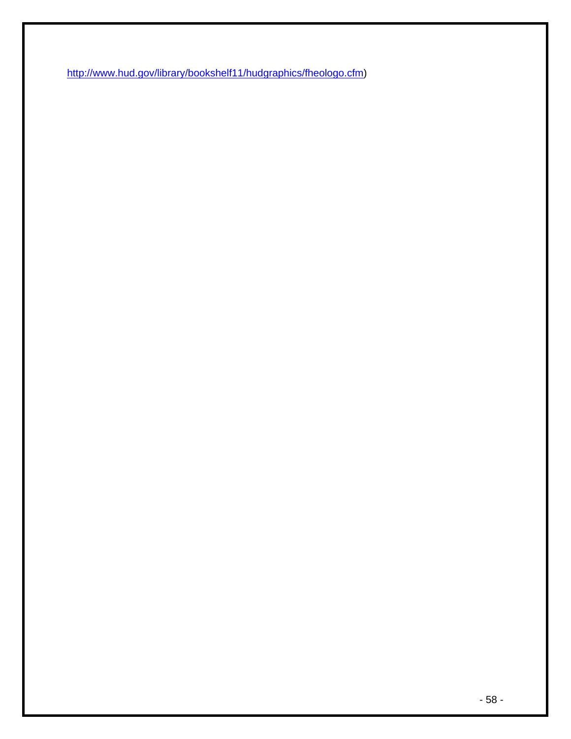http://www.hud.gov/library/bookshelf11/hudgraphics/fheologo.cfm)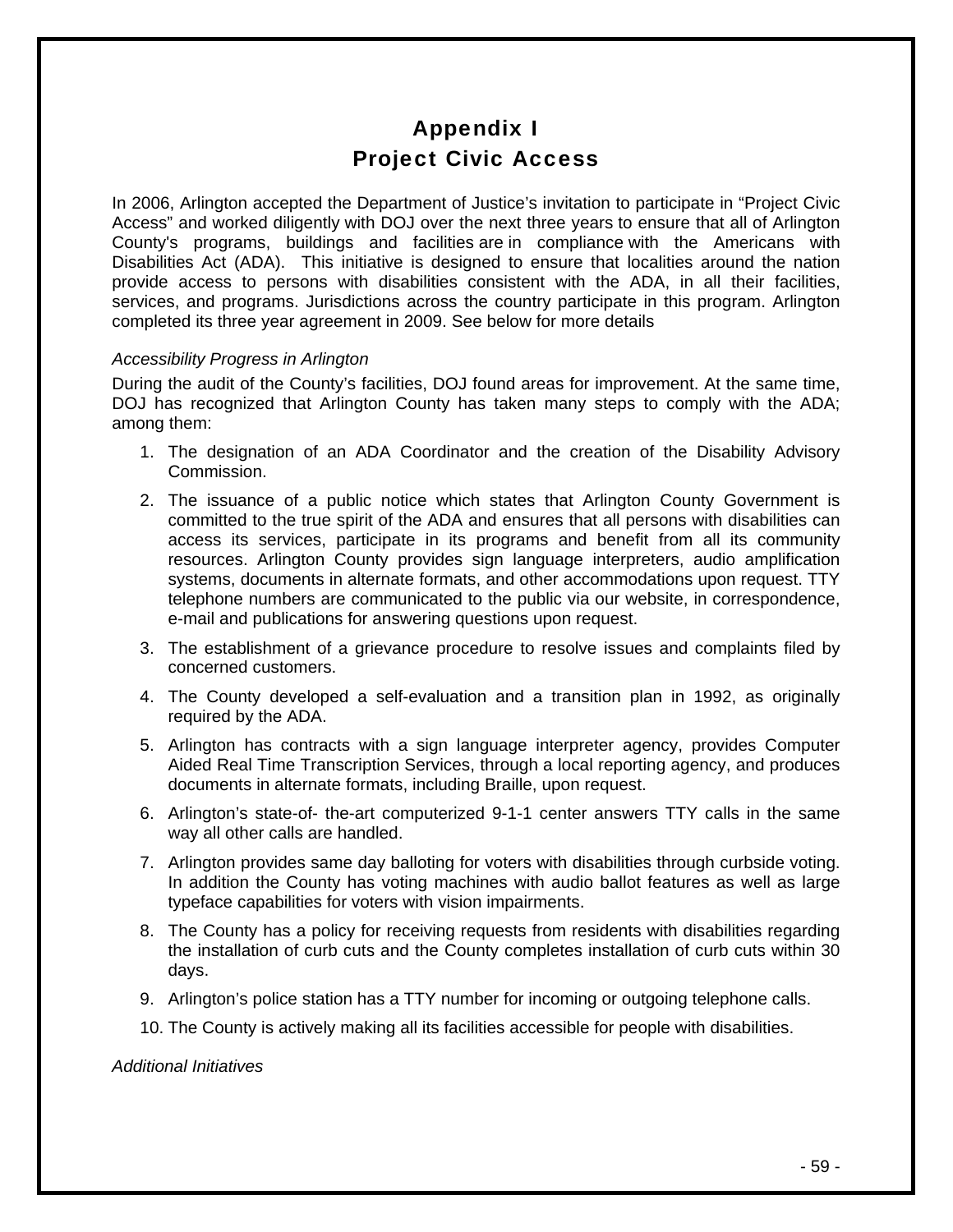# Appendix I
## Project Civic Access

In 2006, Arlington accepted the Department of Justice's invitation to participate in "Project Civic Access" and worked diligently with DOJ over the next three years to ensure that all of Arlington County's programs, buildings and facilities are in compliance with the Americans with Disabilities Act (ADA). This initiative is designed to ensure that localities around the nation provide access to persons with disabilities consistent with the ADA, in all their facilities, services, and programs. Jurisdictions across the country participate in this program. Arlington completed its three year agreement in 2009. See below for more details

*Accessibility Progress in Arlington*

During the audit of the County's facilities, DOJ found areas for improvement. At the same time, DOJ has recognized that Arlington County has taken many steps to comply with the ADA; among them:

1. The designation of an ADA Coordinator and the creation of the Disability Advisory Commission.
2. The issuance of a public notice which states that Arlington County Government is committed to the true spirit of the ADA and ensures that all persons with disabilities can access its services, participate in its programs and benefit from all its community resources. Arlington County provides sign language interpreters, audio amplification systems, documents in alternate formats, and other accommodations upon request. TTY telephone numbers are communicated to the public via our website, in correspondence, e-mail and publications for answering questions upon request.
3. The establishment of a grievance procedure to resolve issues and complaints filed by concerned customers.
4. The County developed a self-evaluation and a transition plan in 1992, as originally required by the ADA.
5. Arlington has contracts with a sign language interpreter agency, provides Computer Aided Real Time Transcription Services, through a local reporting agency, and produces documents in alternate formats, including Braille, upon request.
6. Arlington's state-of- the-art computerized 9-1-1 center answers TTY calls in the same way all other calls are handled.
7. Arlington provides same day balloting for voters with disabilities through curbside voting. In addition the County has voting machines with audio ballot features as well as large typeface capabilities for voters with vision impairments.
8. The County has a policy for receiving requests from residents with disabilities regarding the installation of curb cuts and the County completes installation of curb cuts within 30 days.
9. Arlington's police station has a TTY number for incoming or outgoing telephone calls.
10. The County is actively making all its facilities accessible for people with disabilities.

*Additional Initiatives*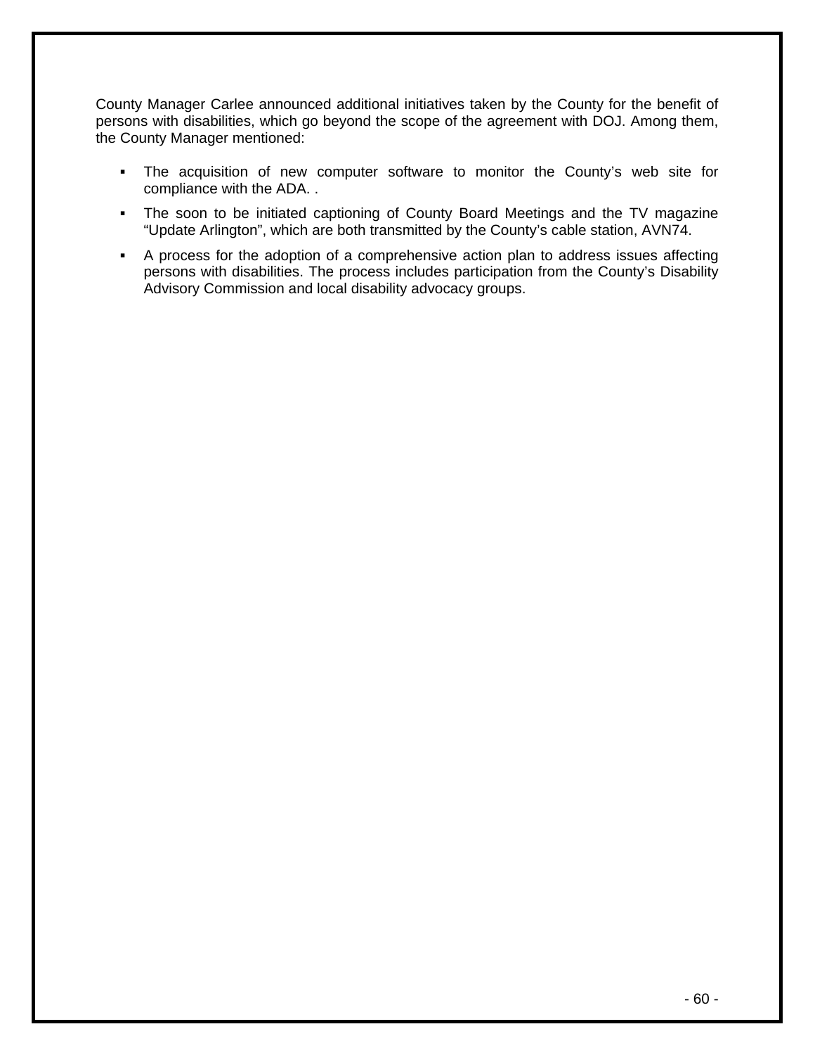County Manager Carlee announced additional initiatives taken by the County for the benefit of persons with disabilities, which go beyond the scope of the agreement with DOJ. Among them, the County Manager mentioned:

- The acquisition of new computer software to monitor the County's web site for compliance with the ADA. .
- The soon to be initiated captioning of County Board Meetings and the TV magazine "Update Arlington", which are both transmitted by the County's cable station, AVN74.
- A process for the adoption of a comprehensive action plan to address issues affecting persons with disabilities. The process includes participation from the County's Disability Advisory Commission and local disability advocacy groups.